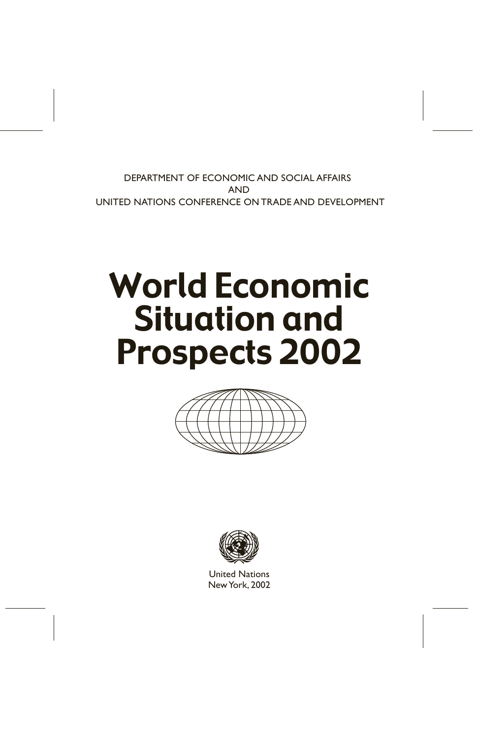DEPARTMENT OF ECONOMIC AND SOCIAL AFFAIRS
AND
UNITED NATIONS CONFERENCE ON TRADE AND DEVELOPMENT

# World Economic Situation and Prospects 2002

United Nations
New York, 2002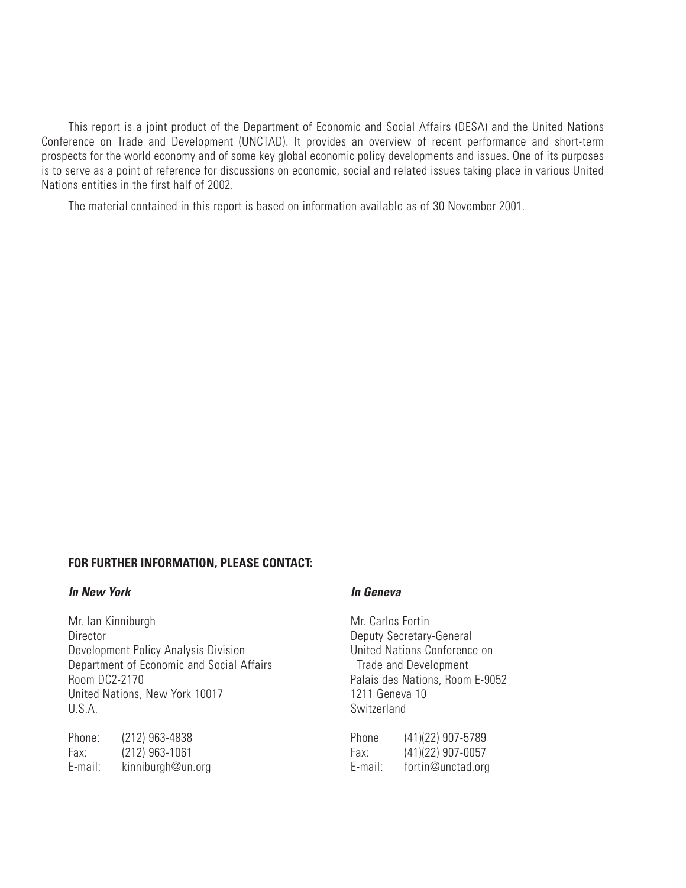This report is a joint product of the Department of Economic and Social Affairs (DESA) and the United Nations Conference on Trade and Development (UNCTAD). It provides an overview of recent performance and short-term prospects for the world economy and of some key global economic policy developments and issues. One of its purposes is to serve as a point of reference for discussions on economic, social and related issues taking place in various United Nations entities in the first half of 2002.

The material contained in this report is based on information available as of 30 November 2001.

**FOR FURTHER INFORMATION, PLEASE CONTACT:**

***In New York***

Mr. Ian Kinniburgh
Director
Development Policy Analysis Division
Department of Economic and Social Affairs
Room DC2-2170
United Nations, New York 10017
U.S.A.

Phone: (212) 963-4838
Fax: (212) 963-1061
E-mail: kinniburgh@un.org

***In Geneva***

Mr. Carlos Fortin
Deputy Secretary-General
United Nations Conference on Trade and Development
Palais des Nations, Room E-9052
1211 Geneva 10
Switzerland

Phone (41)(22) 907-5789
Fax: (41)(22) 907-0057
E-mail: fortin@unctad.org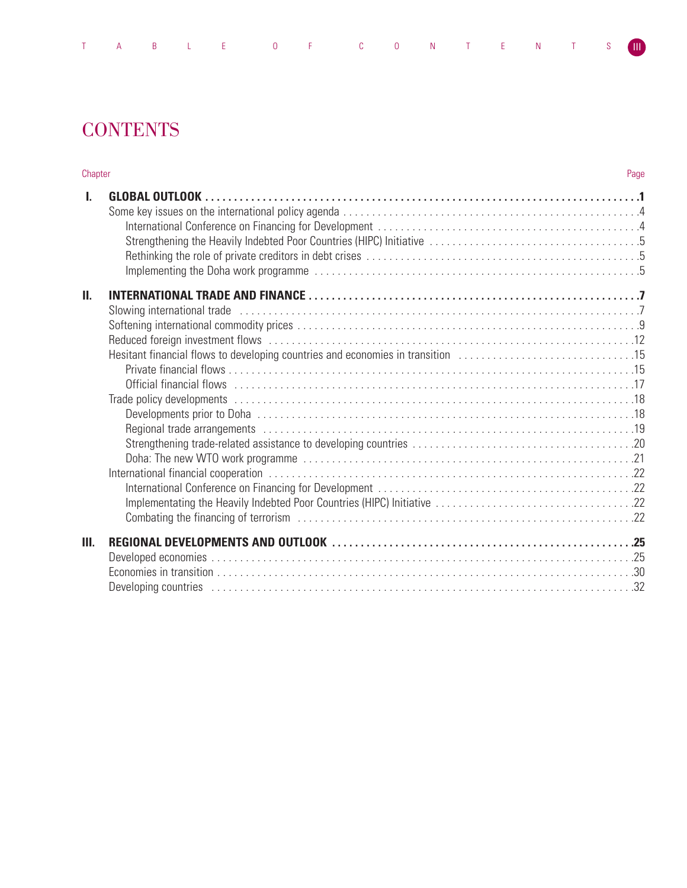# CONTENTS

| Chapter | | Page |
|---|---|---|
| I. | **GLOBAL OUTLOOK** | **1** |
| | Some key issues on the international policy agenda | 4 |
| | International Conference on Financing for Development | 4 |
| | Strengthening the Heavily Indebted Poor Countries (HIPC) Initiative | 5 |
| | Rethinking the role of private creditors in debt crises | 5 |
| | Implementing the Doha work programme | 5 |
| II. | **INTERNATIONAL TRADE AND FINANCE** | **7** |
| | Slowing international trade | 7 |
| | Softening international commodity prices | 9 |
| | Reduced foreign investment flows | 12 |
| | Hesitant financial flows to developing countries and economies in transition | 15 |
| | Private financial flows | 15 |
| | Official financial flows | 17 |
| | Trade policy developments | 18 |
| | Developments prior to Doha | 18 |
| | Regional trade arrangements | 19 |
| | Strengthening trade-related assistance to developing countries | 20 |
| | Doha: The new WTO work programme | 21 |
| | International financial cooperation | 22 |
| | International Conference on Financing for Development | 22 |
| | Implementating the Heavily Indebted Poor Countries (HIPC) Initiative | 22 |
| | Combating the financing of terrorism | 22 |
| III. | **REGIONAL DEVELOPMENTS AND OUTLOOK** | **25** |
| | Developed economies | 25 |
| | Economies in transition | 30 |
| | Developing countries | 32 |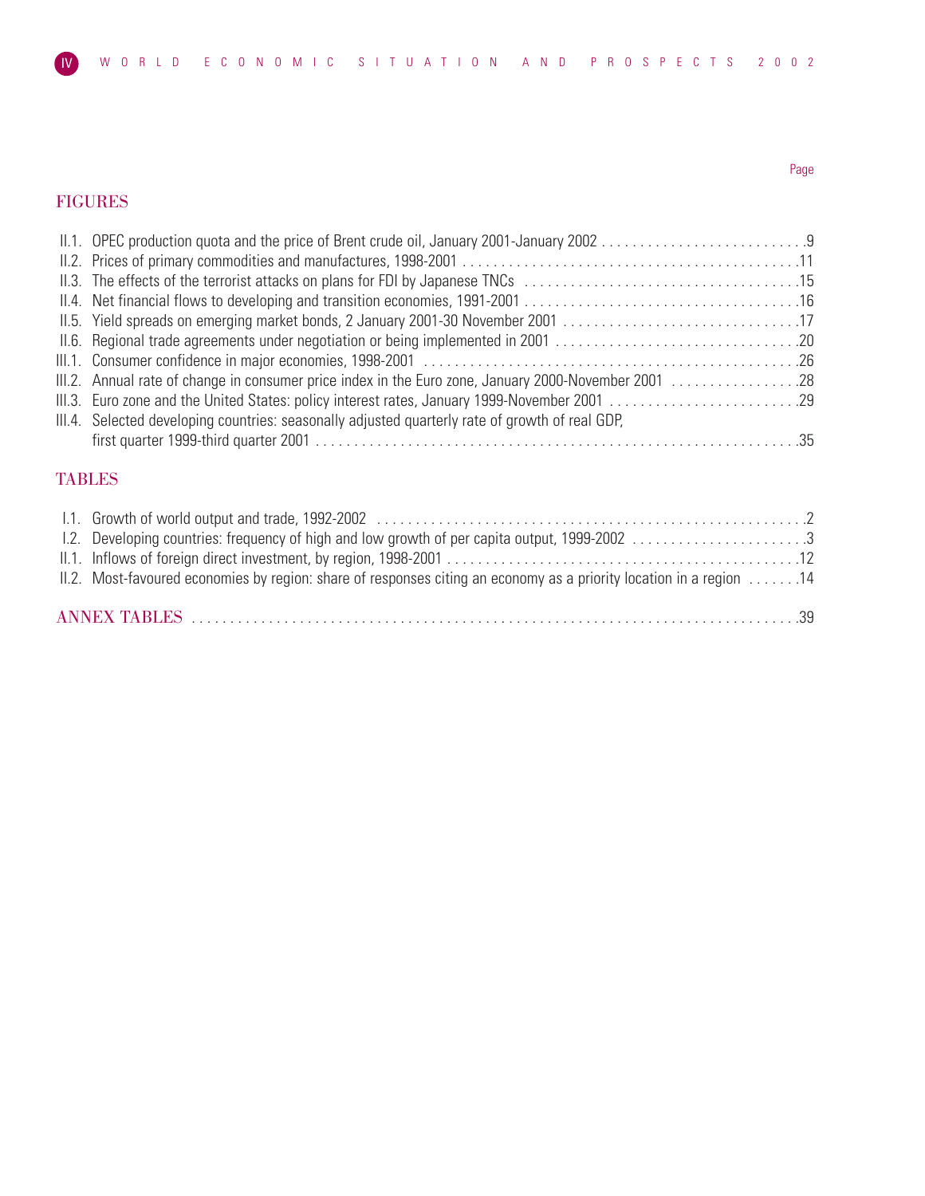Page

## FIGURES

II.1. OPEC production quota and the price of Brent crude oil, January 2001-January 2002 . . . . . . . . . . . . . . . . . . . . . . . . . . .9
II.2. Prices of primary commodities and manufactures, 1998-2001 . . . . . . . . . . . . . . . . . . . . . . . . . . . . . . . . . . . . . . . . . . . . .11
II.3. The effects of the terrorist attacks on plans for FDI by Japanese TNCs . . . . . . . . . . . . . . . . . . . . . . . . . . . . . . . . . . . .15
II.4. Net financial flows to developing and transition economies, 1991-2001 . . . . . . . . . . . . . . . . . . . . . . . . . . . . . . . . . . . .16
II.5. Yield spreads on emerging market bonds, 2 January 2001-30 November 2001 . . . . . . . . . . . . . . . . . . . . . . . . . . . . . . .17
II.6. Regional trade agreements under negotiation or being implemented in 2001 . . . . . . . . . . . . . . . . . . . . . . . . . . . . . . . .20
III.1. Consumer confidence in major economies, 1998-2001 . . . . . . . . . . . . . . . . . . . . . . . . . . . . . . . . . . . . . . . . . . . . . . . . .26
III.2. Annual rate of change in consumer price index in the Euro zone, January 2000-November 2001 . . . . . . . . . . . . . . . . .28
III.3. Euro zone and the United States: policy interest rates, January 1999-November 2001 . . . . . . . . . . . . . . . . . . . . . . . . .29
III.4. Selected developing countries: seasonally adjusted quarterly rate of growth of real GDP, first quarter 1999-third quarter 2001 . . . . . . . . . . . . . . . . . . . . . . . . . . . . . . . . . . . . . . . . . . . . . . . . . . . . . . . . . . . . . . .35

## TABLES

I.1. Growth of world output and trade, 1992-2002 . . . . . . . . . . . . . . . . . . . . . . . . . . . . . . . . . . . . . . . . . . . . . . . . . . . . . . . . .2
I.2. Developing countries: frequency of high and low growth of per capita output, 1999-2002 . . . . . . . . . . . . . . . . . . . . . . .3
II.1. Inflows of foreign direct investment, by region, 1998-2001 . . . . . . . . . . . . . . . . . . . . . . . . . . . . . . . . . . . . . . . . . . . . . .12
II.2. Most-favoured economies by region: share of responses citing an economy as a priority location in a region . . . . . . .14

## ANNEX TABLES . . . . . . . . . . . . . . . . . . . . . . . . . . . . . . . . . . . . . . . . . . . . . . . . . . . . . . . . . . . . . . . . . .39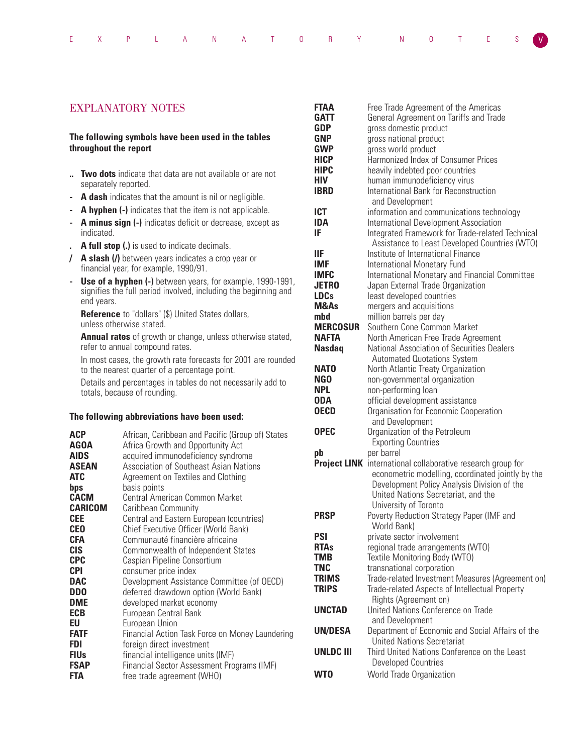# EXPLANATORY NOTES

**The following symbols have been used in the tables throughout the report**

- .. **Two dots** indicate that data are not available or are not separately reported.
- - **A dash** indicates that the amount is nil or negligible.
- - **A hyphen (-)** indicates that the item is not applicable.
- - **A minus sign (-)** indicates deficit or decrease, except as indicated.
- . **A full stop (.)** is used to indicate decimals.
- / **A slash (/)** between years indicates a crop year or financial year, for example, 1990/91.
- - **Use of a hyphen (-)** between years, for example, 1990-1991, signifies the full period involved, including the beginning and end years.

**Reference** to "dollars" ($) United States dollars, unless otherwise stated.

**Annual rates** of growth or change, unless otherwise stated, refer to annual compound rates.

In most cases, the growth rate forecasts for 2001 are rounded to the nearest quarter of a percentage point.

Details and percentages in tables do not necessarily add to totals, because of rounding.

**The following abbreviations have been used:**

| | |
|---|---|
| **ACP** | African, Caribbean and Pacific (Group of) States |
| **AGOA** | Africa Growth and Opportunity Act |
| **AIDS** | acquired immunodeficiency syndrome |
| **ASEAN** | Association of Southeast Asian Nations |
| **ATC** | Agreement on Textiles and Clothing |
| **bps** | basis points |
| **CACM** | Central American Common Market |
| **CARICOM** | Caribbean Community |
| **CEE** | Central and Eastern European (countries) |
| **CEO** | Chief Executive Officer (World Bank) |
| **CFA** | Communauté financière africaine |
| **CIS** | Commonwealth of Independent States |
| **CPC** | Caspian Pipeline Consortium |
| **CPI** | consumer price index |
| **DAC** | Development Assistance Committee (of OECD) |
| **DDO** | deferred drawdown option (World Bank) |
| **DME** | developed market economy |
| **ECB** | European Central Bank |
| **EU** | European Union |
| **FATF** | Financial Action Task Force on Money Laundering |
| **FDI** | foreign direct investment |
| **FIUs** | financial intelligence units (IMF) |
| **FSAP** | Financial Sector Assessment Programs (IMF) |
| **FTA** | free trade agreement (WHO) |
| **FTAA** | Free Trade Agreement of the Americas |
| **GATT** | General Agreement on Tariffs and Trade |
| **GDP** | gross domestic product |
| **GNP** | gross national product |
| **GWP** | gross world product |
| **HICP** | Harmonized Index of Consumer Prices |
| **HIPC** | heavily indebted poor countries |
| **HIV** | human immunodeficiency virus |
| **IBRD** | International Bank for Reconstruction and Development |
| **ICT** | information and communications technology |
| **IDA** | International Development Association |
| **IF** | Integrated Framework for Trade-related Technical Assistance to Least Developed Countries (WTO) |
| **IIF** | Institute of International Finance |
| **IMF** | International Monetary Fund |
| **IMFC** | International Monetary and Financial Committee |
| **JETRO** | Japan External Trade Organization |
| **LDCs** | least developed countries |
| **M&As** | mergers and acquisitions |
| **mbd** | million barrels per day |
| **MERCOSUR** | Southern Cone Common Market |
| **NAFTA** | North American Free Trade Agreement |
| **Nasdaq** | National Association of Securities Dealers Automated Quotations System |
| **NATO** | North Atlantic Treaty Organization |
| **NGO** | non-governmental organization |
| **NPL** | non-performing loan |
| **ODA** | official development assistance |
| **OECD** | Organisation for Economic Cooperation and Development |
| **OPEC** | Organization of the Petroleum Exporting Countries |
| **pb** | per barrel |
| **Project LINK** | international collaborative research group for econometric modelling, coordinated jointly by the Development Policy Analysis Division of the United Nations Secretariat, and the University of Toronto |
| **PRSP** | Poverty Reduction Strategy Paper (IMF and World Bank) |
| **PSI** | private sector involvement |
| **RTAs** | regional trade arrangements (WTO) |
| **TMB** | Textile Monitoring Body (WTO) |
| **TNC** | transnational corporation |
| **TRIMS** | Trade-related Investment Measures (Agreement on) |
| **TRIPS** | Trade-related Aspects of Intellectual Property Rights (Agreement on) |
| **UNCTAD** | United Nations Conference on Trade and Development |
| **UN/DESA** | Department of Economic and Social Affairs of the United Nations Secretariat |
| **UNLDC III** | Third United Nations Conference on the Least Developed Countries |
| **WTO** | World Trade Organization |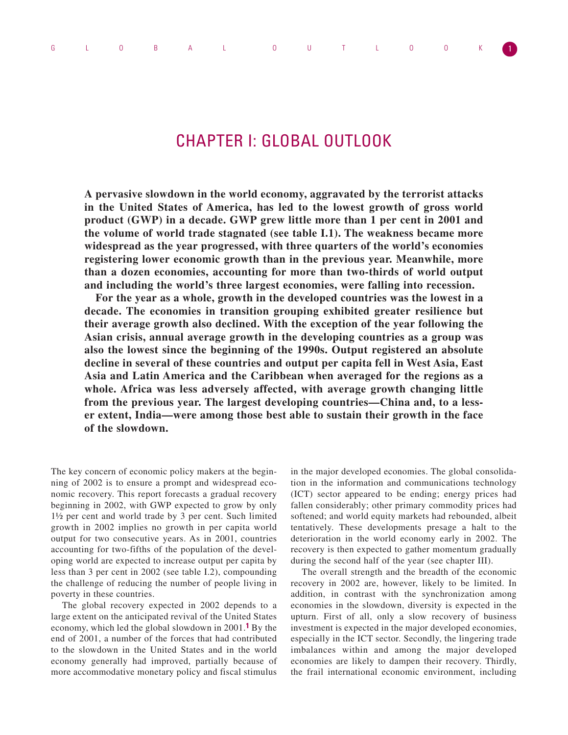# CHAPTER I: GLOBAL OUTLOOK

**A pervasive slowdown in the world economy, aggravated by the terrorist attacks in the United States of America, has led to the lowest growth of gross world product (GWP) in a decade. GWP grew little more than 1 per cent in 2001 and the volume of world trade stagnated (see table I.1). The weakness became more widespread as the year progressed, with three quarters of the world's economies registering lower economic growth than in the previous year. Meanwhile, more than a dozen economies, accounting for more than two-thirds of world output and including the world's three largest economies, were falling into recession.**

**For the year as a whole, growth in the developed countries was the lowest in a decade. The economies in transition grouping exhibited greater resilience but their average growth also declined. With the exception of the year following the Asian crisis, annual average growth in the developing countries as a group was also the lowest since the beginning of the 1990s. Output registered an absolute decline in several of these countries and output per capita fell in West Asia, East Asia and Latin America and the Caribbean when averaged for the regions as a whole. Africa was less adversely affected, with average growth changing little from the previous year. The largest developing countries—China and, to a lesser extent, India—were among those best able to sustain their growth in the face of the slowdown.**

The key concern of economic policy makers at the beginning of 2002 is to ensure a prompt and widespread economic recovery. This report forecasts a gradual recovery beginning in 2002, with GWP expected to grow by only 1½ per cent and world trade by 3 per cent. Such limited growth in 2002 implies no growth in per capita world output for two consecutive years. As in 2001, countries accounting for two-fifths of the population of the developing world are expected to increase output per capita by less than 3 per cent in 2002 (see table I.2), compounding the challenge of reducing the number of people living in poverty in these countries.

The global recovery expected in 2002 depends to a large extent on the anticipated revival of the United States economy, which led the global slowdown in 2001.[1] By the end of 2001, a number of the forces that had contributed to the slowdown in the United States and in the world economy generally had improved, partially because of more accommodative monetary policy and fiscal stimulus in the major developed economies. The global consolidation in the information and communications technology (ICT) sector appeared to be ending; energy prices had fallen considerably; other primary commodity prices had softened; and world equity markets had rebounded, albeit tentatively. These developments presage a halt to the deterioration in the world economy early in 2002. The recovery is then expected to gather momentum gradually during the second half of the year (see chapter III).

The overall strength and the breadth of the economic recovery in 2002 are, however, likely to be limited. In addition, in contrast with the synchronization among economies in the slowdown, diversity is expected in the upturn. First of all, only a slow recovery of business investment is expected in the major developed economies, especially in the ICT sector. Secondly, the lingering trade imbalances within and among the major developed economies are likely to dampen their recovery. Thirdly, the frail international economic environment, including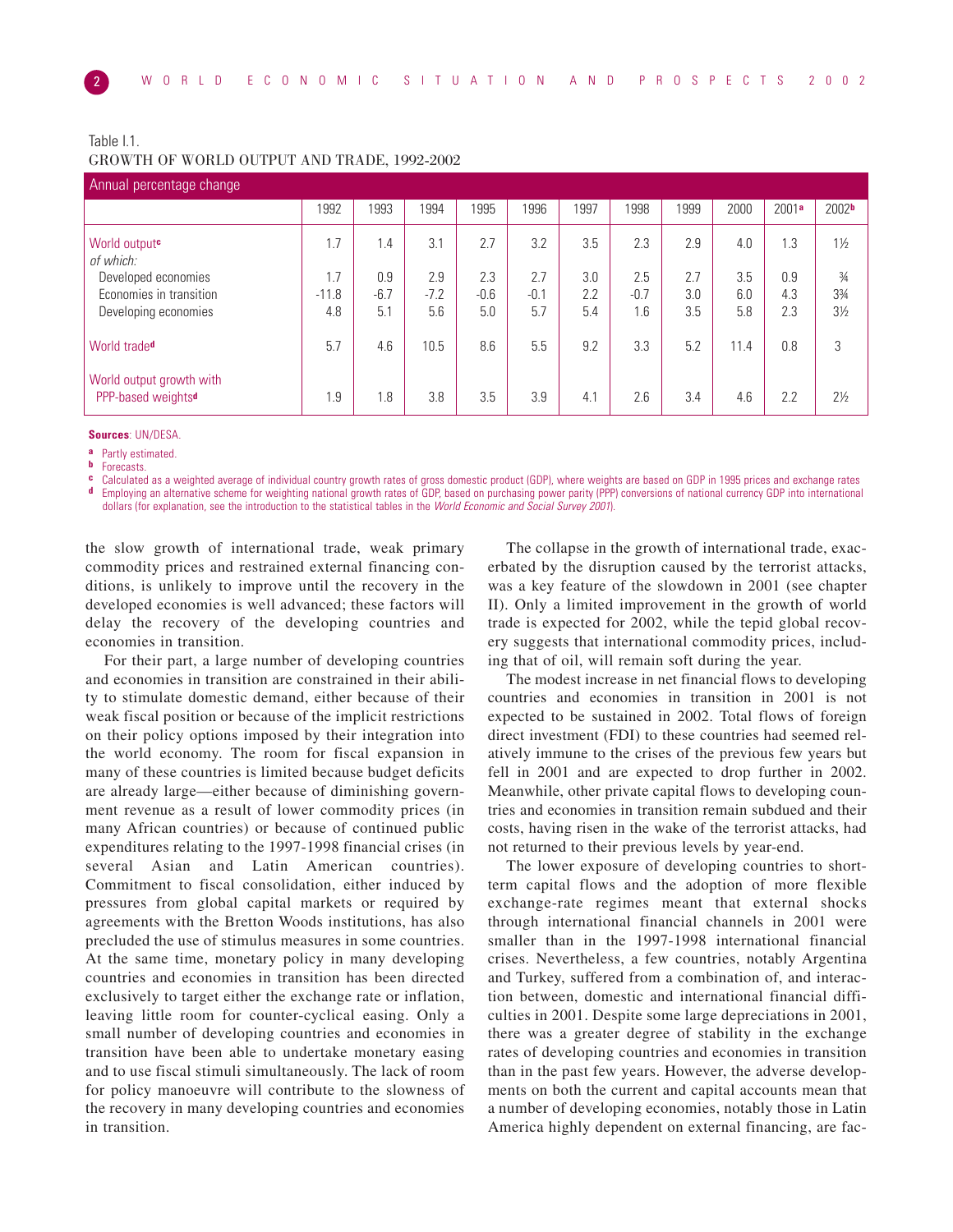Table I.1.
GROWTH OF WORLD OUTPUT AND TRADE, 1992-2002

| Annual percentage change | 1992 | 1993 | 1994 | 1995 | 1996 | 1997 | 1998 | 1999 | 2000 | 2001[a] | 2002[b] |
|---|---|---|---|---|---|---|---|---|---|---|---|
| World output[c] | 1.7 | 1.4 | 3.1 | 2.7 | 3.2 | 3.5 | 2.3 | 2.9 | 4.0 | 1.3 | 1½ |
| *of which:* | | | | | | | | | | | |
| Developed economies | 1.7 | 0.9 | 2.9 | 2.3 | 2.7 | 3.0 | 2.5 | 2.7 | 3.5 | 0.9 | ¾ |
| Economies in transition | -11.8 | -6.7 | -7.2 | -0.6 | -0.1 | 2.2 | -0.7 | 3.0 | 6.0 | 4.3 | 3¾ |
| Developing economies | 4.8 | 5.1 | 5.6 | 5.0 | 5.7 | 5.4 | 1.6 | 3.5 | 5.8 | 2.3 | 3½ |
| World trade[d] | 5.7 | 4.6 | 10.5 | 8.6 | 5.5 | 9.2 | 3.3 | 5.2 | 11.4 | 0.8 | 3 |
| World output growth with PPP-based weights[d] | 1.9 | 1.8 | 3.8 | 3.5 | 3.9 | 4.1 | 2.6 | 3.4 | 4.6 | 2.2 | 2½ |

**Sources**: UN/DESA.

[a] Partly estimated.
[b] Forecasts.
[c] Calculated as a weighted average of individual country growth rates of gross domestic product (GDP), where weights are based on GDP in 1995 prices and exchange rates
[d] Employing an alternative scheme for weighting national growth rates of GDP, based on purchasing power parity (PPP) conversions of national currency GDP into international dollars (for explanation, see the introduction to the statistical tables in the *World Economic and Social Survey 2001*).

the slow growth of international trade, weak primary commodity prices and restrained external financing conditions, is unlikely to improve until the recovery in the developed economies is well advanced; these factors will delay the recovery of the developing countries and economies in transition.

For their part, a large number of developing countries and economies in transition are constrained in their ability to stimulate domestic demand, either because of their weak fiscal position or because of the implicit restrictions on their policy options imposed by their integration into the world economy. The room for fiscal expansion in many of these countries is limited because budget deficits are already large—either because of diminishing government revenue as a result of lower commodity prices (in many African countries) or because of continued public expenditures relating to the 1997-1998 financial crises (in several Asian and Latin American countries). Commitment to fiscal consolidation, either induced by pressures from global capital markets or required by agreements with the Bretton Woods institutions, has also precluded the use of stimulus measures in some countries. At the same time, monetary policy in many developing countries and economies in transition has been directed exclusively to target either the exchange rate or inflation, leaving little room for counter-cyclical easing. Only a small number of developing countries and economies in transition have been able to undertake monetary easing and to use fiscal stimuli simultaneously. The lack of room for policy manoeuvre will contribute to the slowness of the recovery in many developing countries and economies in transition.

The collapse in the growth of international trade, exacerbated by the disruption caused by the terrorist attacks, was a key feature of the slowdown in 2001 (see chapter II). Only a limited improvement in the growth of world trade is expected for 2002, while the tepid global recovery suggests that international commodity prices, including that of oil, will remain soft during the year.

The modest increase in net financial flows to developing countries and economies in transition in 2001 is not expected to be sustained in 2002. Total flows of foreign direct investment (FDI) to these countries had seemed relatively immune to the crises of the previous few years but fell in 2001 and are expected to drop further in 2002. Meanwhile, other private capital flows to developing countries and economies in transition remain subdued and their costs, having risen in the wake of the terrorist attacks, had not returned to their previous levels by year-end.

The lower exposure of developing countries to short-term capital flows and the adoption of more flexible exchange-rate regimes meant that external shocks through international financial channels in 2001 were smaller than in the 1997-1998 international financial crises. Nevertheless, a few countries, notably Argentina and Turkey, suffered from a combination of, and interaction between, domestic and international financial difficulties in 2001. Despite some large depreciations in 2001, there was a greater degree of stability in the exchange rates of developing countries and economies in transition than in the past few years. However, the adverse developments on both the current and capital accounts mean that a number of developing economies, notably those in Latin America highly dependent on external financing, are fac-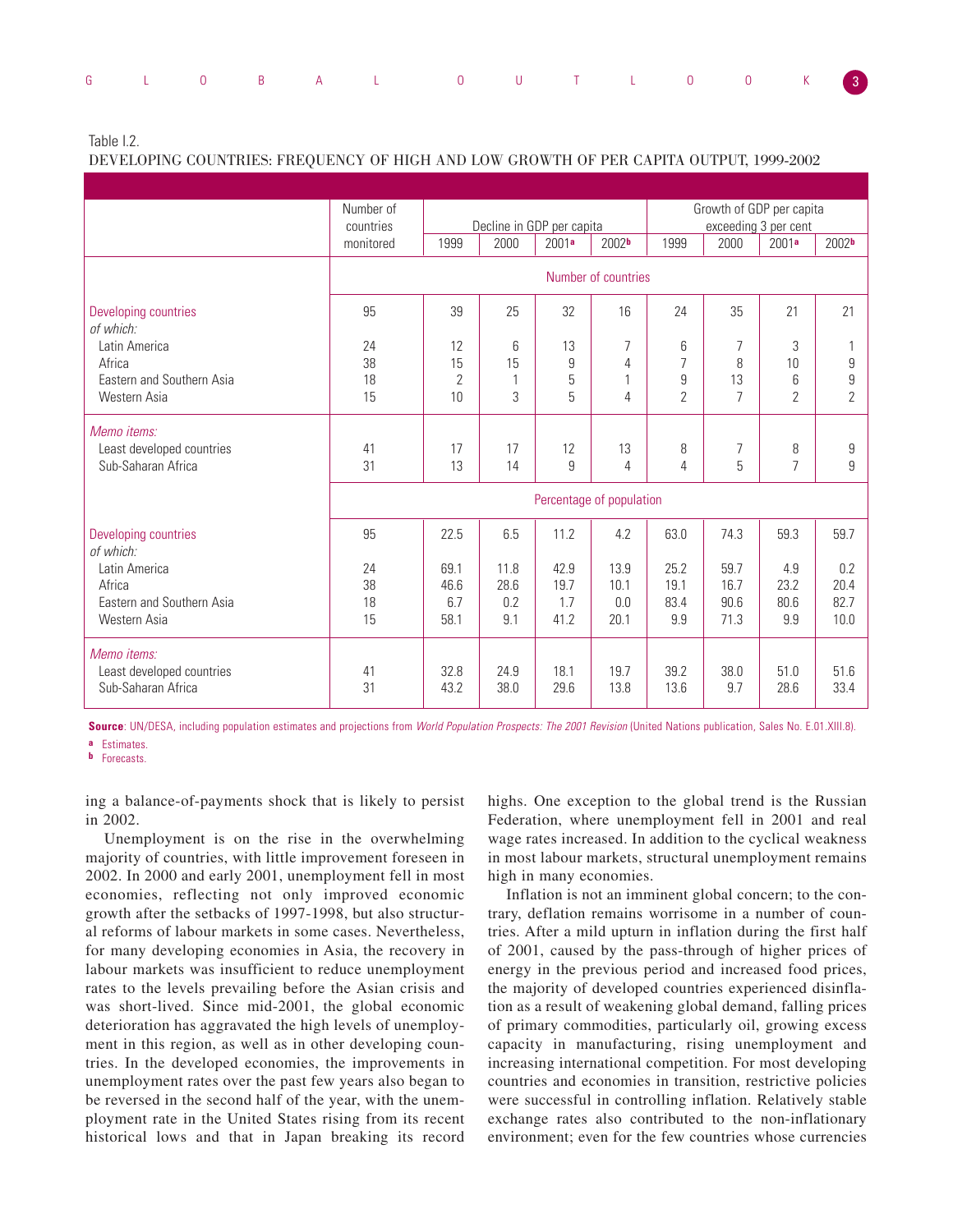Table I.2.
DEVELOPING COUNTRIES: FREQUENCY OF HIGH AND LOW GROWTH OF PER CAPITA OUTPUT, 1999-2002

| | Number of countries monitored | Decline in GDP per capita | | | | Growth of GDP per capita exceeding 3 per cent | | | |
|---|---|---|---|---|---|---|---|---|---|
| | | 1999 | 2000 | 2001[a] | 2002[b] | 1999 | 2000 | 2001[a] | 2002[b] |
| | Number of countries | | | | | | | | |
| Developing countries | 95 | 39 | 25 | 32 | 16 | 24 | 35 | 21 | 21 |
| *of which:* | | | | | | | | | |
| Latin America | 24 | 12 | 6 | 13 | 7 | 6 | 7 | 3 | 1 |
| Africa | 38 | 15 | 15 | 9 | 4 | 7 | 8 | 10 | 9 |
| Eastern and Southern Asia | 18 | 2 | 1 | 5 | 1 | 9 | 13 | 6 | 9 |
| Western Asia | 15 | 10 | 3 | 5 | 4 | 2 | 7 | 2 | 2 |
| *Memo items:* | | | | | | | | | |
| Least developed countries | 41 | 17 | 17 | 12 | 13 | 8 | 7 | 8 | 9 |
| Sub-Saharan Africa | 31 | 13 | 14 | 9 | 4 | 4 | 5 | 7 | 9 |
| | Percentage of population | | | | | | | | |
| Developing countries | 95 | 22.5 | 6.5 | 11.2 | 4.2 | 63.0 | 74.3 | 59.3 | 59.7 |
| *of which:* | | | | | | | | | |
| Latin America | 24 | 69.1 | 11.8 | 42.9 | 13.9 | 25.2 | 59.7 | 4.9 | 0.2 |
| Africa | 38 | 46.6 | 28.6 | 19.7 | 10.1 | 19.1 | 16.7 | 23.2 | 20.4 |
| Eastern and Southern Asia | 18 | 6.7 | 0.2 | 1.7 | 0.0 | 83.4 | 90.6 | 80.6 | 82.7 |
| Western Asia | 15 | 58.1 | 9.1 | 41.2 | 20.1 | 9.9 | 71.3 | 9.9 | 10.0 |
| *Memo items:* | | | | | | | | | |
| Least developed countries | 41 | 32.8 | 24.9 | 18.1 | 19.7 | 39.2 | 38.0 | 51.0 | 51.6 |
| Sub-Saharan Africa | 31 | 43.2 | 38.0 | 29.6 | 13.8 | 13.6 | 9.7 | 28.6 | 33.4 |

**Source**: UN/DESA, including population estimates and projections from *World Population Prospects: The 2001 Revision* (United Nations publication, Sales No. E.01.XIII.8).

[a] Estimates.
[b] Forecasts.

ing a balance-of-payments shock that is likely to persist in 2002.

Unemployment is on the rise in the overwhelming majority of countries, with little improvement foreseen in 2002. In 2000 and early 2001, unemployment fell in most economies, reflecting not only improved economic growth after the setbacks of 1997-1998, but also structural reforms of labour markets in some cases. Nevertheless, for many developing economies in Asia, the recovery in labour markets was insufficient to reduce unemployment rates to the levels prevailing before the Asian crisis and was short-lived. Since mid-2001, the global economic deterioration has aggravated the high levels of unemployment in this region, as well as in other developing countries. In the developed economies, the improvements in unemployment rates over the past few years also began to be reversed in the second half of the year, with the unemployment rate in the United States rising from its recent historical lows and that in Japan breaking its record highs. One exception to the global trend is the Russian Federation, where unemployment fell in 2001 and real wage rates increased. In addition to the cyclical weakness in most labour markets, structural unemployment remains high in many economies.

Inflation is not an imminent global concern; to the contrary, deflation remains worrisome in a number of countries. After a mild upturn in inflation during the first half of 2001, caused by the pass-through of higher prices of energy in the previous period and increased food prices, the majority of developed countries experienced disinflation as a result of weakening global demand, falling prices of primary commodities, particularly oil, growing excess capacity in manufacturing, rising unemployment and increasing international competition. For most developing countries and economies in transition, restrictive policies were successful in controlling inflation. Relatively stable exchange rates also contributed to the non-inflationary environment; even for the few countries whose currencies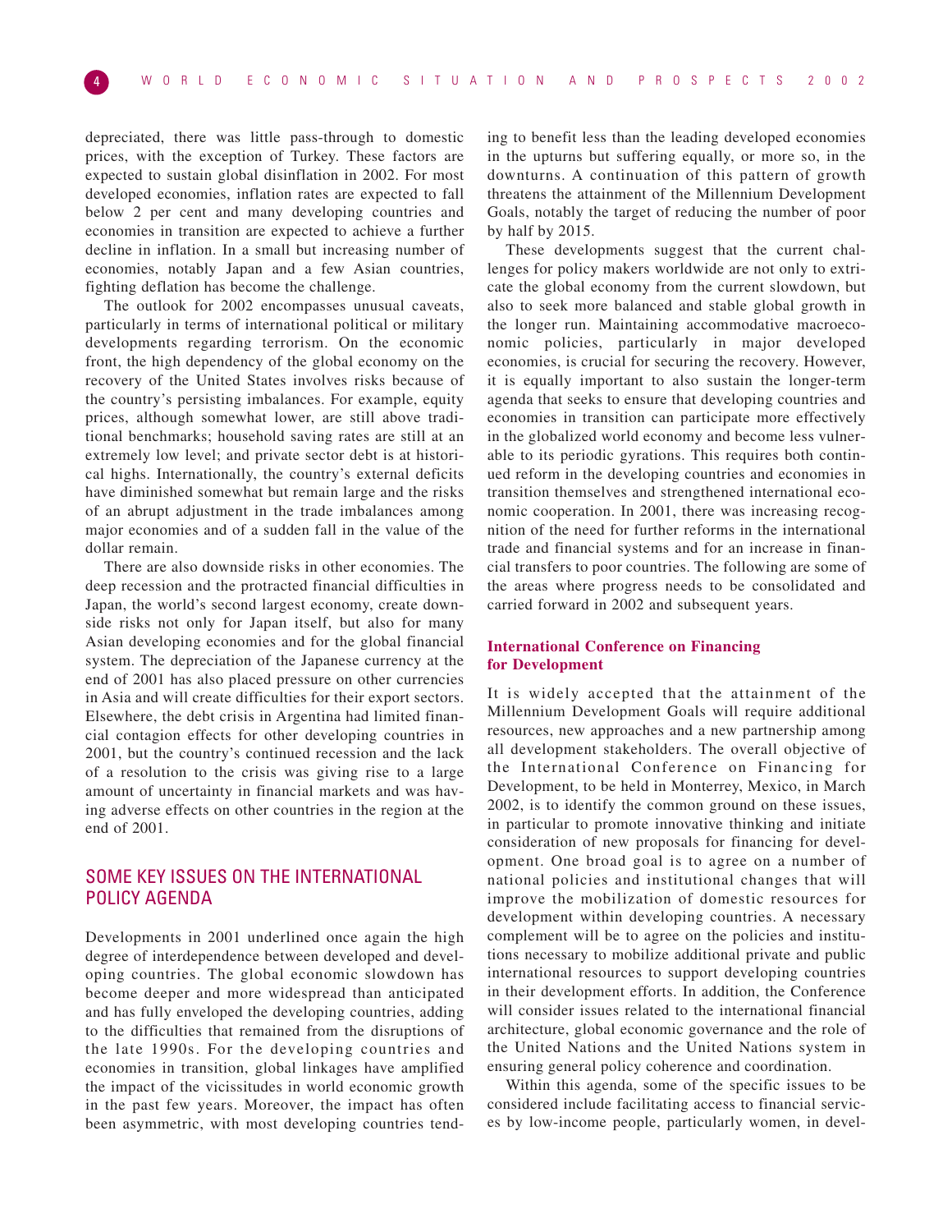depreciated, there was little pass-through to domestic prices, with the exception of Turkey. These factors are expected to sustain global disinflation in 2002. For most developed economies, inflation rates are expected to fall below 2 per cent and many developing countries and economies in transition are expected to achieve a further decline in inflation. In a small but increasing number of economies, notably Japan and a few Asian countries, fighting deflation has become the challenge.

The outlook for 2002 encompasses unusual caveats, particularly in terms of international political or military developments regarding terrorism. On the economic front, the high dependency of the global economy on the recovery of the United States involves risks because of the country's persisting imbalances. For example, equity prices, although somewhat lower, are still above traditional benchmarks; household saving rates are still at an extremely low level; and private sector debt is at historical highs. Internationally, the country's external deficits have diminished somewhat but remain large and the risks of an abrupt adjustment in the trade imbalances among major economies and of a sudden fall in the value of the dollar remain.

There are also downside risks in other economies. The deep recession and the protracted financial difficulties in Japan, the world's second largest economy, create downside risks not only for Japan itself, but also for many Asian developing economies and for the global financial system. The depreciation of the Japanese currency at the end of 2001 has also placed pressure on other currencies in Asia and will create difficulties for their export sectors. Elsewhere, the debt crisis in Argentina had limited financial contagion effects for other developing countries in 2001, but the country's continued recession and the lack of a resolution to the crisis was giving rise to a large amount of uncertainty in financial markets and was having adverse effects on other countries in the region at the end of 2001.

## SOME KEY ISSUES ON THE INTERNATIONAL POLICY AGENDA

Developments in 2001 underlined once again the high degree of interdependence between developed and developing countries. The global economic slowdown has become deeper and more widespread than anticipated and has fully enveloped the developing countries, adding to the difficulties that remained from the disruptions of the late 1990s. For the developing countries and economies in transition, global linkages have amplified the impact of the vicissitudes in world economic growth in the past few years. Moreover, the impact has often been asymmetric, with most developing countries tending to benefit less than the leading developed economies in the upturns but suffering equally, or more so, in the downturns. A continuation of this pattern of growth threatens the attainment of the Millennium Development Goals, notably the target of reducing the number of poor by half by 2015.

These developments suggest that the current challenges for policy makers worldwide are not only to extricate the global economy from the current slowdown, but also to seek more balanced and stable global growth in the longer run. Maintaining accommodative macroeconomic policies, particularly in major developed economies, is crucial for securing the recovery. However, it is equally important to also sustain the longer-term agenda that seeks to ensure that developing countries and economies in transition can participate more effectively in the globalized world economy and become less vulnerable to its periodic gyrations. This requires both continued reform in the developing countries and economies in transition themselves and strengthened international economic cooperation. In 2001, there was increasing recognition of the need for further reforms in the international trade and financial systems and for an increase in financial transfers to poor countries. The following are some of the areas where progress needs to be consolidated and carried forward in 2002 and subsequent years.

### International Conference on Financing for Development

It is widely accepted that the attainment of the Millennium Development Goals will require additional resources, new approaches and a new partnership among all development stakeholders. The overall objective of the International Conference on Financing for Development, to be held in Monterrey, Mexico, in March 2002, is to identify the common ground on these issues, in particular to promote innovative thinking and initiate consideration of new proposals for financing for development. One broad goal is to agree on a number of national policies and institutional changes that will improve the mobilization of domestic resources for development within developing countries. A necessary complement will be to agree on the policies and institutions necessary to mobilize additional private and public international resources to support developing countries in their development efforts. In addition, the Conference will consider issues related to the international financial architecture, global economic governance and the role of the United Nations and the United Nations system in ensuring general policy coherence and coordination.

Within this agenda, some of the specific issues to be considered include facilitating access to financial services by low-income people, particularly women, in devel-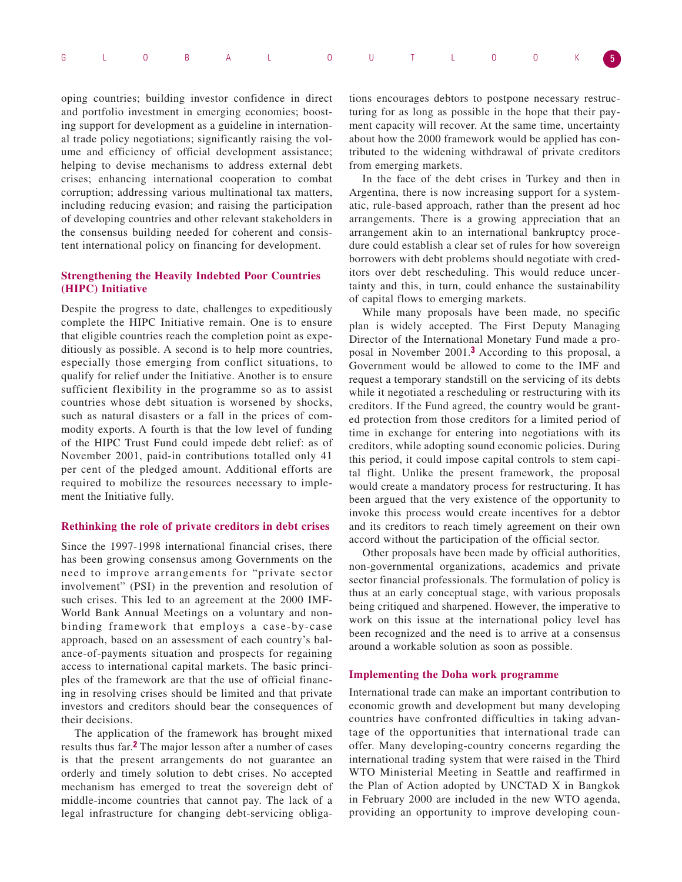oping countries; building investor confidence in direct and portfolio investment in emerging economies; boosting support for development as a guideline in international trade policy negotiations; significantly raising the volume and efficiency of official development assistance; helping to devise mechanisms to address external debt crises; enhancing international cooperation to combat corruption; addressing various multinational tax matters, including reducing evasion; and raising the participation of developing countries and other relevant stakeholders in the consensus building needed for coherent and consistent international policy on financing for development.

### Strengthening the Heavily Indebted Poor Countries (HIPC) Initiative

Despite the progress to date, challenges to expeditiously complete the HIPC Initiative remain. One is to ensure that eligible countries reach the completion point as expeditiously as possible. A second is to help more countries, especially those emerging from conflict situations, to qualify for relief under the Initiative. Another is to ensure sufficient flexibility in the programme so as to assist countries whose debt situation is worsened by shocks, such as natural disasters or a fall in the prices of commodity exports. A fourth is that the low level of funding of the HIPC Trust Fund could impede debt relief: as of November 2001, paid-in contributions totalled only 41 per cent of the pledged amount. Additional efforts are required to mobilize the resources necessary to implement the Initiative fully.

### Rethinking the role of private creditors in debt crises

Since the 1997-1998 international financial crises, there has been growing consensus among Governments on the need to improve arrangements for "private sector involvement" (PSI) in the prevention and resolution of such crises. This led to an agreement at the 2000 IMF-World Bank Annual Meetings on a voluntary and non-binding framework that employs a case-by-case approach, based on an assessment of each country's balance-of-payments situation and prospects for regaining access to international capital markets. The basic principles of the framework are that the use of official financing in resolving crises should be limited and that private investors and creditors should bear the consequences of their decisions.

The application of the framework has brought mixed results thus far.[2] The major lesson after a number of cases is that the present arrangements do not guarantee an orderly and timely solution to debt crises. No accepted mechanism has emerged to treat the sovereign debt of middle-income countries that cannot pay. The lack of a legal infrastructure for changing debt-servicing obligations encourages debtors to postpone necessary restructuring for as long as possible in the hope that their payment capacity will recover. At the same time, uncertainty about how the 2000 framework would be applied has contributed to the widening withdrawal of private creditors from emerging markets.

In the face of the debt crises in Turkey and then in Argentina, there is now increasing support for a systematic, rule-based approach, rather than the present ad hoc arrangements. There is a growing appreciation that an arrangement akin to an international bankruptcy procedure could establish a clear set of rules for how sovereign borrowers with debt problems should negotiate with creditors over debt rescheduling. This would reduce uncertainty and this, in turn, could enhance the sustainability of capital flows to emerging markets.

While many proposals have been made, no specific plan is widely accepted. The First Deputy Managing Director of the International Monetary Fund made a proposal in November 2001.[3] According to this proposal, a Government would be allowed to come to the IMF and request a temporary standstill on the servicing of its debts while it negotiated a rescheduling or restructuring with its creditors. If the Fund agreed, the country would be granted protection from those creditors for a limited period of time in exchange for entering into negotiations with its creditors, while adopting sound economic policies. During this period, it could impose capital controls to stem capital flight. Unlike the present framework, the proposal would create a mandatory process for restructuring. It has been argued that the very existence of the opportunity to invoke this process would create incentives for a debtor and its creditors to reach timely agreement on their own accord without the participation of the official sector.

Other proposals have been made by official authorities, non-governmental organizations, academics and private sector financial professionals. The formulation of policy is thus at an early conceptual stage, with various proposals being critiqued and sharpened. However, the imperative to work on this issue at the international policy level has been recognized and the need is to arrive at a consensus around a workable solution as soon as possible.

### Implementing the Doha work programme

International trade can make an important contribution to economic growth and development but many developing countries have confronted difficulties in taking advantage of the opportunities that international trade can offer. Many developing-country concerns regarding the international trading system that were raised in the Third WTO Ministerial Meeting in Seattle and reaffirmed in the Plan of Action adopted by UNCTAD X in Bangkok in February 2000 are included in the new WTO agenda, providing an opportunity to improve developing coun-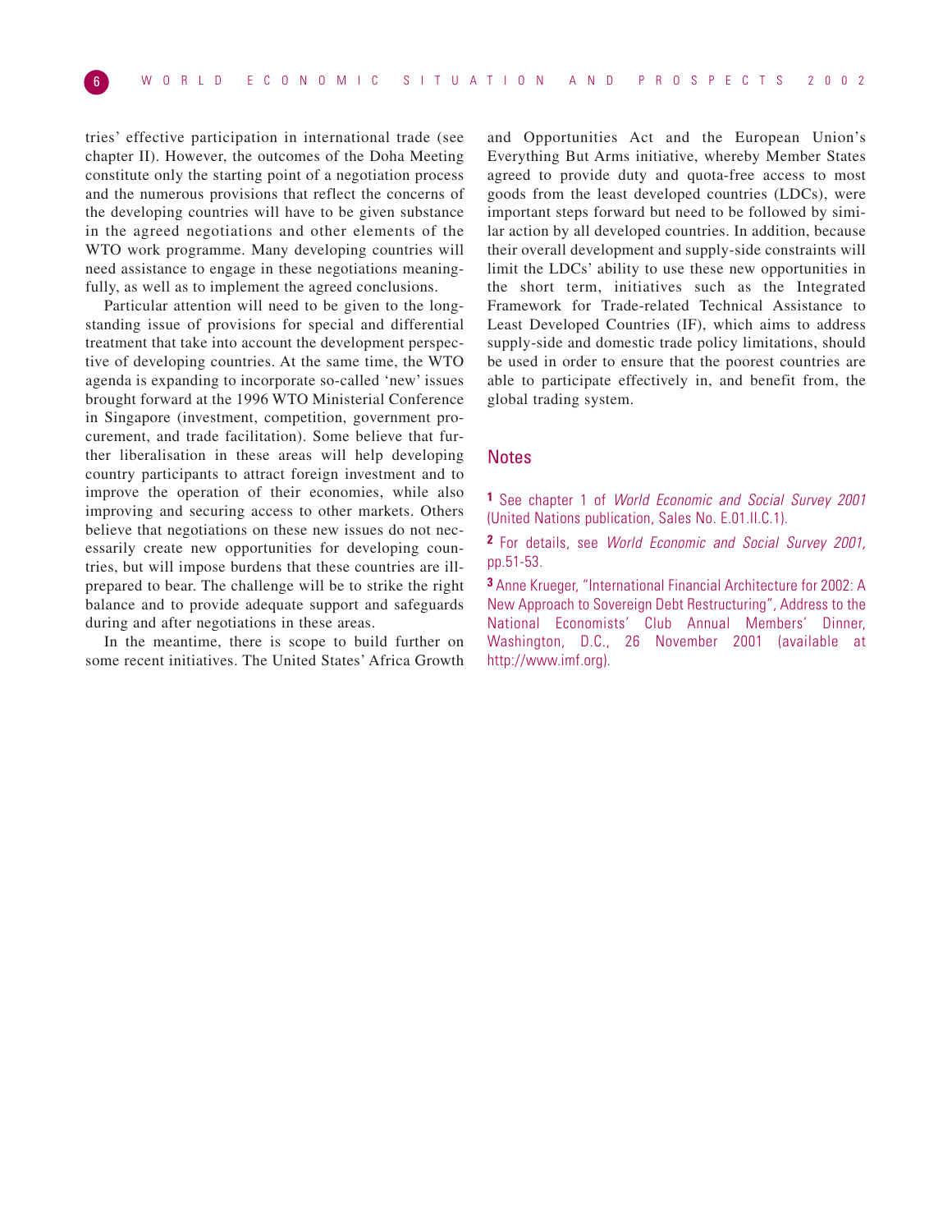tries' effective participation in international trade (see chapter II). However, the outcomes of the Doha Meeting constitute only the starting point of a negotiation process and the numerous provisions that reflect the concerns of the developing countries will have to be given substance in the agreed negotiations and other elements of the WTO work programme. Many developing countries will need assistance to engage in these negotiations meaningfully, as well as to implement the agreed conclusions.

Particular attention will need to be given to the long-standing issue of provisions for special and differential treatment that take into account the development perspective of developing countries. At the same time, the WTO agenda is expanding to incorporate so-called 'new' issues brought forward at the 1996 WTO Ministerial Conference in Singapore (investment, competition, government procurement, and trade facilitation). Some believe that further liberalisation in these areas will help developing country participants to attract foreign investment and to improve the operation of their economies, while also improving and securing access to other markets. Others believe that negotiations on these new issues do not necessarily create new opportunities for developing countries, but will impose burdens that these countries are ill-prepared to bear. The challenge will be to strike the right balance and to provide adequate support and safeguards during and after negotiations in these areas.

In the meantime, there is scope to build further on some recent initiatives. The United States' Africa Growth and Opportunities Act and the European Union's Everything But Arms initiative, whereby Member States agreed to provide duty and quota-free access to most goods from the least developed countries (LDCs), were important steps forward but need to be followed by similar action by all developed countries. In addition, because their overall development and supply-side constraints will limit the LDCs' ability to use these new opportunities in the short term, initiatives such as the Integrated Framework for Trade-related Technical Assistance to Least Developed Countries (IF), which aims to address supply-side and domestic trade policy limitations, should be used in order to ensure that the poorest countries are able to participate effectively in, and benefit from, the global trading system.

## Notes

**1** See chapter 1 of *World Economic and Social Survey 2001* (United Nations publication, Sales No. E.01.II.C.1).

**2** For details, see *World Economic and Social Survey 2001,* pp.51-53.

**3** Anne Krueger, "International Financial Architecture for 2002: A New Approach to Sovereign Debt Restructuring", Address to the National Economists' Club Annual Members' Dinner, Washington, D.C., 26 November 2001 (available at http://www.imf.org).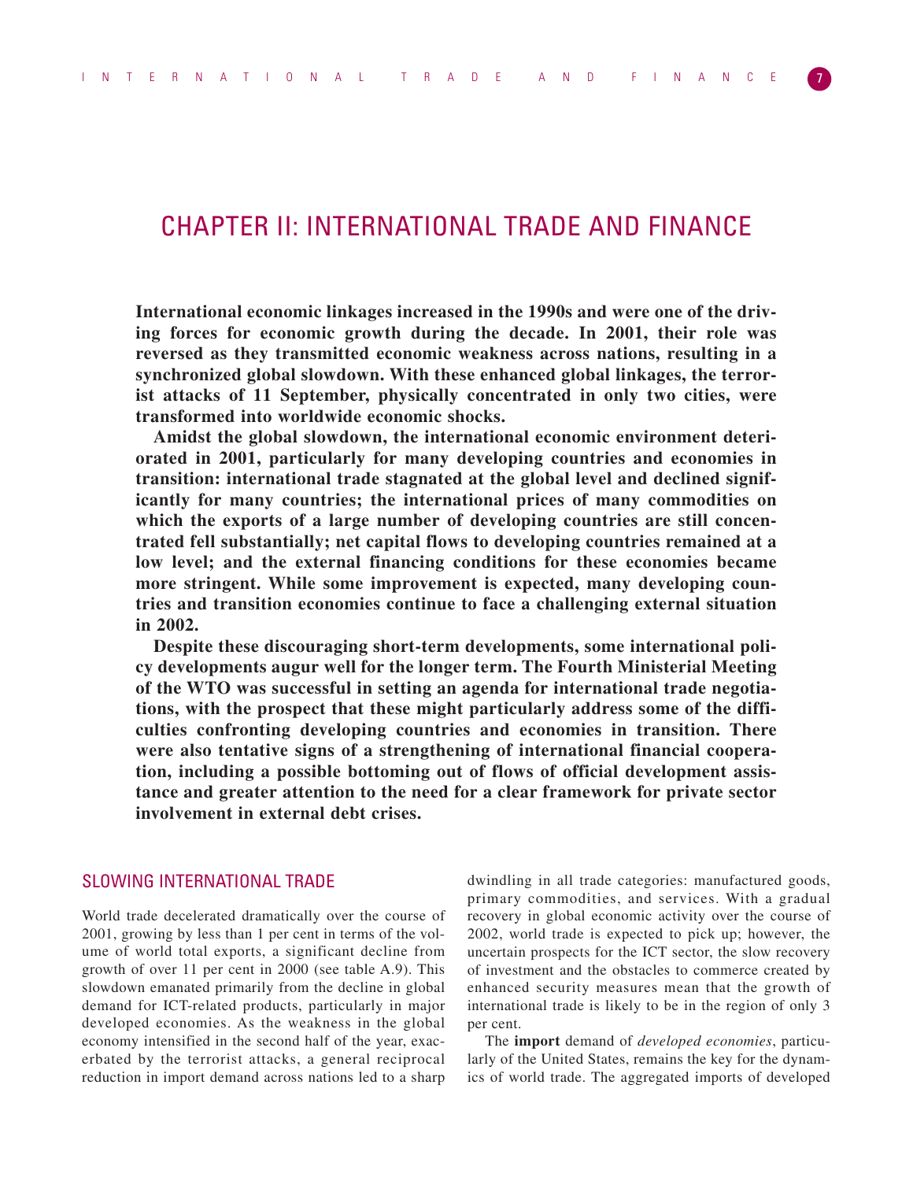# CHAPTER II: INTERNATIONAL TRADE AND FINANCE

**International economic linkages increased in the 1990s and were one of the driving forces for economic growth during the decade. In 2001, their role was reversed as they transmitted economic weakness across nations, resulting in a synchronized global slowdown. With these enhanced global linkages, the terrorist attacks of 11 September, physically concentrated in only two cities, were transformed into worldwide economic shocks.**

**Amidst the global slowdown, the international economic environment deteriorated in 2001, particularly for many developing countries and economies in transition: international trade stagnated at the global level and declined significantly for many countries; the international prices of many commodities on which the exports of a large number of developing countries are still concentrated fell substantially; net capital flows to developing countries remained at a low level; and the external financing conditions for these economies became more stringent. While some improvement is expected, many developing countries and transition economies continue to face a challenging external situation in 2002.**

**Despite these discouraging short-term developments, some international policy developments augur well for the longer term. The Fourth Ministerial Meeting of the WTO was successful in setting an agenda for international trade negotiations, with the prospect that these might particularly address some of the difficulties confronting developing countries and economies in transition. There were also tentative signs of a strengthening of international financial cooperation, including a possible bottoming out of flows of official development assistance and greater attention to the need for a clear framework for private sector involvement in external debt crises.**

## SLOWING INTERNATIONAL TRADE

World trade decelerated dramatically over the course of 2001, growing by less than 1 per cent in terms of the volume of world total exports, a significant decline from growth of over 11 per cent in 2000 (see table A.9). This slowdown emanated primarily from the decline in global demand for ICT-related products, particularly in major developed economies. As the weakness in the global economy intensified in the second half of the year, exacerbated by the terrorist attacks, a general reciprocal reduction in import demand across nations led to a sharp dwindling in all trade categories: manufactured goods, primary commodities, and services. With a gradual recovery in global economic activity over the course of 2002, world trade is expected to pick up; however, the uncertain prospects for the ICT sector, the slow recovery of investment and the obstacles to commerce created by enhanced security measures mean that the growth of international trade is likely to be in the region of only 3 per cent.

The **import** demand of *developed economies*, particularly of the United States, remains the key for the dynamics of world trade. The aggregated imports of developed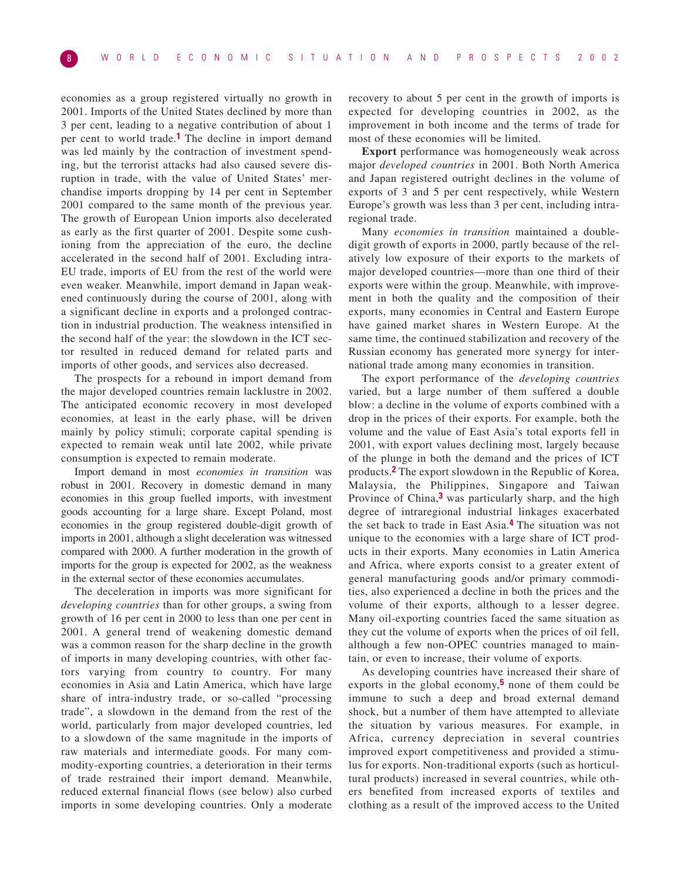economies as a group registered virtually no growth in 2001. Imports of the United States declined by more than 3 per cent, leading to a negative contribution of about 1 per cent to world trade.[1] The decline in import demand was led mainly by the contraction of investment spending, but the terrorist attacks had also caused severe disruption in trade, with the value of United States' merchandise imports dropping by 14 per cent in September 2001 compared to the same month of the previous year. The growth of European Union imports also decelerated as early as the first quarter of 2001. Despite some cushioning from the appreciation of the euro, the decline accelerated in the second half of 2001. Excluding intra-EU trade, imports of EU from the rest of the world were even weaker. Meanwhile, import demand in Japan weakened continuously during the course of 2001, along with a significant decline in exports and a prolonged contraction in industrial production. The weakness intensified in the second half of the year: the slowdown in the ICT sector resulted in reduced demand for related parts and imports of other goods, and services also decreased.

The prospects for a rebound in import demand from the major developed countries remain lacklustre in 2002. The anticipated economic recovery in most developed economies, at least in the early phase, will be driven mainly by policy stimuli; corporate capital spending is expected to remain weak until late 2002, while private consumption is expected to remain moderate.

Import demand in most *economies in transition* was robust in 2001. Recovery in domestic demand in many economies in this group fuelled imports, with investment goods accounting for a large share. Except Poland, most economies in the group registered double-digit growth of imports in 2001, although a slight deceleration was witnessed compared with 2000. A further moderation in the growth of imports for the group is expected for 2002, as the weakness in the external sector of these economies accumulates.

The deceleration in imports was more significant for *developing countries* than for other groups, a swing from growth of 16 per cent in 2000 to less than one per cent in 2001. A general trend of weakening domestic demand was a common reason for the sharp decline in the growth of imports in many developing countries, with other factors varying from country to country. For many economies in Asia and Latin America, which have large share of intra-industry trade, or so-called "processing trade", a slowdown in the demand from the rest of the world, particularly from major developed countries, led to a slowdown of the same magnitude in the imports of raw materials and intermediate goods. For many commodity-exporting countries, a deterioration in their terms of trade restrained their import demand. Meanwhile, reduced external financial flows (see below) also curbed imports in some developing countries. Only a moderate recovery to about 5 per cent in the growth of imports is expected for developing countries in 2002, as the improvement in both income and the terms of trade for most of these economies will be limited.

**Export** performance was homogeneously weak across major *developed countries* in 2001. Both North America and Japan registered outright declines in the volume of exports of 3 and 5 per cent respectively, while Western Europe's growth was less than 3 per cent, including intra-regional trade.

Many *economies in transition* maintained a double-digit growth of exports in 2000, partly because of the relatively low exposure of their exports to the markets of major developed countries—more than one third of their exports were within the group. Meanwhile, with improvement in both the quality and the composition of their exports, many economies in Central and Eastern Europe have gained market shares in Western Europe. At the same time, the continued stabilization and recovery of the Russian economy has generated more synergy for international trade among many economies in transition.

The export performance of the *developing countries* varied, but a large number of them suffered a double blow: a decline in the volume of exports combined with a drop in the prices of their exports. For example, both the volume and the value of East Asia's total exports fell in 2001, with export values declining most, largely because of the plunge in both the demand and the prices of ICT products.[2] The export slowdown in the Republic of Korea, Malaysia, the Philippines, Singapore and Taiwan Province of China,[3] was particularly sharp, and the high degree of intraregional industrial linkages exacerbated the set back to trade in East Asia.[4] The situation was not unique to the economies with a large share of ICT products in their exports. Many economies in Latin America and Africa, where exports consist to a greater extent of general manufacturing goods and/or primary commodities, also experienced a decline in both the prices and the volume of their exports, although to a lesser degree. Many oil-exporting countries faced the same situation as they cut the volume of exports when the prices of oil fell, although a few non-OPEC countries managed to maintain, or even to increase, their volume of exports.

As developing countries have increased their share of exports in the global economy,[5] none of them could be immune to such a deep and broad external demand shock, but a number of them have attempted to alleviate the situation by various measures. For example, in Africa, currency depreciation in several countries improved export competitiveness and provided a stimulus for exports. Non-traditional exports (such as horticultural products) increased in several countries, while others benefited from increased exports of textiles and clothing as a result of the improved access to the United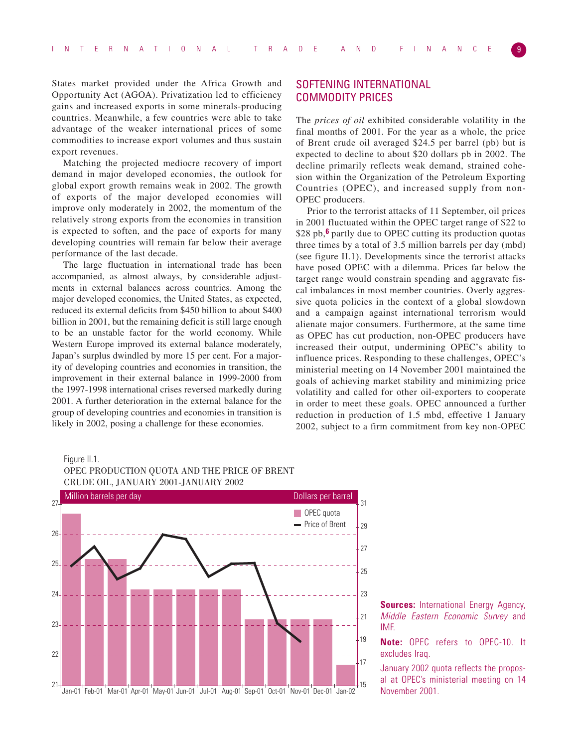States market provided under the Africa Growth and Opportunity Act (AGOA). Privatization led to efficiency gains and increased exports in some minerals-producing countries. Meanwhile, a few countries were able to take advantage of the weaker international prices of some commodities to increase export volumes and thus sustain export revenues.

Matching the projected mediocre recovery of import demand in major developed economies, the outlook for global export growth remains weak in 2002. The growth of exports of the major developed economies will improve only moderately in 2002, the momentum of the relatively strong exports from the economies in transition is expected to soften, and the pace of exports for many developing countries will remain far below their average performance of the last decade.

The large fluctuation in international trade has been accompanied, as almost always, by considerable adjustments in external balances across countries. Among the major developed economies, the United States, as expected, reduced its external deficits from $450 billion to about $400 billion in 2001, but the remaining deficit is still large enough to be an unstable factor for the world economy. While Western Europe improved its external balance moderately, Japan's surplus dwindled by more 15 per cent. For a majority of developing countries and economies in transition, the improvement in their external balance in 1999-2000 from the 1997-1998 international crises reversed markedly during 2001. A further deterioration in the external balance for the group of developing countries and economies in transition is likely in 2002, posing a challenge for these economies.

## SOFTENING INTERNATIONAL COMMODITY PRICES

The *prices of oil* exhibited considerable volatility in the final months of 2001. For the year as a whole, the price of Brent crude oil averaged $24.5 per barrel (pb) but is expected to decline to about $20 dollars pb in 2002. The decline primarily reflects weak demand, strained cohesion within the Organization of the Petroleum Exporting Countries (OPEC), and increased supply from non-OPEC producers.

Prior to the terrorist attacks of 11 September, oil prices in 2001 fluctuated within the OPEC target range of $22 to $28 pb,[6] partly due to OPEC cutting its production quotas three times by a total of 3.5 million barrels per day (mbd) (see figure II.1). Developments since the terrorist attacks have posed OPEC with a dilemma. Prices far below the target range would constrain spending and aggravate fiscal imbalances in most member countries. Overly aggressive quota policies in the context of a global slowdown and a campaign against international terrorism would alienate major consumers. Furthermore, at the same time as OPEC has cut production, non-OPEC producers have increased their output, undermining OPEC's ability to influence prices. Responding to these challenges, OPEC's ministerial meeting on 14 November 2001 maintained the goals of achieving market stability and minimizing price volatility and called for other oil-exporters to cooperate in order to meet these goals. OPEC announced a further reduction in production of 1.5 mbd, effective 1 January 2002, subject to a firm commitment from key non-OPEC

Figure II.1.
OPEC PRODUCTION QUOTA AND THE PRICE OF BRENT CRUDE OIL, JANUARY 2001-JANUARY 2002

**Sources:** International Energy Agency, *Middle Eastern Economic Survey* and IMF.

**Note:** OPEC refers to OPEC-10. It excludes Iraq.

January 2002 quota reflects the proposal at OPEC's ministerial meeting on 14 November 2001.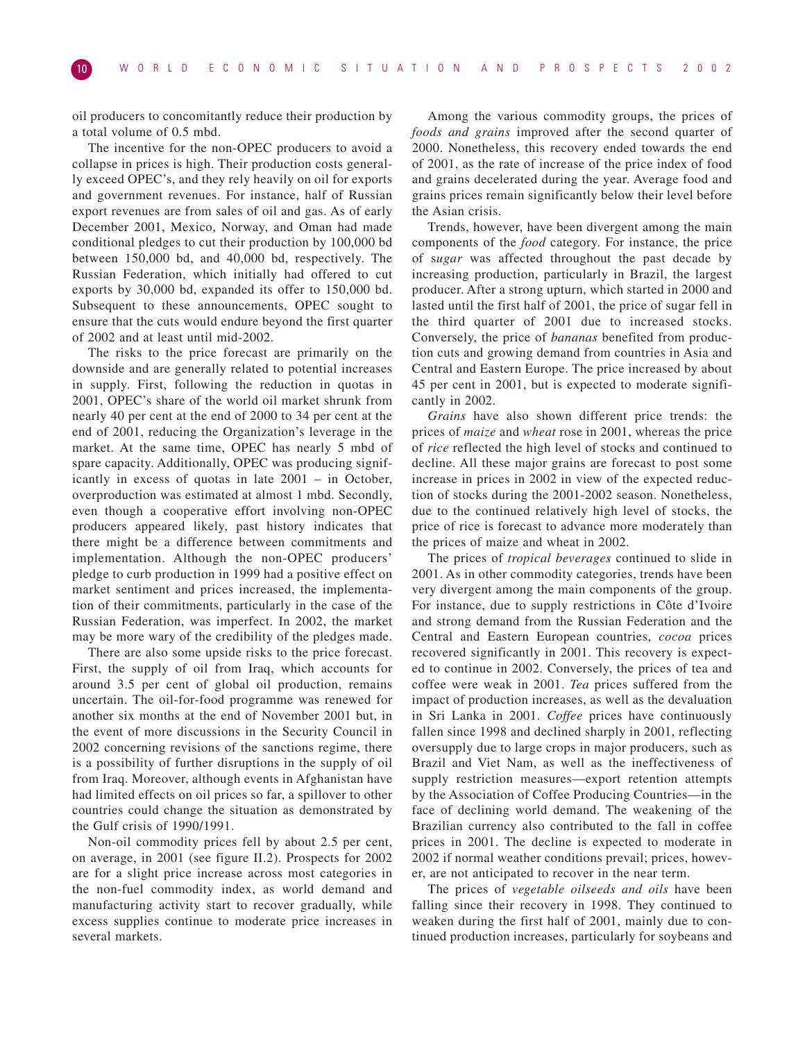oil producers to concomitantly reduce their production by a total volume of 0.5 mbd.

The incentive for the non-OPEC producers to avoid a collapse in prices is high. Their production costs generally exceed OPEC's, and they rely heavily on oil for exports and government revenues. For instance, half of Russian export revenues are from sales of oil and gas. As of early December 2001, Mexico, Norway, and Oman had made conditional pledges to cut their production by 100,000 bd between 150,000 bd, and 40,000 bd, respectively. The Russian Federation, which initially had offered to cut exports by 30,000 bd, expanded its offer to 150,000 bd. Subsequent to these announcements, OPEC sought to ensure that the cuts would endure beyond the first quarter of 2002 and at least until mid-2002.

The risks to the price forecast are primarily on the downside and are generally related to potential increases in supply. First, following the reduction in quotas in 2001, OPEC's share of the world oil market shrunk from nearly 40 per cent at the end of 2000 to 34 per cent at the end of 2001, reducing the Organization's leverage in the market. At the same time, OPEC has nearly 5 mbd of spare capacity. Additionally, OPEC was producing significantly in excess of quotas in late 2001 – in October, overproduction was estimated at almost 1 mbd. Secondly, even though a cooperative effort involving non-OPEC producers appeared likely, past history indicates that there might be a difference between commitments and implementation. Although the non-OPEC producers' pledge to curb production in 1999 had a positive effect on market sentiment and prices increased, the implementation of their commitments, particularly in the case of the Russian Federation, was imperfect. In 2002, the market may be more wary of the credibility of the pledges made.

There are also some upside risks to the price forecast. First, the supply of oil from Iraq, which accounts for around 3.5 per cent of global oil production, remains uncertain. The oil-for-food programme was renewed for another six months at the end of November 2001 but, in the event of more discussions in the Security Council in 2002 concerning revisions of the sanctions regime, there is a possibility of further disruptions in the supply of oil from Iraq. Moreover, although events in Afghanistan have had limited effects on oil prices so far, a spillover to other countries could change the situation as demonstrated by the Gulf crisis of 1990/1991.

Non-oil commodity prices fell by about 2.5 per cent, on average, in 2001 (see figure II.2). Prospects for 2002 are for a slight price increase across most categories in the non-fuel commodity index, as world demand and manufacturing activity start to recover gradually, while excess supplies continue to moderate price increases in several markets.

Among the various commodity groups, the prices of *foods and grains* improved after the second quarter of 2000. Nonetheless, this recovery ended towards the end of 2001, as the rate of increase of the price index of food and grains decelerated during the year. Average food and grains prices remain significantly below their level before the Asian crisis.

Trends, however, have been divergent among the main components of the *food* category. For instance, the price of *sugar* was affected throughout the past decade by increasing production, particularly in Brazil, the largest producer. After a strong upturn, which started in 2000 and lasted until the first half of 2001, the price of sugar fell in the third quarter of 2001 due to increased stocks. Conversely, the price of *bananas* benefited from production cuts and growing demand from countries in Asia and Central and Eastern Europe. The price increased by about 45 per cent in 2001, but is expected to moderate significantly in 2002.

*Grains* have also shown different price trends: the prices of *maize* and *wheat* rose in 2001, whereas the price of *rice* reflected the high level of stocks and continued to decline. All these major grains are forecast to post some increase in prices in 2002 in view of the expected reduction of stocks during the 2001-2002 season. Nonetheless, due to the continued relatively high level of stocks, the price of rice is forecast to advance more moderately than the prices of maize and wheat in 2002.

The prices of *tropical beverages* continued to slide in 2001. As in other commodity categories, trends have been very divergent among the main components of the group. For instance, due to supply restrictions in Côte d'Ivoire and strong demand from the Russian Federation and the Central and Eastern European countries, *cocoa* prices recovered significantly in 2001. This recovery is expected to continue in 2002. Conversely, the prices of tea and coffee were weak in 2001. *Tea* prices suffered from the impact of production increases, as well as the devaluation in Sri Lanka in 2001. *Coffee* prices have continuously fallen since 1998 and declined sharply in 2001, reflecting oversupply due to large crops in major producers, such as Brazil and Viet Nam, as well as the ineffectiveness of supply restriction measures—export retention attempts by the Association of Coffee Producing Countries—in the face of declining world demand. The weakening of the Brazilian currency also contributed to the fall in coffee prices in 2001. The decline is expected to moderate in 2002 if normal weather conditions prevail; prices, however, are not anticipated to recover in the near term.

The prices of *vegetable oilseeds and oils* have been falling since their recovery in 1998. They continued to weaken during the first half of 2001, mainly due to continued production increases, particularly for soybeans and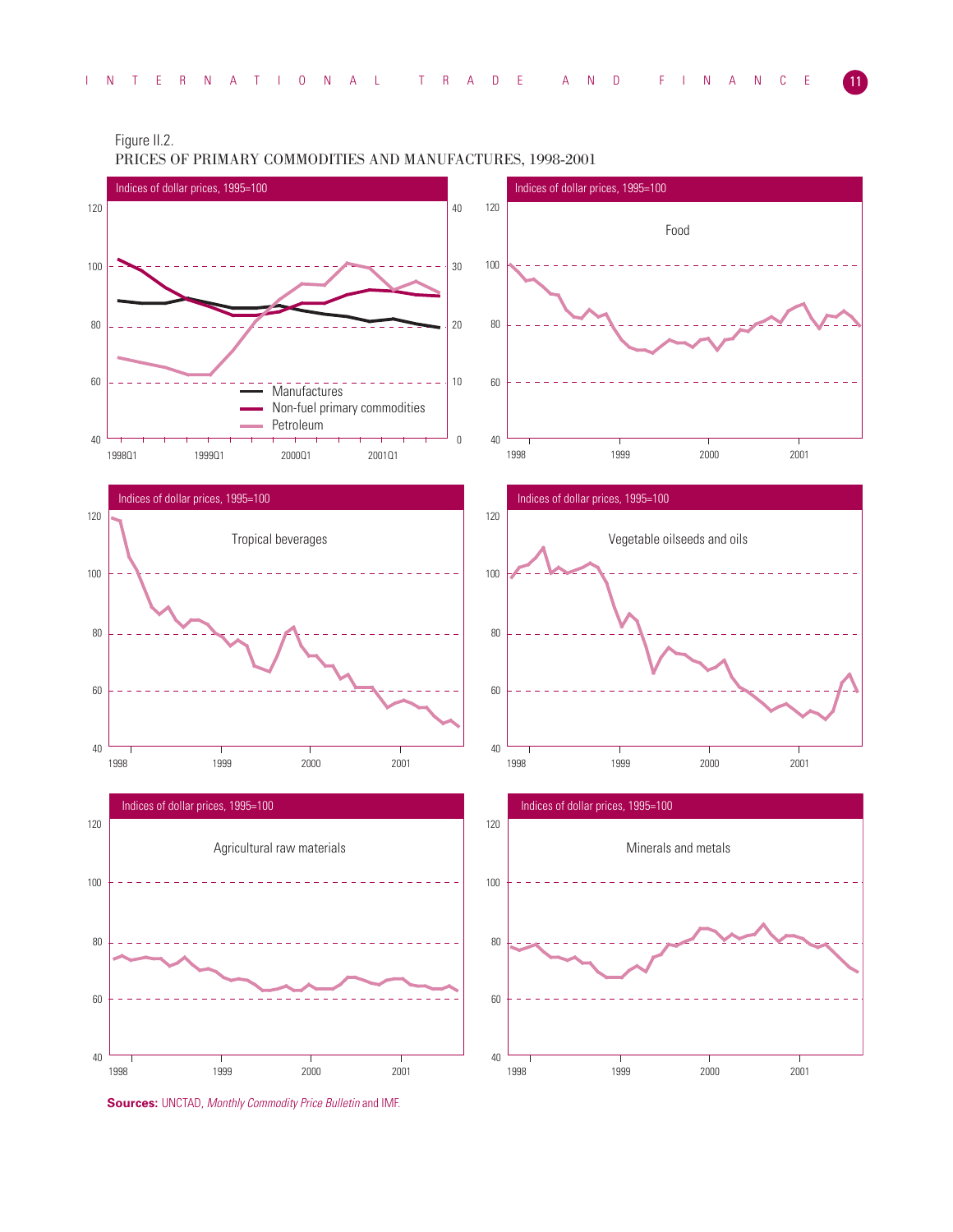Figure II.2.
PRICES OF PRIMARY COMMODITIES AND MANUFACTURES, 1998-2001

**Sources:** UNCTAD, *Monthly Commodity Price Bulletin* and IMF.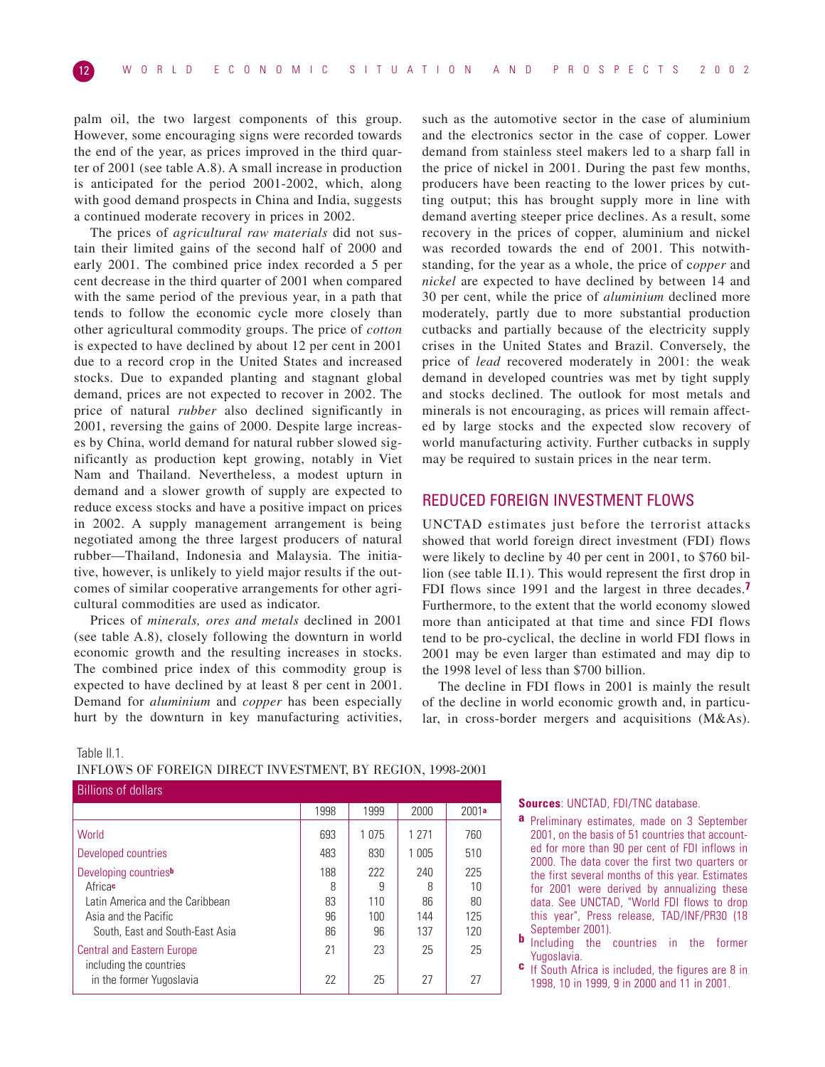palm oil, the two largest components of this group. However, some encouraging signs were recorded towards the end of the year, as prices improved in the third quarter of 2001 (see table A.8). A small increase in production is anticipated for the period 2001-2002, which, along with good demand prospects in China and India, suggests a continued moderate recovery in prices in 2002.

The prices of *agricultural raw materials* did not sustain their limited gains of the second half of 2000 and early 2001. The combined price index recorded a 5 per cent decrease in the third quarter of 2001 when compared with the same period of the previous year, in a path that tends to follow the economic cycle more closely than other agricultural commodity groups. The price of *cotton* is expected to have declined by about 12 per cent in 2001 due to a record crop in the United States and increased stocks. Due to expanded planting and stagnant global demand, prices are not expected to recover in 2002. The price of natural *rubber* also declined significantly in 2001, reversing the gains of 2000. Despite large increases by China, world demand for natural rubber slowed significantly as production kept growing, notably in Viet Nam and Thailand. Nevertheless, a modest upturn in demand and a slower growth of supply are expected to reduce excess stocks and have a positive impact on prices in 2002. A supply management arrangement is being negotiated among the three largest producers of natural rubber—Thailand, Indonesia and Malaysia. The initiative, however, is unlikely to yield major results if the outcomes of similar cooperative arrangements for other agricultural commodities are used as indicator.

Prices of *minerals, ores and metals* declined in 2001 (see table A.8), closely following the downturn in world economic growth and the resulting increases in stocks. The combined price index of this commodity group is expected to have declined by at least 8 per cent in 2001. Demand for *aluminium* and *copper* has been especially hurt by the downturn in key manufacturing activities, such as the automotive sector in the case of aluminium and the electronics sector in the case of copper. Lower demand from stainless steel makers led to a sharp fall in the price of nickel in 2001. During the past few months, producers have been reacting to the lower prices by cutting output; this has brought supply more in line with demand averting steeper price declines. As a result, some recovery in the prices of copper, aluminium and nickel was recorded towards the end of 2001. This notwithstanding, for the year as a whole, the price of *copper* and *nickel* are expected to have declined by between 14 and 30 per cent, while the price of *aluminium* declined more moderately, partly due to more substantial production cutbacks and partially because of the electricity supply crises in the United States and Brazil. Conversely, the price of *lead* recovered moderately in 2001: the weak demand in developed countries was met by tight supply and stocks declined. The outlook for most metals and minerals is not encouraging, as prices will remain affected by large stocks and the expected slow recovery of world manufacturing activity. Further cutbacks in supply may be required to sustain prices in the near term.

## REDUCED FOREIGN INVESTMENT FLOWS

UNCTAD estimates just before the terrorist attacks showed that world foreign direct investment (FDI) flows were likely to decline by 40 per cent in 2001, to $760 billion (see table II.1). This would represent the first drop in FDI flows since 1991 and the largest in three decades.[7] Furthermore, to the extent that the world economy slowed more than anticipated at that time and since FDI flows tend to be pro-cyclical, the decline in world FDI flows in 2001 may be even larger than estimated and may dip to the 1998 level of less than $700 billion.

The decline in FDI flows in 2001 is mainly the result of the decline in world economic growth and, in particular, in cross-border mergers and acquisitions (M&As).

Table II.1.
INFLOWS OF FOREIGN DIRECT INVESTMENT, BY REGION, 1998-2001

Billions of dollars

| | 1998 | 1999 | 2000 | 2001[a] |
|---|---|---|---|---|
| World | 693 | 1 075 | 1 271 | 760 |
| Developed countries | 483 | 830 | 1 005 | 510 |
| Developing countries[b] | 188 | 222 | 240 | 225 |
| Africa[c] | 8 | 9 | 8 | 10 |
| Latin America and the Caribbean | 83 | 110 | 86 | 80 |
| Asia and the Pacific | 96 | 100 | 144 | 125 |
| South, East and South-East Asia | 86 | 96 | 137 | 120 |
| Central and Eastern Europe | 21 | 23 | 25 | 25 |
| including the countries in the former Yugoslavia | 22 | 25 | 27 | 27 |

**Sources**: UNCTAD, FDI/TNC database.

a Preliminary estimates, made on 3 September 2001, on the basis of 51 countries that accounted for more than 90 per cent of FDI inflows in 2000. The data cover the first two quarters or the first several months of this year. Estimates for 2001 were derived by annualizing these data. See UNCTAD, "World FDI flows to drop this year", Press release, TAD/INF/PR30 (18 September 2001).

b Including the countries in the former Yugoslavia.

c If South Africa is included, the figures are 8 in 1998, 10 in 1999, 9 in 2000 and 11 in 2001.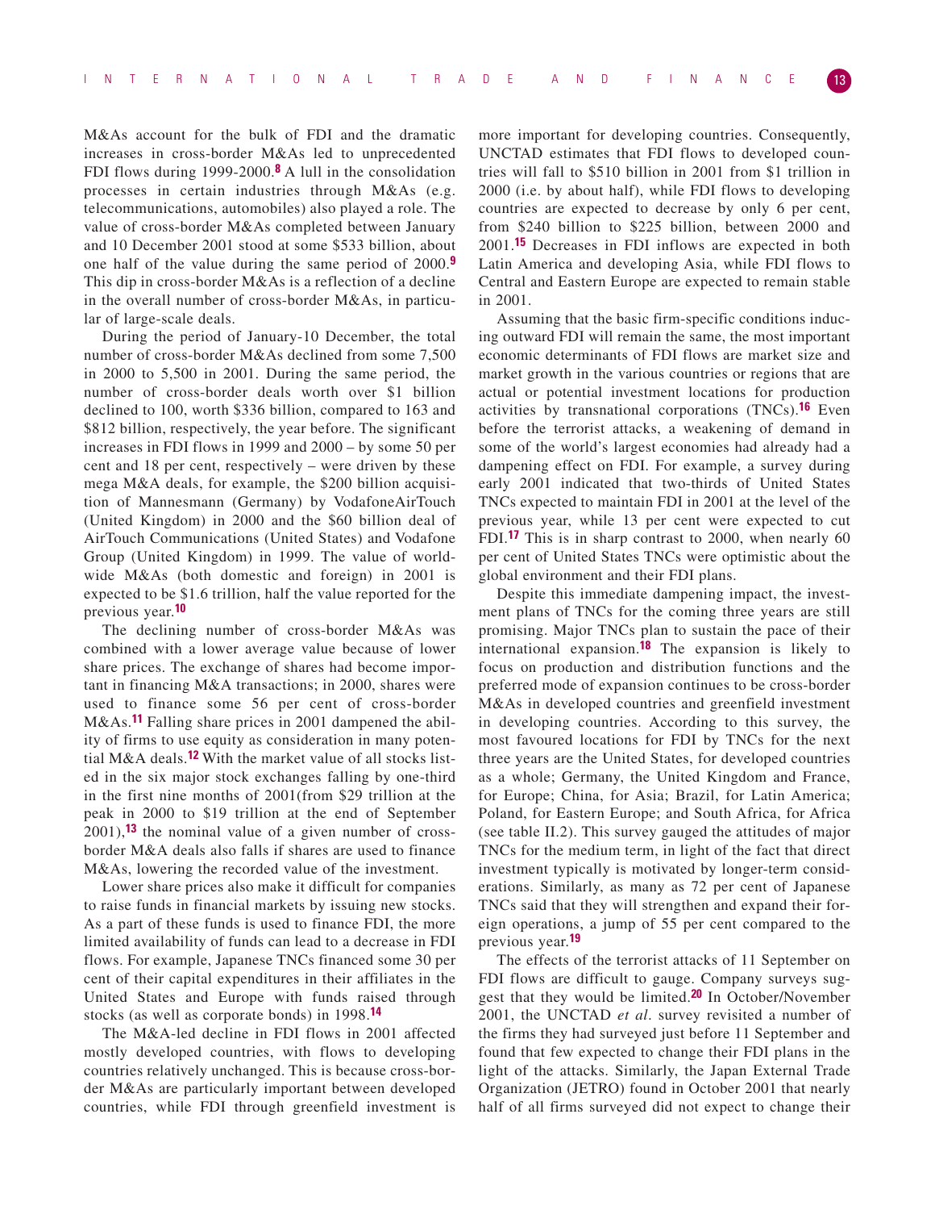M&As account for the bulk of FDI and the dramatic increases in cross-border M&As led to unprecedented FDI flows during 1999-2000.[8] A lull in the consolidation processes in certain industries through M&As (e.g. telecommunications, automobiles) also played a role. The value of cross-border M&As completed between January and 10 December 2001 stood at some $533 billion, about one half of the value during the same period of 2000.[9] This dip in cross-border M&As is a reflection of a decline in the overall number of cross-border M&As, in particular of large-scale deals.

During the period of January-10 December, the total number of cross-border M&As declined from some 7,500 in 2000 to 5,500 in 2001. During the same period, the number of cross-border deals worth over $1 billion declined to 100, worth $336 billion, compared to 163 and $812 billion, respectively, the year before. The significant increases in FDI flows in 1999 and 2000 – by some 50 per cent and 18 per cent, respectively – were driven by these mega M&A deals, for example, the $200 billion acquisition of Mannesmann (Germany) by VodafoneAirTouch (United Kingdom) in 2000 and the $60 billion deal of AirTouch Communications (United States) and Vodafone Group (United Kingdom) in 1999. The value of worldwide M&As (both domestic and foreign) in 2001 is expected to be $1.6 trillion, half the value reported for the previous year.[10]

The declining number of cross-border M&As was combined with a lower average value because of lower share prices. The exchange of shares had become important in financing M&A transactions; in 2000, shares were used to finance some 56 per cent of cross-border M&As.[11] Falling share prices in 2001 dampened the ability of firms to use equity as consideration in many potential M&A deals.[12] With the market value of all stocks listed in the six major stock exchanges falling by one-third in the first nine months of 2001(from $29 trillion at the peak in 2000 to $19 trillion at the end of September 2001),[13] the nominal value of a given number of cross-border M&A deals also falls if shares are used to finance M&As, lowering the recorded value of the investment.

Lower share prices also make it difficult for companies to raise funds in financial markets by issuing new stocks. As a part of these funds is used to finance FDI, the more limited availability of funds can lead to a decrease in FDI flows. For example, Japanese TNCs financed some 30 per cent of their capital expenditures in their affiliates in the United States and Europe with funds raised through stocks (as well as corporate bonds) in 1998.[14]

The M&A-led decline in FDI flows in 2001 affected mostly developed countries, with flows to developing countries relatively unchanged. This is because cross-border M&As are particularly important between developed countries, while FDI through greenfield investment is more important for developing countries. Consequently, UNCTAD estimates that FDI flows to developed countries will fall to $510 billion in 2001 from $1 trillion in 2000 (i.e. by about half), while FDI flows to developing countries are expected to decrease by only 6 per cent, from $240 billion to $225 billion, between 2000 and 2001.[15] Decreases in FDI inflows are expected in both Latin America and developing Asia, while FDI flows to Central and Eastern Europe are expected to remain stable in 2001.

Assuming that the basic firm-specific conditions inducing outward FDI will remain the same, the most important economic determinants of FDI flows are market size and market growth in the various countries or regions that are actual or potential investment locations for production activities by transnational corporations (TNCs).[16] Even before the terrorist attacks, a weakening of demand in some of the world's largest economies had already had a dampening effect on FDI. For example, a survey during early 2001 indicated that two-thirds of United States TNCs expected to maintain FDI in 2001 at the level of the previous year, while 13 per cent were expected to cut FDI.[17] This is in sharp contrast to 2000, when nearly 60 per cent of United States TNCs were optimistic about the global environment and their FDI plans.

Despite this immediate dampening impact, the investment plans of TNCs for the coming three years are still promising. Major TNCs plan to sustain the pace of their international expansion.[18] The expansion is likely to focus on production and distribution functions and the preferred mode of expansion continues to be cross-border M&As in developed countries and greenfield investment in developing countries. According to this survey, the most favoured locations for FDI by TNCs for the next three years are the United States, for developed countries as a whole; Germany, the United Kingdom and France, for Europe; China, for Asia; Brazil, for Latin America; Poland, for Eastern Europe; and South Africa, for Africa (see table II.2). This survey gauged the attitudes of major TNCs for the medium term, in light of the fact that direct investment typically is motivated by longer-term considerations. Similarly, as many as 72 per cent of Japanese TNCs said that they will strengthen and expand their foreign operations, a jump of 55 per cent compared to the previous year.[19]

The effects of the terrorist attacks of 11 September on FDI flows are difficult to gauge. Company surveys suggest that they would be limited.[20] In October/November 2001, the UNCTAD *et al*. survey revisited a number of the firms they had surveyed just before 11 September and found that few expected to change their FDI plans in the light of the attacks. Similarly, the Japan External Trade Organization (JETRO) found in October 2001 that nearly half of all firms surveyed did not expect to change their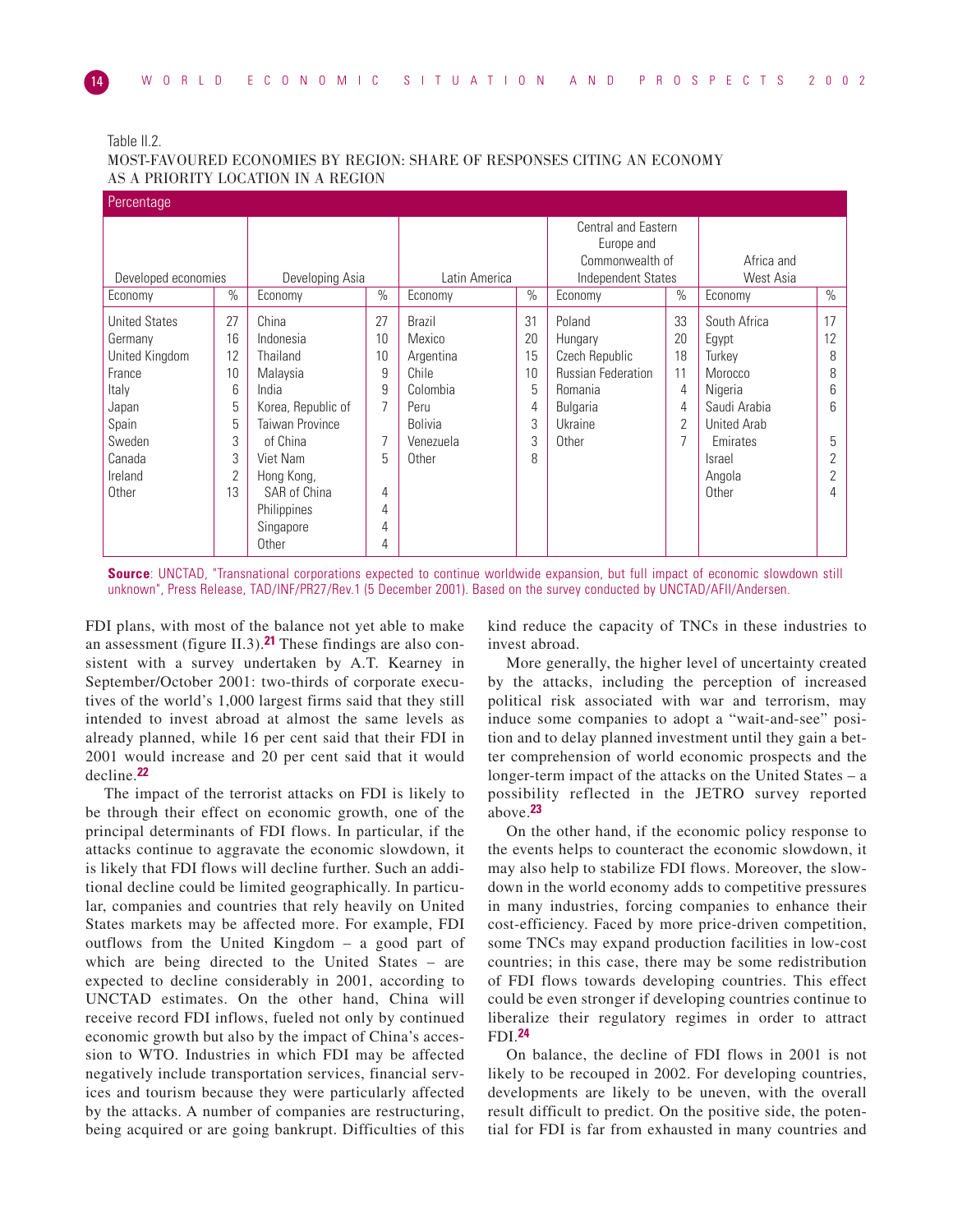Table II.2.
MOST-FAVOURED ECONOMIES BY REGION: SHARE OF RESPONSES CITING AN ECONOMY AS A PRIORITY LOCATION IN A REGION

Percentage

| Developed economies | | Developing Asia | | Latin America | | Central and Eastern Europe and Commonwealth of Independent States | | Africa and West Asia | |
|---|---|---|---|---|---|---|---|---|---|
| Economy | % | Economy | % | Economy | % | Economy | % | Economy | % |
| United States | 27 | China | 27 | Brazil | 31 | Poland | 33 | South Africa | 17 |
| Germany | 16 | Indonesia | 10 | Mexico | 20 | Hungary | 20 | Egypt | 12 |
| United Kingdom | 12 | Thailand | 10 | Argentina | 15 | Czech Republic | 18 | Turkey | 8 |
| France | 10 | Malaysia | 9 | Chile | 10 | Russian Federation | 11 | Morocco | 8 |
| Italy | 6 | India | 9 | Colombia | 5 | Romania | 4 | Nigeria | 6 |
| Japan | 5 | Korea, Republic of | 7 | Peru | 4 | Bulgaria | 4 | Saudi Arabia | 6 |
| Spain | 5 | Taiwan Province of China | 7 | Bolivia | 3 | Ukraine | 2 | United Arab Emirates | 5 |
| Sweden | 3 | Viet Nam | 5 | Venezuela | 3 | Other | 7 | Israel | 2 |
| Canada | 3 | Hong Kong, SAR of China | 4 | Other | 8 | | | Angola | 2 |
| Ireland | 2 | Philippines | 4 | | | | | Other | 4 |
| Other | 13 | Singapore | 4 | | | | | | |
| | | Other | 4 | | | | | | |

**Source**: UNCTAD, "Transnational corporations expected to continue worldwide expansion, but full impact of economic slowdown still unknown", Press Release, TAD/INF/PR27/Rev.1 (5 December 2001). Based on the survey conducted by UNCTAD/AFII/Andersen.

FDI plans, with most of the balance not yet able to make an assessment (figure II.3).[21] These findings are also consistent with a survey undertaken by A.T. Kearney in September/October 2001: two-thirds of corporate executives of the world's 1,000 largest firms said that they still intended to invest abroad at almost the same levels as already planned, while 16 per cent said that their FDI in 2001 would increase and 20 per cent said that it would decline.[22]

The impact of the terrorist attacks on FDI is likely to be through their effect on economic growth, one of the principal determinants of FDI flows. In particular, if the attacks continue to aggravate the economic slowdown, it is likely that FDI flows will decline further. Such an additional decline could be limited geographically. In particular, companies and countries that rely heavily on United States markets may be affected more. For example, FDI outflows from the United Kingdom – a good part of which are being directed to the United States – are expected to decline considerably in 2001, according to UNCTAD estimates. On the other hand, China will receive record FDI inflows, fueled not only by continued economic growth but also by the impact of China's accession to WTO. Industries in which FDI may be affected negatively include transportation services, financial services and tourism because they were particularly affected by the attacks. A number of companies are restructuring, being acquired or are going bankrupt. Difficulties of this kind reduce the capacity of TNCs in these industries to invest abroad.

More generally, the higher level of uncertainty created by the attacks, including the perception of increased political risk associated with war and terrorism, may induce some companies to adopt a "wait-and-see" position and to delay planned investment until they gain a better comprehension of world economic prospects and the longer-term impact of the attacks on the United States – a possibility reflected in the JETRO survey reported above.[23]

On the other hand, if the economic policy response to the events helps to counteract the economic slowdown, it may also help to stabilize FDI flows. Moreover, the slowdown in the world economy adds to competitive pressures in many industries, forcing companies to enhance their cost-efficiency. Faced by more price-driven competition, some TNCs may expand production facilities in low-cost countries; in this case, there may be some redistribution of FDI flows towards developing countries. This effect could be even stronger if developing countries continue to liberalize their regulatory regimes in order to attract FDI.[24]

On balance, the decline of FDI flows in 2001 is not likely to be recouped in 2002. For developing countries, developments are likely to be uneven, with the overall result difficult to predict. On the positive side, the potential for FDI is far from exhausted in many countries and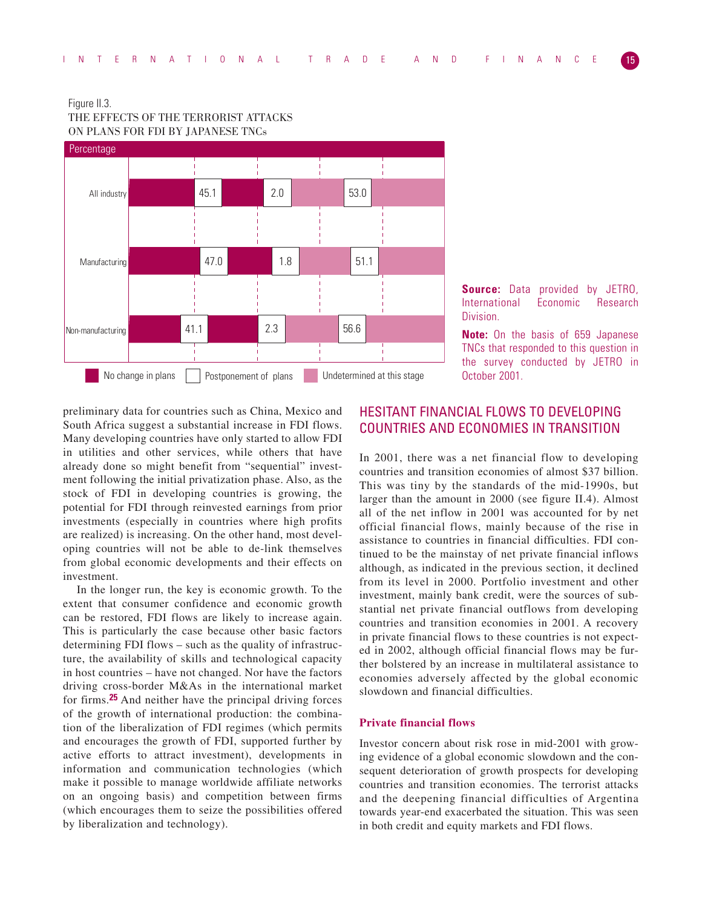Figure II.3.
THE EFFECTS OF THE TERRORIST ATTACKS ON PLANS FOR FDI BY JAPANESE TNCs

Percentage

| | No change in plans | Postponement of plans | Undetermined at this stage |
|---|---|---|---|
| All industry | 45.1 | 2.0 | 53.0 |
| Manufacturing | 47.0 | 1.8 | 51.1 |
| Non-manufacturing | 41.1 | 2.3 | 56.6 |

**Source:** Data provided by JETRO, International Economic Research Division.

**Note:** On the basis of 659 Japanese TNCs that responded to this question in the survey conducted by JETRO in October 2001.

preliminary data for countries such as China, Mexico and South Africa suggest a substantial increase in FDI flows. Many developing countries have only started to allow FDI in utilities and other services, while others that have already done so might benefit from "sequential" investment following the initial privatization phase. Also, as the stock of FDI in developing countries is growing, the potential for FDI through reinvested earnings from prior investments (especially in countries where high profits are realized) is increasing. On the other hand, most developing countries will not be able to de-link themselves from global economic developments and their effects on investment.

In the longer run, the key is economic growth. To the extent that consumer confidence and economic growth can be restored, FDI flows are likely to increase again. This is particularly the case because other basic factors determining FDI flows – such as the quality of infrastructure, the availability of skills and technological capacity in host countries – have not changed. Nor have the factors driving cross-border M&As in the international market for firms.[25] And neither have the principal driving forces of the growth of international production: the combination of the liberalization of FDI regimes (which permits and encourages the growth of FDI, supported further by active efforts to attract investment), developments in information and communication technologies (which make it possible to manage worldwide affiliate networks on an ongoing basis) and competition between firms (which encourages them to seize the possibilities offered by liberalization and technology).

## HESITANT FINANCIAL FLOWS TO DEVELOPING COUNTRIES AND ECONOMIES IN TRANSITION

In 2001, there was a net financial flow to developing countries and transition economies of almost $37 billion. This was tiny by the standards of the mid-1990s, but larger than the amount in 2000 (see figure II.4). Almost all of the net inflow in 2001 was accounted for by net official financial flows, mainly because of the rise in assistance to countries in financial difficulties. FDI continued to be the mainstay of net private financial inflows although, as indicated in the previous section, it declined from its level in 2000. Portfolio investment and other investment, mainly bank credit, were the sources of substantial net private financial outflows from developing countries and transition economies in 2001. A recovery in private financial flows to these countries is not expected in 2002, although official financial flows may be further bolstered by an increase in multilateral assistance to economies adversely affected by the global economic slowdown and financial difficulties.

### Private financial flows

Investor concern about risk rose in mid-2001 with growing evidence of a global economic slowdown and the consequent deterioration of growth prospects for developing countries and transition economies. The terrorist attacks and the deepening financial difficulties of Argentina towards year-end exacerbated the situation. This was seen in both credit and equity markets and FDI flows.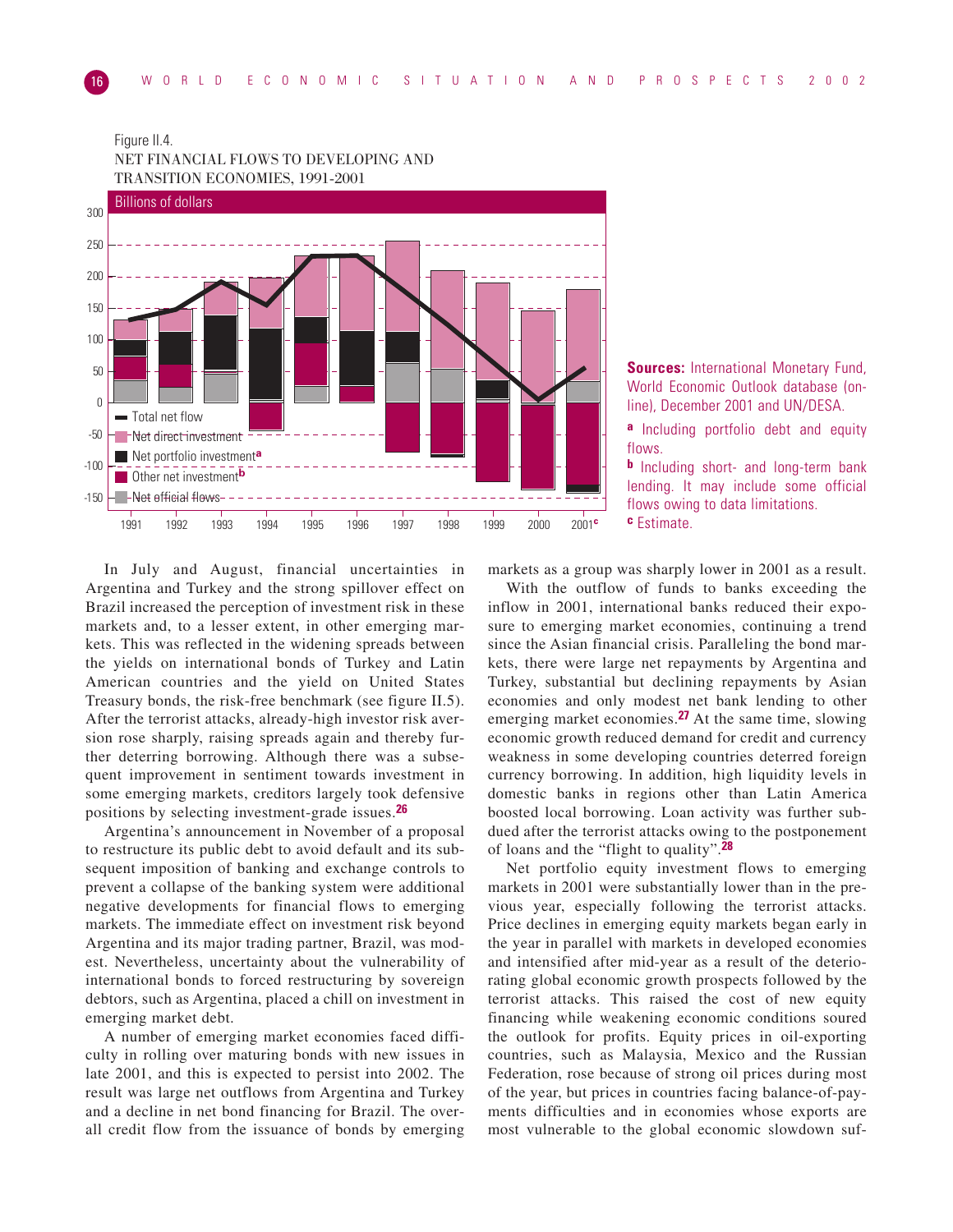Figure II.4.
NET FINANCIAL FLOWS TO DEVELOPING AND TRANSITION ECONOMIES, 1991-2001

Billions of dollars

- Total net flow
- Net direct investment
- Net portfolio investment[a]
- Other net investment[b]
- Net official flows

**Sources:** International Monetary Fund, World Economic Outlook database (online), December 2001 and UN/DESA.

[a] Including portfolio debt and equity flows.

[b] Including short- and long-term bank lending. It may include some official flows owing to data limitations.

[c] Estimate.

In July and August, financial uncertainties in Argentina and Turkey and the strong spillover effect on Brazil increased the perception of investment risk in these markets and, to a lesser extent, in other emerging markets. This was reflected in the widening spreads between the yields on international bonds of Turkey and Latin American countries and the yield on United States Treasury bonds, the risk-free benchmark (see figure II.5). After the terrorist attacks, already-high investor risk aversion rose sharply, raising spreads again and thereby further deterring borrowing. Although there was a subsequent improvement in sentiment towards investment in some emerging markets, creditors largely took defensive positions by selecting investment-grade issues.[26]

Argentina's announcement in November of a proposal to restructure its public debt to avoid default and its subsequent imposition of banking and exchange controls to prevent a collapse of the banking system were additional negative developments for financial flows to emerging markets. The immediate effect on investment risk beyond Argentina and its major trading partner, Brazil, was modest. Nevertheless, uncertainty about the vulnerability of international bonds to forced restructuring by sovereign debtors, such as Argentina, placed a chill on investment in emerging market debt.

A number of emerging market economies faced difficulty in rolling over maturing bonds with new issues in late 2001, and this is expected to persist into 2002. The result was large net outflows from Argentina and Turkey and a decline in net bond financing for Brazil. The overall credit flow from the issuance of bonds by emerging markets as a group was sharply lower in 2001 as a result.

With the outflow of funds to banks exceeding the inflow in 2001, international banks reduced their exposure to emerging market economies, continuing a trend since the Asian financial crisis. Paralleling the bond markets, there were large net repayments by Argentina and Turkey, substantial but declining repayments by Asian economies and only modest net bank lending to other emerging market economies.[27] At the same time, slowing economic growth reduced demand for credit and currency weakness in some developing countries deterred foreign currency borrowing. In addition, high liquidity levels in domestic banks in regions other than Latin America boosted local borrowing. Loan activity was further subdued after the terrorist attacks owing to the postponement of loans and the "flight to quality".[28]

Net portfolio equity investment flows to emerging markets in 2001 were substantially lower than in the previous year, especially following the terrorist attacks. Price declines in emerging equity markets began early in the year in parallel with markets in developed economies and intensified after mid-year as a result of the deteriorating global economic growth prospects followed by the terrorist attacks. This raised the cost of new equity financing while weakening economic conditions soured the outlook for profits. Equity prices in oil-exporting countries, such as Malaysia, Mexico and the Russian Federation, rose because of strong oil prices during most of the year, but prices in countries facing balance-of-payments difficulties and in economies whose exports are most vulnerable to the global economic slowdown suf-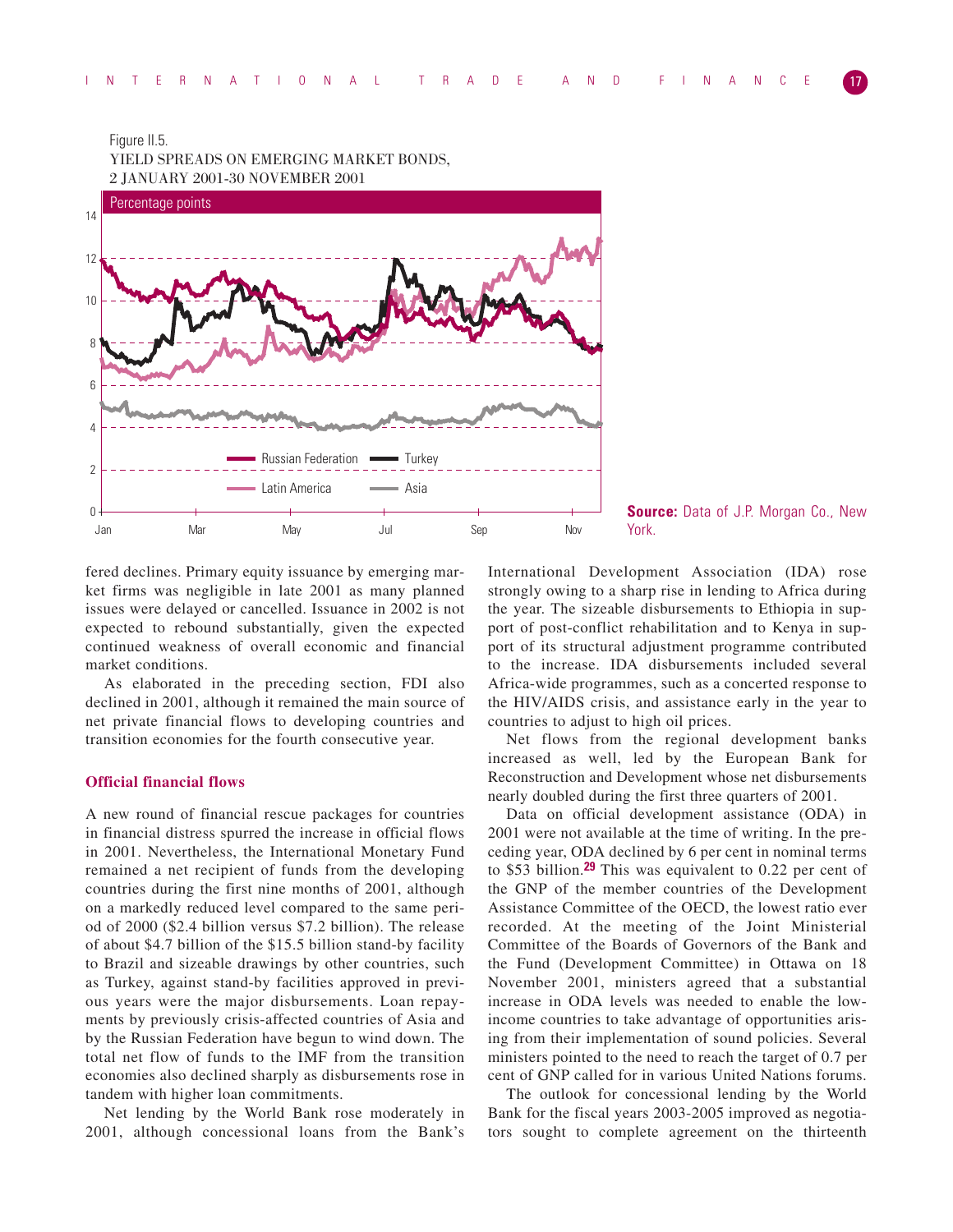Figure II.5.
YIELD SPREADS ON EMERGING MARKET BONDS,
2 JANUARY 2001-30 NOVEMBER 2001

**Source:** Data of J.P. Morgan Co., New York.

fered declines. Primary equity issuance by emerging market firms was negligible in late 2001 as many planned issues were delayed or cancelled. Issuance in 2002 is not expected to rebound substantially, given the expected continued weakness of overall economic and financial market conditions.

As elaborated in the preceding section, FDI also declined in 2001, although it remained the main source of net private financial flows to developing countries and transition economies for the fourth consecutive year.

### Official financial flows

A new round of financial rescue packages for countries in financial distress spurred the increase in official flows in 2001. Nevertheless, the International Monetary Fund remained a net recipient of funds from the developing countries during the first nine months of 2001, although on a markedly reduced level compared to the same period of 2000 ($2.4 billion versus $7.2 billion). The release of about $4.7 billion of the $15.5 billion stand-by facility to Brazil and sizeable drawings by other countries, such as Turkey, against stand-by facilities approved in previous years were the major disbursements. Loan repayments by previously crisis-affected countries of Asia and by the Russian Federation have begun to wind down. The total net flow of funds to the IMF from the transition economies also declined sharply as disbursements rose in tandem with higher loan commitments.

Net lending by the World Bank rose moderately in 2001, although concessional loans from the Bank's International Development Association (IDA) rose strongly owing to a sharp rise in lending to Africa during the year. The sizeable disbursements to Ethiopia in support of post-conflict rehabilitation and to Kenya in support of its structural adjustment programme contributed to the increase. IDA disbursements included several Africa-wide programmes, such as a concerted response to the HIV/AIDS crisis, and assistance early in the year to countries to adjust to high oil prices.

Net flows from the regional development banks increased as well, led by the European Bank for Reconstruction and Development whose net disbursements nearly doubled during the first three quarters of 2001.

Data on official development assistance (ODA) in 2001 were not available at the time of writing. In the preceding year, ODA declined by 6 per cent in nominal terms to $53 billion.[29] This was equivalent to 0.22 per cent of the GNP of the member countries of the Development Assistance Committee of the OECD, the lowest ratio ever recorded. At the meeting of the Joint Ministerial Committee of the Boards of Governors of the Bank and the Fund (Development Committee) in Ottawa on 18 November 2001, ministers agreed that a substantial increase in ODA levels was needed to enable the low-income countries to take advantage of opportunities arising from their implementation of sound policies. Several ministers pointed to the need to reach the target of 0.7 per cent of GNP called for in various United Nations forums.

The outlook for concessional lending by the World Bank for the fiscal years 2003-2005 improved as negotiators sought to complete agreement on the thirteenth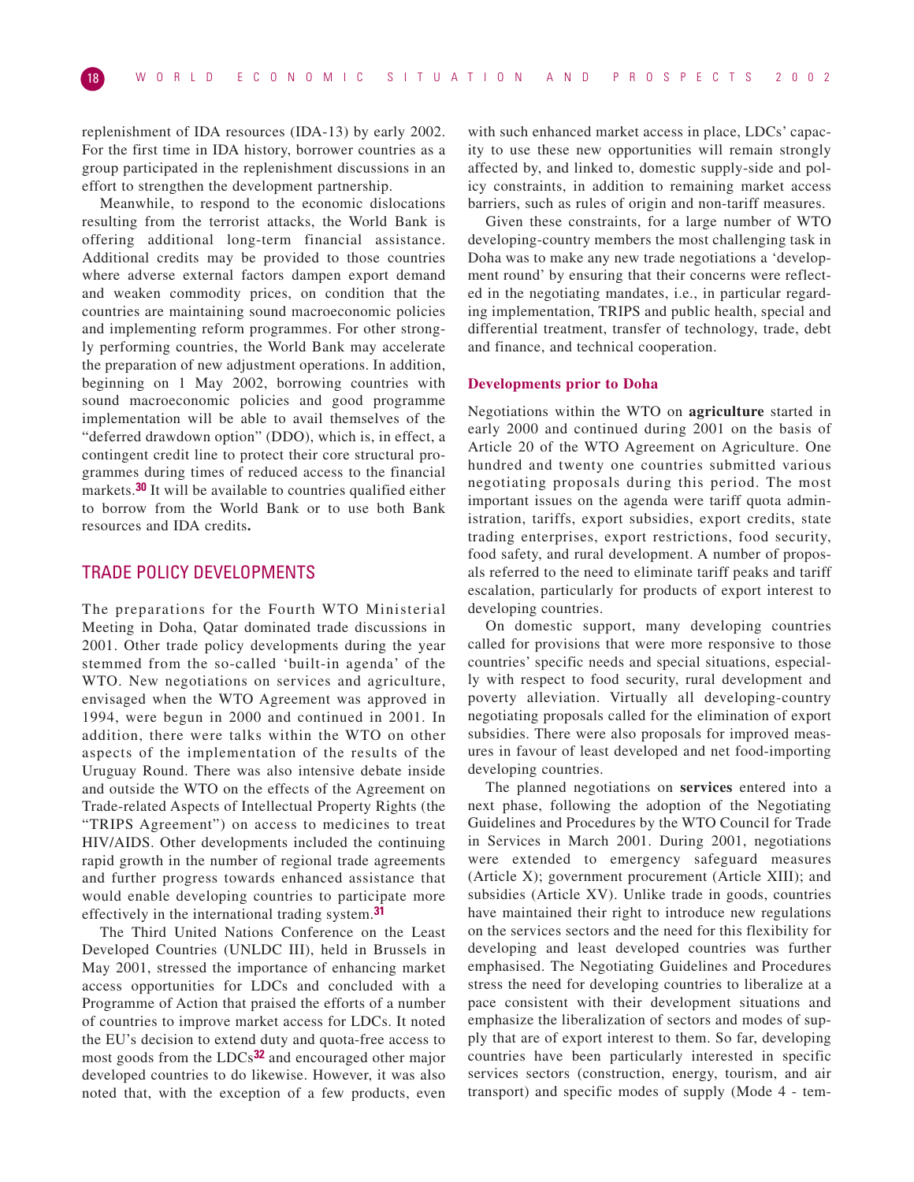replenishment of IDA resources (IDA-13) by early 2002. For the first time in IDA history, borrower countries as a group participated in the replenishment discussions in an effort to strengthen the development partnership.

Meanwhile, to respond to the economic dislocations resulting from the terrorist attacks, the World Bank is offering additional long-term financial assistance. Additional credits may be provided to those countries where adverse external factors dampen export demand and weaken commodity prices, on condition that the countries are maintaining sound macroeconomic policies and implementing reform programmes. For other strongly performing countries, the World Bank may accelerate the preparation of new adjustment operations. In addition, beginning on 1 May 2002, borrowing countries with sound macroeconomic policies and good programme implementation will be able to avail themselves of the "deferred drawdown option" (DDO), which is, in effect, a contingent credit line to protect their core structural programmes during times of reduced access to the financial markets.[30] It will be available to countries qualified either to borrow from the World Bank or to use both Bank resources and IDA credits**.**

## TRADE POLICY DEVELOPMENTS

The preparations for the Fourth WTO Ministerial Meeting in Doha, Qatar dominated trade discussions in 2001. Other trade policy developments during the year stemmed from the so-called 'built-in agenda' of the WTO. New negotiations on services and agriculture, envisaged when the WTO Agreement was approved in 1994, were begun in 2000 and continued in 2001. In addition, there were talks within the WTO on other aspects of the implementation of the results of the Uruguay Round. There was also intensive debate inside and outside the WTO on the effects of the Agreement on Trade-related Aspects of Intellectual Property Rights (the "TRIPS Agreement") on access to medicines to treat HIV/AIDS. Other developments included the continuing rapid growth in the number of regional trade agreements and further progress towards enhanced assistance that would enable developing countries to participate more effectively in the international trading system.[31]

The Third United Nations Conference on the Least Developed Countries (UNLDC III), held in Brussels in May 2001, stressed the importance of enhancing market access opportunities for LDCs and concluded with a Programme of Action that praised the efforts of a number of countries to improve market access for LDCs. It noted the EU's decision to extend duty and quota-free access to most goods from the LDCs[32] and encouraged other major developed countries to do likewise. However, it was also noted that, with the exception of a few products, even with such enhanced market access in place, LDCs' capacity to use these new opportunities will remain strongly affected by, and linked to, domestic supply-side and policy constraints, in addition to remaining market access barriers, such as rules of origin and non-tariff measures.

Given these constraints, for a large number of WTO developing-country members the most challenging task in Doha was to make any new trade negotiations a 'development round' by ensuring that their concerns were reflected in the negotiating mandates, i.e., in particular regarding implementation, TRIPS and public health, special and differential treatment, transfer of technology, trade, debt and finance, and technical cooperation.

### Developments prior to Doha

Negotiations within the WTO on **agriculture** started in early 2000 and continued during 2001 on the basis of Article 20 of the WTO Agreement on Agriculture. One hundred and twenty one countries submitted various negotiating proposals during this period. The most important issues on the agenda were tariff quota administration, tariffs, export subsidies, export credits, state trading enterprises, export restrictions, food security, food safety, and rural development. A number of proposals referred to the need to eliminate tariff peaks and tariff escalation, particularly for products of export interest to developing countries.

On domestic support, many developing countries called for provisions that were more responsive to those countries' specific needs and special situations, especially with respect to food security, rural development and poverty alleviation. Virtually all developing-country negotiating proposals called for the elimination of export subsidies. There were also proposals for improved measures in favour of least developed and net food-importing developing countries.

The planned negotiations on **services** entered into a next phase, following the adoption of the Negotiating Guidelines and Procedures by the WTO Council for Trade in Services in March 2001. During 2001, negotiations were extended to emergency safeguard measures (Article X); government procurement (Article XIII); and subsidies (Article XV). Unlike trade in goods, countries have maintained their right to introduce new regulations on the services sectors and the need for this flexibility for developing and least developed countries was further emphasised. The Negotiating Guidelines and Procedures stress the need for developing countries to liberalize at a pace consistent with their development situations and emphasize the liberalization of sectors and modes of supply that are of export interest to them. So far, developing countries have been particularly interested in specific services sectors (construction, energy, tourism, and air transport) and specific modes of supply (Mode 4 - tem-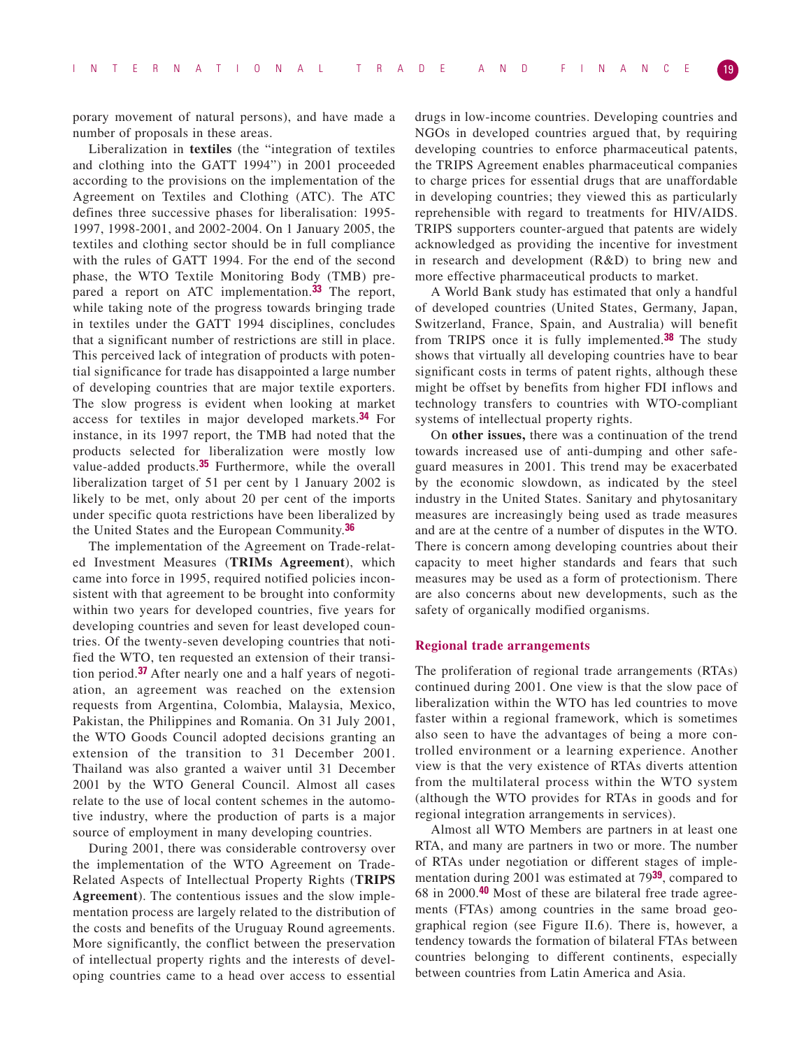porary movement of natural persons), and have made a number of proposals in these areas.

Liberalization in **textiles** (the "integration of textiles and clothing into the GATT 1994") in 2001 proceeded according to the provisions on the implementation of the Agreement on Textiles and Clothing (ATC). The ATC defines three successive phases for liberalisation: 1995-1997, 1998-2001, and 2002-2004. On 1 January 2005, the textiles and clothing sector should be in full compliance with the rules of GATT 1994. For the end of the second phase, the WTO Textile Monitoring Body (TMB) prepared a report on ATC implementation.[33] The report, while taking note of the progress towards bringing trade in textiles under the GATT 1994 disciplines, concludes that a significant number of restrictions are still in place. This perceived lack of integration of products with potential significance for trade has disappointed a large number of developing countries that are major textile exporters. The slow progress is evident when looking at market access for textiles in major developed markets.[34] For instance, in its 1997 report, the TMB had noted that the products selected for liberalization were mostly low value-added products.[35] Furthermore, while the overall liberalization target of 51 per cent by 1 January 2002 is likely to be met, only about 20 per cent of the imports under specific quota restrictions have been liberalized by the United States and the European Community.[36]

The implementation of the Agreement on Trade-related Investment Measures (**TRIMs Agreement**), which came into force in 1995, required notified policies inconsistent with that agreement to be brought into conformity within two years for developed countries, five years for developing countries and seven for least developed countries. Of the twenty-seven developing countries that notified the WTO, ten requested an extension of their transition period.[37] After nearly one and a half years of negotiation, an agreement was reached on the extension requests from Argentina, Colombia, Malaysia, Mexico, Pakistan, the Philippines and Romania. On 31 July 2001, the WTO Goods Council adopted decisions granting an extension of the transition to 31 December 2001. Thailand was also granted a waiver until 31 December 2001 by the WTO General Council. Almost all cases relate to the use of local content schemes in the automotive industry, where the production of parts is a major source of employment in many developing countries.

During 2001, there was considerable controversy over the implementation of the WTO Agreement on Trade-Related Aspects of Intellectual Property Rights (**TRIPS Agreement**). The contentious issues and the slow implementation process are largely related to the distribution of the costs and benefits of the Uruguay Round agreements. More significantly, the conflict between the preservation of intellectual property rights and the interests of developing countries came to a head over access to essential drugs in low-income countries. Developing countries and NGOs in developed countries argued that, by requiring developing countries to enforce pharmaceutical patents, the TRIPS Agreement enables pharmaceutical companies to charge prices for essential drugs that are unaffordable in developing countries; they viewed this as particularly reprehensible with regard to treatments for HIV/AIDS. TRIPS supporters counter-argued that patents are widely acknowledged as providing the incentive for investment in research and development (R&D) to bring new and more effective pharmaceutical products to market.

A World Bank study has estimated that only a handful of developed countries (United States, Germany, Japan, Switzerland, France, Spain, and Australia) will benefit from TRIPS once it is fully implemented.[38] The study shows that virtually all developing countries have to bear significant costs in terms of patent rights, although these might be offset by benefits from higher FDI inflows and technology transfers to countries with WTO-compliant systems of intellectual property rights.

On **other issues,** there was a continuation of the trend towards increased use of anti-dumping and other safeguard measures in 2001. This trend may be exacerbated by the economic slowdown, as indicated by the steel industry in the United States. Sanitary and phytosanitary measures are increasingly being used as trade measures and are at the centre of a number of disputes in the WTO. There is concern among developing countries about their capacity to meet higher standards and fears that such measures may be used as a form of protectionism. There are also concerns about new developments, such as the safety of organically modified organisms.

### Regional trade arrangements

The proliferation of regional trade arrangements (RTAs) continued during 2001. One view is that the slow pace of liberalization within the WTO has led countries to move faster within a regional framework, which is sometimes also seen to have the advantages of being a more controlled environment or a learning experience. Another view is that the very existence of RTAs diverts attention from the multilateral process within the WTO system (although the WTO provides for RTAs in goods and for regional integration arrangements in services).

Almost all WTO Members are partners in at least one RTA, and many are partners in two or more. The number of RTAs under negotiation or different stages of implementation during 2001 was estimated at 79[39], compared to 68 in 2000.[40] Most of these are bilateral free trade agreements (FTAs) among countries in the same broad geographical region (see Figure II.6). There is, however, a tendency towards the formation of bilateral FTAs between countries belonging to different continents, especially between countries from Latin America and Asia.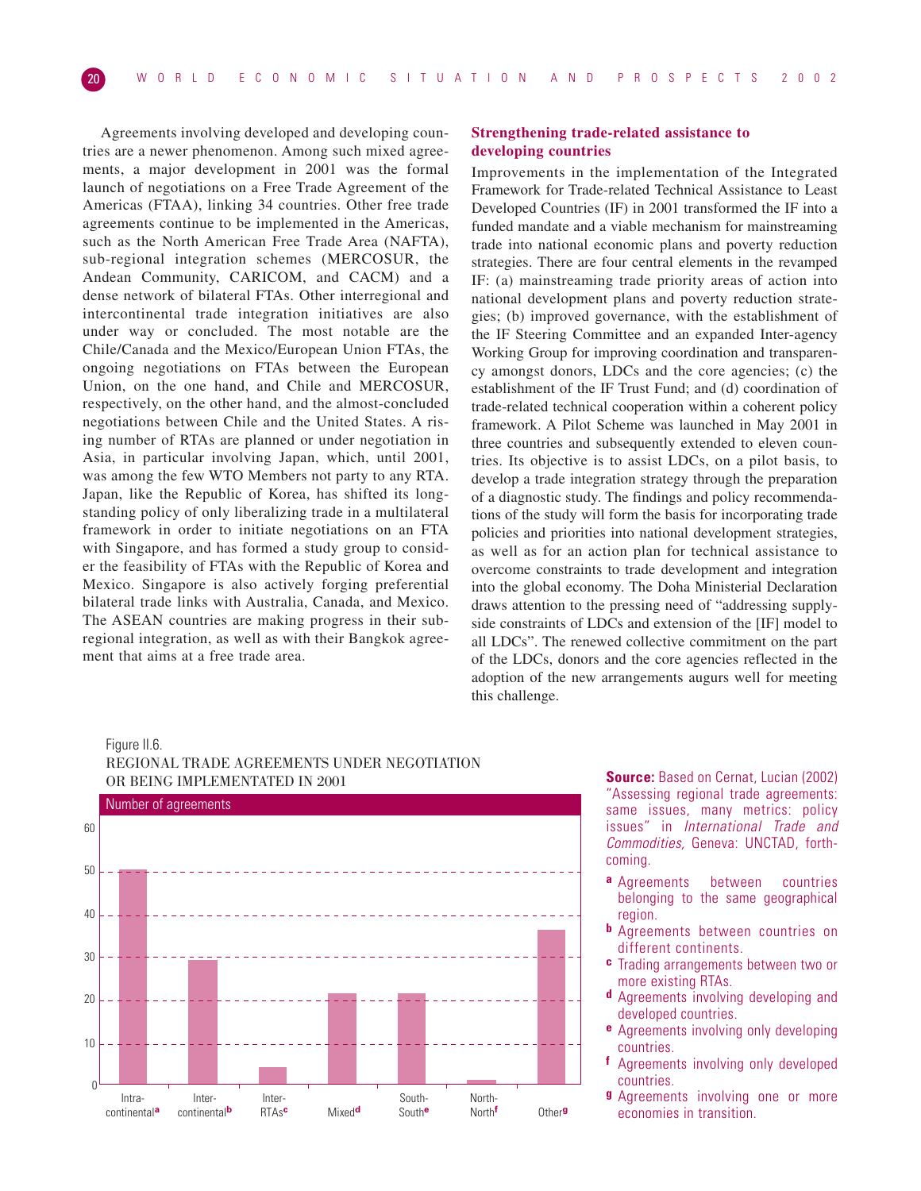Agreements involving developed and developing countries are a newer phenomenon. Among such mixed agreements, a major development in 2001 was the formal launch of negotiations on a Free Trade Agreement of the Americas (FTAA), linking 34 countries. Other free trade agreements continue to be implemented in the Americas, such as the North American Free Trade Area (NAFTA), sub-regional integration schemes (MERCOSUR, the Andean Community, CARICOM, and CACM) and a dense network of bilateral FTAs. Other interregional and intercontinental trade integration initiatives are also under way or concluded. The most notable are the Chile/Canada and the Mexico/European Union FTAs, the ongoing negotiations on FTAs between the European Union, on the one hand, and Chile and MERCOSUR, respectively, on the other hand, and the almost-concluded negotiations between Chile and the United States. A rising number of RTAs are planned or under negotiation in Asia, in particular involving Japan, which, until 2001, was among the few WTO Members not party to any RTA. Japan, like the Republic of Korea, has shifted its long-standing policy of only liberalizing trade in a multilateral framework in order to initiate negotiations on an FTA with Singapore, and has formed a study group to consider the feasibility of FTAs with the Republic of Korea and Mexico. Singapore is also actively forging preferential bilateral trade links with Australia, Canada, and Mexico. The ASEAN countries are making progress in their sub-regional integration, as well as with their Bangkok agreement that aims at a free trade area.

## Strengthening trade-related assistance to developing countries

Improvements in the implementation of the Integrated Framework for Trade-related Technical Assistance to Least Developed Countries (IF) in 2001 transformed the IF into a funded mandate and a viable mechanism for mainstreaming trade into national economic plans and poverty reduction strategies. There are four central elements in the revamped IF: (a) mainstreaming trade priority areas of action into national development plans and poverty reduction strategies; (b) improved governance, with the establishment of the IF Steering Committee and an expanded Inter-agency Working Group for improving coordination and transparency amongst donors, LDCs and the core agencies; (c) the establishment of the IF Trust Fund; and (d) coordination of trade-related technical cooperation within a coherent policy framework. A Pilot Scheme was launched in May 2001 in three countries and subsequently extended to eleven countries. Its objective is to assist LDCs, on a pilot basis, to develop a trade integration strategy through the preparation of a diagnostic study. The findings and policy recommendations of the study will form the basis for incorporating trade policies and priorities into national development strategies, as well as for an action plan for technical assistance to overcome constraints to trade development and integration into the global economy. The Doha Ministerial Declaration draws attention to the pressing need of "addressing supply-side constraints of LDCs and extension of the [IF] model to all LDCs". The renewed collective commitment on the part of the LDCs, donors and the core agencies reflected in the adoption of the new arrangements augurs well for meeting this challenge.

Figure II.6.
REGIONAL TRADE AGREEMENTS UNDER NEGOTIATION OR BEING IMPLEMENTATED IN 2001

Number of agreements

| Category | Number of agreements (approx.) |
|---|---|
| Intra-continental[a] | 50 |
| Inter-continental[b] | 29 |
| Inter-RTAs[c] | 4 |
| Mixed[d] | 21 |
| South-South[e] | 21 |
| North-North[f] | 1 |
| Other[g] | 36 |

**Source:** Based on Cernat, Lucian (2002) "Assessing regional trade agreements: same issues, many metrics: policy issues" in *International Trade and Commodities,* Geneva: UNCTAD, forthcoming.

- [a] Agreements between countries belonging to the same geographical region.
- [b] Agreements between countries on different continents.
- [c] Trading arrangements between two or more existing RTAs.
- [d] Agreements involving developing and developed countries.
- [e] Agreements involving only developing countries.
- [f] Agreements involving only developed countries.
- [g] Agreements involving one or more economies in transition.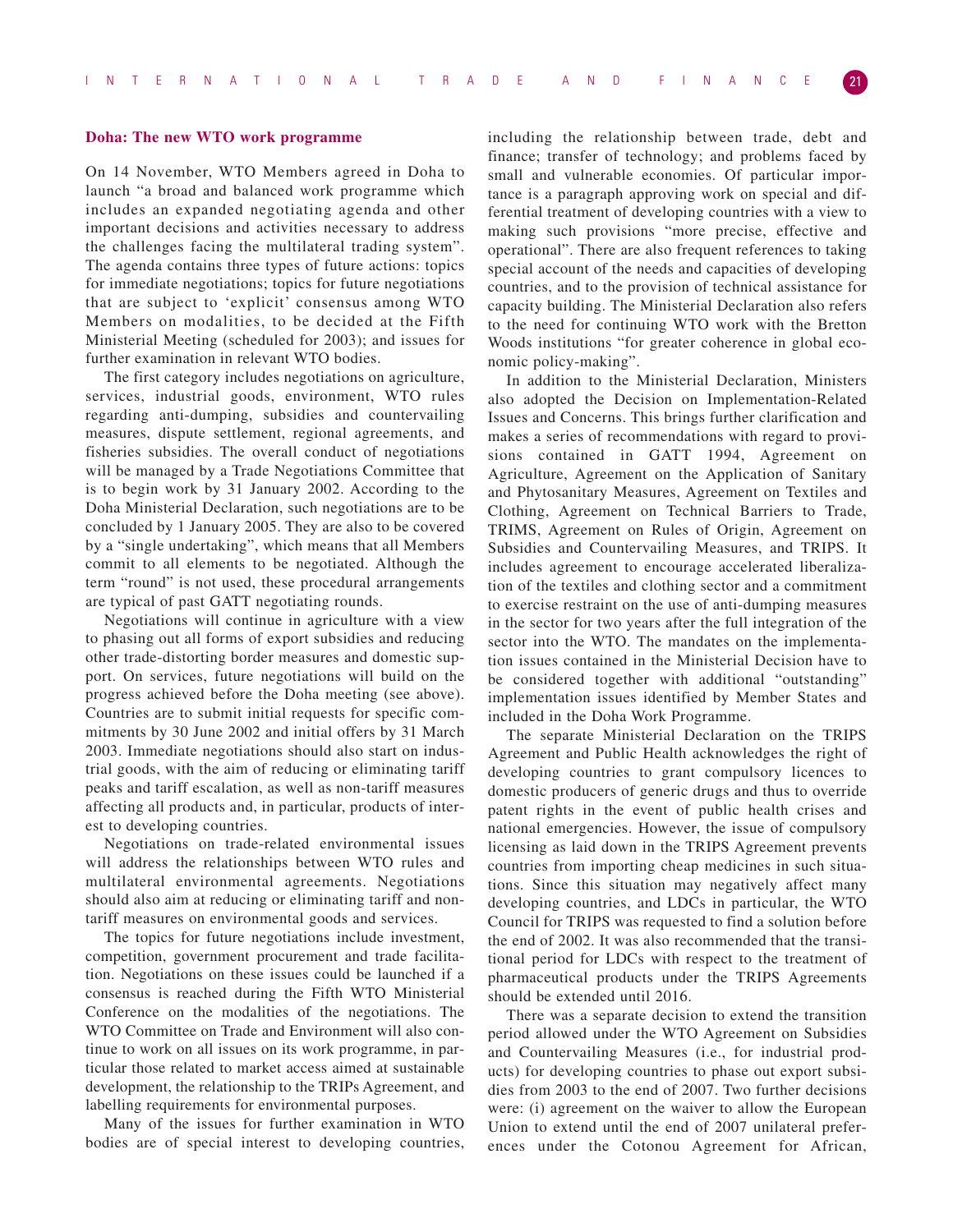### Doha: The new WTO work programme

On 14 November, WTO Members agreed in Doha to launch "a broad and balanced work programme which includes an expanded negotiating agenda and other important decisions and activities necessary to address the challenges facing the multilateral trading system". The agenda contains three types of future actions: topics for immediate negotiations; topics for future negotiations that are subject to 'explicit' consensus among WTO Members on modalities, to be decided at the Fifth Ministerial Meeting (scheduled for 2003); and issues for further examination in relevant WTO bodies.

The first category includes negotiations on agriculture, services, industrial goods, environment, WTO rules regarding anti-dumping, subsidies and countervailing measures, dispute settlement, regional agreements, and fisheries subsidies. The overall conduct of negotiations will be managed by a Trade Negotiations Committee that is to begin work by 31 January 2002. According to the Doha Ministerial Declaration, such negotiations are to be concluded by 1 January 2005. They are also to be covered by a "single undertaking", which means that all Members commit to all elements to be negotiated. Although the term "round" is not used, these procedural arrangements are typical of past GATT negotiating rounds.

Negotiations will continue in agriculture with a view to phasing out all forms of export subsidies and reducing other trade-distorting border measures and domestic support. On services, future negotiations will build on the progress achieved before the Doha meeting (see above). Countries are to submit initial requests for specific commitments by 30 June 2002 and initial offers by 31 March 2003. Immediate negotiations should also start on industrial goods, with the aim of reducing or eliminating tariff peaks and tariff escalation, as well as non-tariff measures affecting all products and, in particular, products of interest to developing countries.

Negotiations on trade-related environmental issues will address the relationships between WTO rules and multilateral environmental agreements. Negotiations should also aim at reducing or eliminating tariff and non-tariff measures on environmental goods and services.

The topics for future negotiations include investment, competition, government procurement and trade facilitation. Negotiations on these issues could be launched if a consensus is reached during the Fifth WTO Ministerial Conference on the modalities of the negotiations. The WTO Committee on Trade and Environment will also continue to work on all issues on its work programme, in particular those related to market access aimed at sustainable development, the relationship to the TRIPs Agreement, and labelling requirements for environmental purposes.

Many of the issues for further examination in WTO bodies are of special interest to developing countries, including the relationship between trade, debt and finance; transfer of technology; and problems faced by small and vulnerable economies. Of particular importance is a paragraph approving work on special and differential treatment of developing countries with a view to making such provisions "more precise, effective and operational". There are also frequent references to taking special account of the needs and capacities of developing countries, and to the provision of technical assistance for capacity building. The Ministerial Declaration also refers to the need for continuing WTO work with the Bretton Woods institutions "for greater coherence in global economic policy-making".

In addition to the Ministerial Declaration, Ministers also adopted the Decision on Implementation-Related Issues and Concerns. This brings further clarification and makes a series of recommendations with regard to provisions contained in GATT 1994, Agreement on Agriculture, Agreement on the Application of Sanitary and Phytosanitary Measures, Agreement on Textiles and Clothing, Agreement on Technical Barriers to Trade, TRIMS, Agreement on Rules of Origin, Agreement on Subsidies and Countervailing Measures, and TRIPS. It includes agreement to encourage accelerated liberalization of the textiles and clothing sector and a commitment to exercise restraint on the use of anti-dumping measures in the sector for two years after the full integration of the sector into the WTO. The mandates on the implementation issues contained in the Ministerial Decision have to be considered together with additional "outstanding" implementation issues identified by Member States and included in the Doha Work Programme.

The separate Ministerial Declaration on the TRIPS Agreement and Public Health acknowledges the right of developing countries to grant compulsory licences to domestic producers of generic drugs and thus to override patent rights in the event of public health crises and national emergencies. However, the issue of compulsory licensing as laid down in the TRIPS Agreement prevents countries from importing cheap medicines in such situations. Since this situation may negatively affect many developing countries, and LDCs in particular, the WTO Council for TRIPS was requested to find a solution before the end of 2002. It was also recommended that the transitional period for LDCs with respect to the treatment of pharmaceutical products under the TRIPS Agreements should be extended until 2016.

There was a separate decision to extend the transition period allowed under the WTO Agreement on Subsidies and Countervailing Measures (i.e., for industrial products) for developing countries to phase out export subsidies from 2003 to the end of 2007. Two further decisions were: (i) agreement on the waiver to allow the European Union to extend until the end of 2007 unilateral preferences under the Cotonou Agreement for African,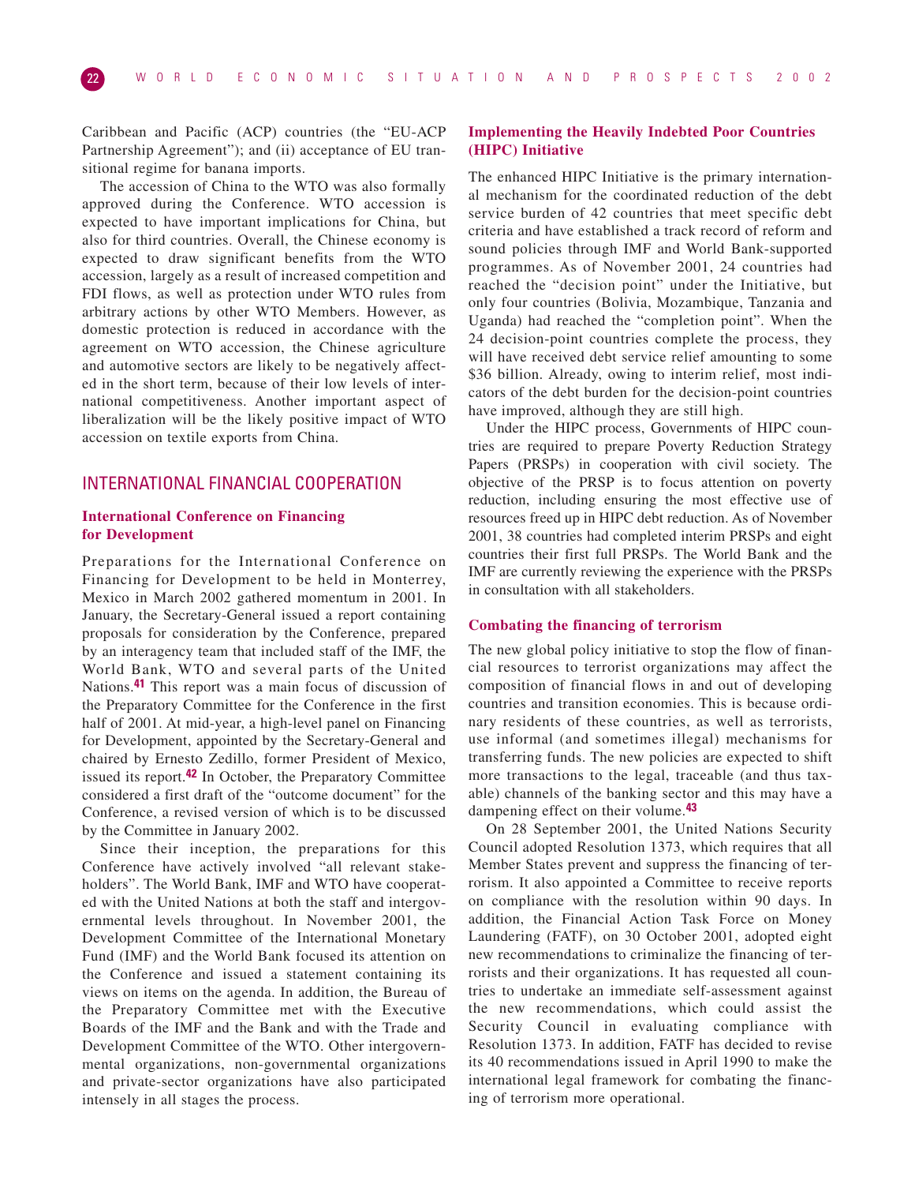Caribbean and Pacific (ACP) countries (the "EU-ACP Partnership Agreement"); and (ii) acceptance of EU transitional regime for banana imports.

The accession of China to the WTO was also formally approved during the Conference. WTO accession is expected to have important implications for China, but also for third countries. Overall, the Chinese economy is expected to draw significant benefits from the WTO accession, largely as a result of increased competition and FDI flows, as well as protection under WTO rules from arbitrary actions by other WTO Members. However, as domestic protection is reduced in accordance with the agreement on WTO accession, the Chinese agriculture and automotive sectors are likely to be negatively affected in the short term, because of their low levels of international competitiveness. Another important aspect of liberalization will be the likely positive impact of WTO accession on textile exports from China.

## INTERNATIONAL FINANCIAL COOPERATION

### International Conference on Financing for Development

Preparations for the International Conference on Financing for Development to be held in Monterrey, Mexico in March 2002 gathered momentum in 2001. In January, the Secretary-General issued a report containing proposals for consideration by the Conference, prepared by an interagency team that included staff of the IMF, the World Bank, WTO and several parts of the United Nations.[41] This report was a main focus of discussion of the Preparatory Committee for the Conference in the first half of 2001. At mid-year, a high-level panel on Financing for Development, appointed by the Secretary-General and chaired by Ernesto Zedillo, former President of Mexico, issued its report.[42] In October, the Preparatory Committee considered a first draft of the "outcome document" for the Conference, a revised version of which is to be discussed by the Committee in January 2002.

Since their inception, the preparations for this Conference have actively involved "all relevant stakeholders". The World Bank, IMF and WTO have cooperated with the United Nations at both the staff and intergovernmental levels throughout. In November 2001, the Development Committee of the International Monetary Fund (IMF) and the World Bank focused its attention on the Conference and issued a statement containing its views on items on the agenda. In addition, the Bureau of the Preparatory Committee met with the Executive Boards of the IMF and the Bank and with the Trade and Development Committee of the WTO. Other intergovernmental organizations, non-governmental organizations and private-sector organizations have also participated intensely in all stages the process.

### Implementing the Heavily Indebted Poor Countries (HIPC) Initiative

The enhanced HIPC Initiative is the primary international mechanism for the coordinated reduction of the debt service burden of 42 countries that meet specific debt criteria and have established a track record of reform and sound policies through IMF and World Bank-supported programmes. As of November 2001, 24 countries had reached the "decision point" under the Initiative, but only four countries (Bolivia, Mozambique, Tanzania and Uganda) had reached the "completion point". When the 24 decision-point countries complete the process, they will have received debt service relief amounting to some \$36 billion. Already, owing to interim relief, most indicators of the debt burden for the decision-point countries have improved, although they are still high.

Under the HIPC process, Governments of HIPC countries are required to prepare Poverty Reduction Strategy Papers (PRSPs) in cooperation with civil society. The objective of the PRSP is to focus attention on poverty reduction, including ensuring the most effective use of resources freed up in HIPC debt reduction. As of November 2001, 38 countries had completed interim PRSPs and eight countries their first full PRSPs. The World Bank and the IMF are currently reviewing the experience with the PRSPs in consultation with all stakeholders.

### Combating the financing of terrorism

The new global policy initiative to stop the flow of financial resources to terrorist organizations may affect the composition of financial flows in and out of developing countries and transition economies. This is because ordinary residents of these countries, as well as terrorists, use informal (and sometimes illegal) mechanisms for transferring funds. The new policies are expected to shift more transactions to the legal, traceable (and thus taxable) channels of the banking sector and this may have a dampening effect on their volume.[43]

On 28 September 2001, the United Nations Security Council adopted Resolution 1373, which requires that all Member States prevent and suppress the financing of terrorism. It also appointed a Committee to receive reports on compliance with the resolution within 90 days. In addition, the Financial Action Task Force on Money Laundering (FATF), on 30 October 2001, adopted eight new recommendations to criminalize the financing of terrorists and their organizations. It has requested all countries to undertake an immediate self-assessment against the new recommendations, which could assist the Security Council in evaluating compliance with Resolution 1373. In addition, FATF has decided to revise its 40 recommendations issued in April 1990 to make the international legal framework for combating the financing of terrorism more operational.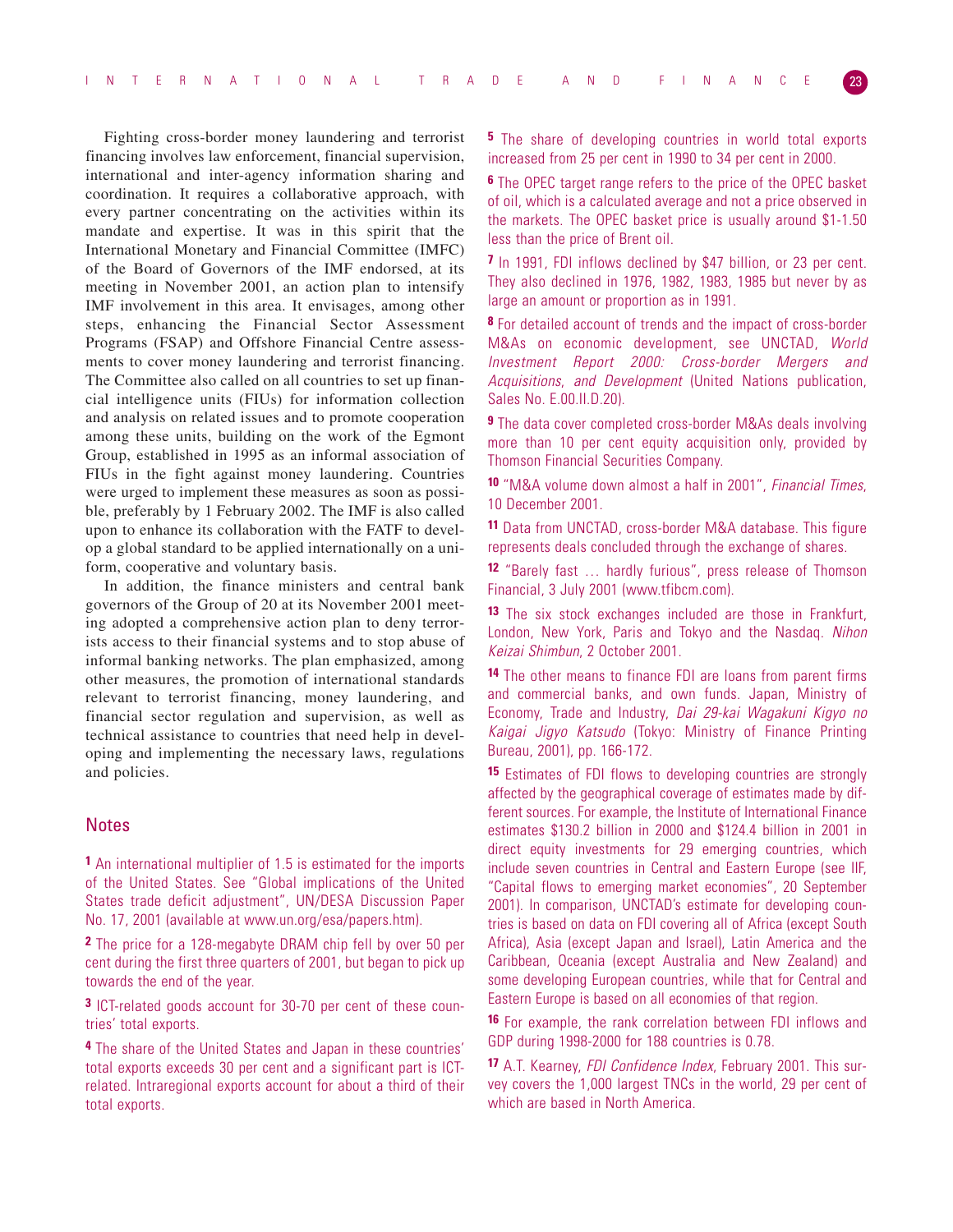Fighting cross-border money laundering and terrorist financing involves law enforcement, financial supervision, international and inter-agency information sharing and coordination. It requires a collaborative approach, with every partner concentrating on the activities within its mandate and expertise. It was in this spirit that the International Monetary and Financial Committee (IMFC) of the Board of Governors of the IMF endorsed, at its meeting in November 2001, an action plan to intensify IMF involvement in this area. It envisages, among other steps, enhancing the Financial Sector Assessment Programs (FSAP) and Offshore Financial Centre assessments to cover money laundering and terrorist financing. The Committee also called on all countries to set up financial intelligence units (FIUs) for information collection and analysis on related issues and to promote cooperation among these units, building on the work of the Egmont Group, established in 1995 as an informal association of FIUs in the fight against money laundering. Countries were urged to implement these measures as soon as possible, preferably by 1 February 2002. The IMF is also called upon to enhance its collaboration with the FATF to develop a global standard to be applied internationally on a uniform, cooperative and voluntary basis.

In addition, the finance ministers and central bank governors of the Group of 20 at its November 2001 meeting adopted a comprehensive action plan to deny terrorists access to their financial systems and to stop abuse of informal banking networks. The plan emphasized, among other measures, the promotion of international standards relevant to terrorist financing, money laundering, and financial sector regulation and supervision, as well as technical assistance to countries that need help in developing and implementing the necessary laws, regulations and policies.

## Notes

**1** An international multiplier of 1.5 is estimated for the imports of the United States. See "Global implications of the United States trade deficit adjustment", UN/DESA Discussion Paper No. 17, 2001 (available at www.un.org/esa/papers.htm).

**2** The price for a 128-megabyte DRAM chip fell by over 50 per cent during the first three quarters of 2001, but began to pick up towards the end of the year.

**3** ICT-related goods account for 30-70 per cent of these countries' total exports.

**4** The share of the United States and Japan in these countries' total exports exceeds 30 per cent and a significant part is ICT-related. Intraregional exports account for about a third of their total exports.

**5** The share of developing countries in world total exports increased from 25 per cent in 1990 to 34 per cent in 2000.

**6** The OPEC target range refers to the price of the OPEC basket of oil, which is a calculated average and not a price observed in the markets. The OPEC basket price is usually around $1-1.50 less than the price of Brent oil.

**7** In 1991, FDI inflows declined by $47 billion, or 23 per cent. They also declined in 1976, 1982, 1983, 1985 but never by as large an amount or proportion as in 1991.

**8** For detailed account of trends and the impact of cross-border M&As on economic development, see UNCTAD, *World Investment Report 2000: Cross-border Mergers and Acquisitions, and Development* (United Nations publication, Sales No. E.00.II.D.20).

**9** The data cover completed cross-border M&As deals involving more than 10 per cent equity acquisition only, provided by Thomson Financial Securities Company.

**10** "M&A volume down almost a half in 2001", *Financial Times*, 10 December 2001.

**11** Data from UNCTAD, cross-border M&A database. This figure represents deals concluded through the exchange of shares.

**12** "Barely fast … hardly furious", press release of Thomson Financial, 3 July 2001 (www.tfibcm.com).

**13** The six stock exchanges included are those in Frankfurt, London, New York, Paris and Tokyo and the Nasdaq. *Nihon Keizai Shimbun*, 2 October 2001.

**14** The other means to finance FDI are loans from parent firms and commercial banks, and own funds. Japan, Ministry of Economy, Trade and Industry, *Dai 29-kai Wagakuni Kigyo no Kaigai Jigyo Katsudo* (Tokyo: Ministry of Finance Printing Bureau, 2001), pp. 166-172.

**15** Estimates of FDI flows to developing countries are strongly affected by the geographical coverage of estimates made by different sources. For example, the Institute of International Finance estimates $130.2 billion in 2000 and $124.4 billion in 2001 in direct equity investments for 29 emerging countries, which include seven countries in Central and Eastern Europe (see IIF, "Capital flows to emerging market economies", 20 September 2001). In comparison, UNCTAD's estimate for developing countries is based on data on FDI covering all of Africa (except South Africa), Asia (except Japan and Israel), Latin America and the Caribbean, Oceania (except Australia and New Zealand) and some developing European countries, while that for Central and Eastern Europe is based on all economies of that region.

**16** For example, the rank correlation between FDI inflows and GDP during 1998-2000 for 188 countries is 0.78.

**17** A.T. Kearney, *FDI Confidence Index*, February 2001. This survey covers the 1,000 largest TNCs in the world, 29 per cent of which are based in North America.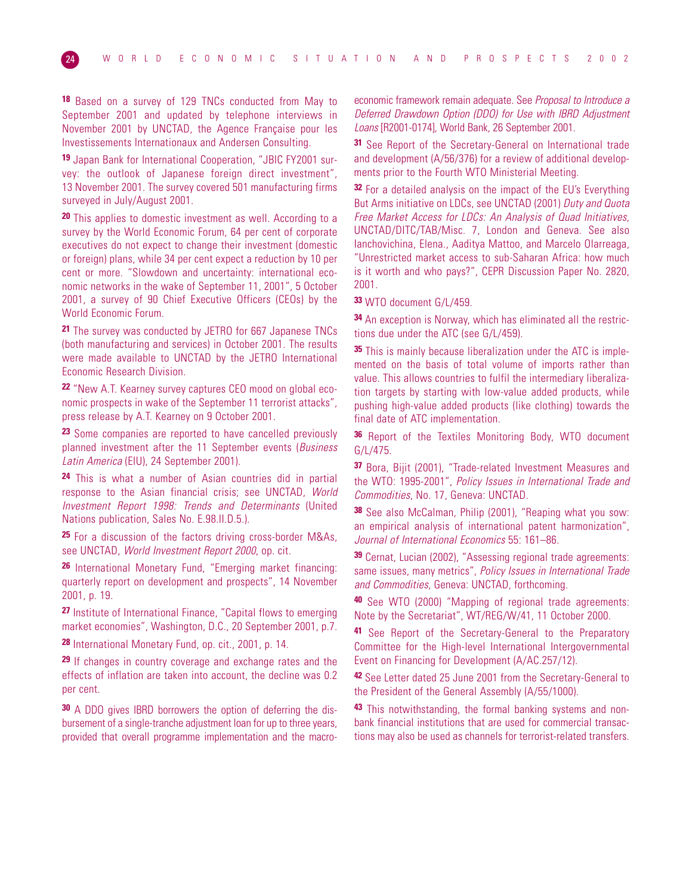[18] Based on a survey of 129 TNCs conducted from May to September 2001 and updated by telephone interviews in November 2001 by UNCTAD, the Agence Française pour les Investissements Internationaux and Andersen Consulting.

[19] Japan Bank for International Cooperation, "JBIC FY2001 survey: the outlook of Japanese foreign direct investment", 13 November 2001. The survey covered 501 manufacturing firms surveyed in July/August 2001.

[20] This applies to domestic investment as well. According to a survey by the World Economic Forum, 64 per cent of corporate executives do not expect to change their investment (domestic or foreign) plans, while 34 per cent expect a reduction by 10 per cent or more. "Slowdown and uncertainty: international economic networks in the wake of September 11, 2001", 5 October 2001, a survey of 90 Chief Executive Officers (CEOs) by the World Economic Forum.

[21] The survey was conducted by JETRO for 667 Japanese TNCs (both manufacturing and services) in October 2001. The results were made available to UNCTAD by the JETRO International Economic Research Division.

[22] "New A.T. Kearney survey captures CEO mood on global economic prospects in wake of the September 11 terrorist attacks", press release by A.T. Kearney on 9 October 2001.

[23] Some companies are reported to have cancelled previously planned investment after the 11 September events (*Business Latin America* (EIU), 24 September 2001).

[24] This is what a number of Asian countries did in partial response to the Asian financial crisis; see UNCTAD, *World Investment Report 1998: Trends and Determinants* (United Nations publication, Sales No. E.98.II.D.5.).

[25] For a discussion of the factors driving cross-border M&As, see UNCTAD, *World Investment Report 2000*, op. cit.

[26] International Monetary Fund, "Emerging market financing: quarterly report on development and prospects", 14 November 2001, p. 19.

[27] Institute of International Finance, "Capital flows to emerging market economies", Washington, D.C., 20 September 2001, p.7.

[28] International Monetary Fund, op. cit., 2001, p. 14.

[29] If changes in country coverage and exchange rates and the effects of inflation are taken into account, the decline was 0.2 per cent.

[30] A DDO gives IBRD borrowers the option of deferring the disbursement of a single-tranche adjustment loan for up to three years, provided that overall programme implementation and the macroeconomic framework remain adequate. See *Proposal to Introduce a Deferred Drawdown Option (DDO) for Use with IBRD Adjustment Loans* [R2001-0174], World Bank, 26 September 2001.

[31] See Report of the Secretary-General on International trade and development (A/56/376) for a review of additional developments prior to the Fourth WTO Ministerial Meeting.

[32] For a detailed analysis on the impact of the EU's Everything But Arms initiative on LDCs, see UNCTAD (2001) *Duty and Quota Free Market Access for LDCs: An Analysis of Quad Initiatives*, UNCTAD/DITC/TAB/Misc. 7, London and Geneva. See also Ianchovichina, Elena., Aaditya Mattoo, and Marcelo Olarreaga, "Unrestricted market access to sub-Saharan Africa: how much is it worth and who pays?", CEPR Discussion Paper No. 2820, 2001.

[33] WTO document G/L/459.

[34] An exception is Norway, which has eliminated all the restrictions due under the ATC (see G/L/459).

[35] This is mainly because liberalization under the ATC is implemented on the basis of total volume of imports rather than value. This allows countries to fulfil the intermediary liberalization targets by starting with low-value added products, while pushing high-value added products (like clothing) towards the final date of ATC implementation.

[36] Report of the Textiles Monitoring Body, WTO document G/L/475.

[37] Bora, Bijit (2001), "Trade-related Investment Measures and the WTO: 1995-2001", *Policy Issues in International Trade and Commodities*, No. 17, Geneva: UNCTAD.

[38] See also McCalman, Philip (2001), "Reaping what you sow: an empirical analysis of international patent harmonization", *Journal of International Economics* 55: 161–86.

[39] Cernat, Lucian (2002), "Assessing regional trade agreements: same issues, many metrics", *Policy Issues in International Trade and Commodities*, Geneva: UNCTAD, forthcoming.

[40] See WTO (2000) "Mapping of regional trade agreements: Note by the Secretariat", WT/REG/W/41, 11 October 2000.

[41] See Report of the Secretary-General to the Preparatory Committee for the High-level International Intergovernmental Event on Financing for Development (A/AC.257/12).

[42] See Letter dated 25 June 2001 from the Secretary-General to the President of the General Assembly (A/55/1000).

[43] This notwithstanding, the formal banking systems and non-bank financial institutions that are used for commercial transactions may also be used as channels for terrorist-related transfers.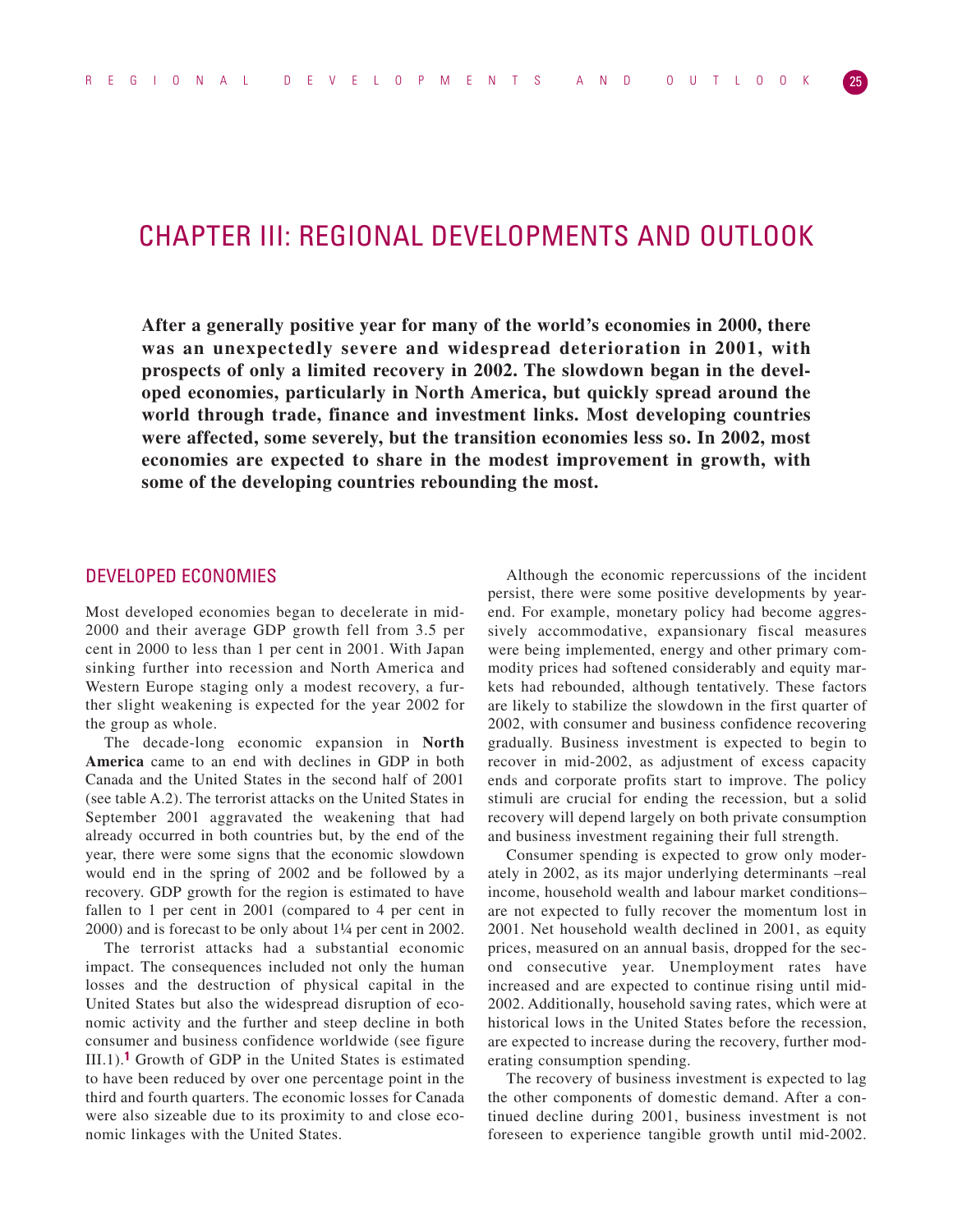# CHAPTER III: REGIONAL DEVELOPMENTS AND OUTLOOK

**After a generally positive year for many of the world's economies in 2000, there was an unexpectedly severe and widespread deterioration in 2001, with prospects of only a limited recovery in 2002. The slowdown began in the developed economies, particularly in North America, but quickly spread around the world through trade, finance and investment links. Most developing countries were affected, some severely, but the transition economies less so. In 2002, most economies are expected to share in the modest improvement in growth, with some of the developing countries rebounding the most.**

## DEVELOPED ECONOMIES

Most developed economies began to decelerate in mid-2000 and their average GDP growth fell from 3.5 per cent in 2000 to less than 1 per cent in 2001. With Japan sinking further into recession and North America and Western Europe staging only a modest recovery, a further slight weakening is expected for the year 2002 for the group as whole.

The decade-long economic expansion in **North America** came to an end with declines in GDP in both Canada and the United States in the second half of 2001 (see table A.2). The terrorist attacks on the United States in September 2001 aggravated the weakening that had already occurred in both countries but, by the end of the year, there were some signs that the economic slowdown would end in the spring of 2002 and be followed by a recovery. GDP growth for the region is estimated to have fallen to 1 per cent in 2001 (compared to 4 per cent in 2000) and is forecast to be only about 1¼ per cent in 2002.

The terrorist attacks had a substantial economic impact. The consequences included not only the human losses and the destruction of physical capital in the United States but also the widespread disruption of economic activity and the further and steep decline in both consumer and business confidence worldwide (see figure III.1).[1] Growth of GDP in the United States is estimated to have been reduced by over one percentage point in the third and fourth quarters. The economic losses for Canada were also sizeable due to its proximity to and close economic linkages with the United States.

Although the economic repercussions of the incident persist, there were some positive developments by year-end. For example, monetary policy had become aggressively accommodative, expansionary fiscal measures were being implemented, energy and other primary commodity prices had softened considerably and equity markets had rebounded, although tentatively. These factors are likely to stabilize the slowdown in the first quarter of 2002, with consumer and business confidence recovering gradually. Business investment is expected to begin to recover in mid-2002, as adjustment of excess capacity ends and corporate profits start to improve. The policy stimuli are crucial for ending the recession, but a solid recovery will depend largely on both private consumption and business investment regaining their full strength.

Consumer spending is expected to grow only moderately in 2002, as its major underlying determinants –real income, household wealth and labour market conditions– are not expected to fully recover the momentum lost in 2001. Net household wealth declined in 2001, as equity prices, measured on an annual basis, dropped for the second consecutive year. Unemployment rates have increased and are expected to continue rising until mid-2002. Additionally, household saving rates, which were at historical lows in the United States before the recession, are expected to increase during the recovery, further moderating consumption spending.

The recovery of business investment is expected to lag the other components of domestic demand. After a continued decline during 2001, business investment is not foreseen to experience tangible growth until mid-2002.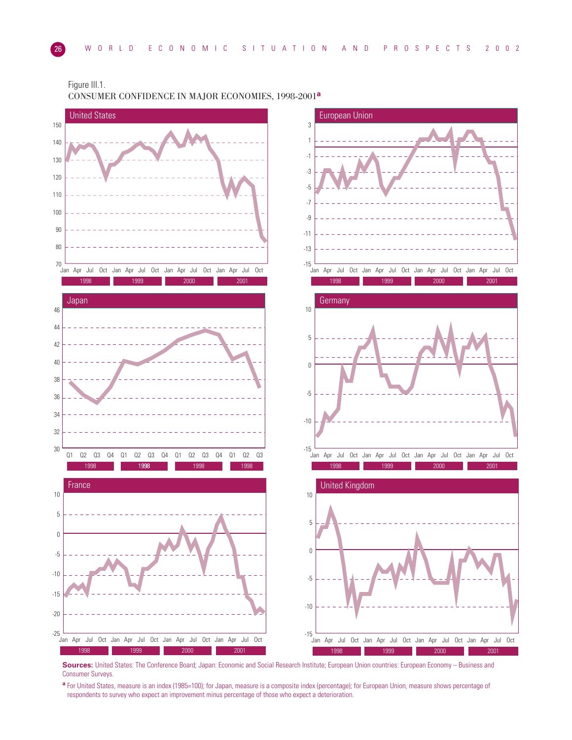Figure III.1.
CONSUMER CONFIDENCE IN MAJOR ECONOMIES, 1998-2001[a]

**Sources:** United States: The Conference Board; Japan: Economic and Social Research Institute; European Union countries: European Economy – Business and Consumer Surveys.

[a] For United States, measure is an index (1985=100); for Japan, measure is a composite index (percentage); for European Union, measure shows percentage of respondents to survey who expect an improvement minus percentage of those who expect a deterioration.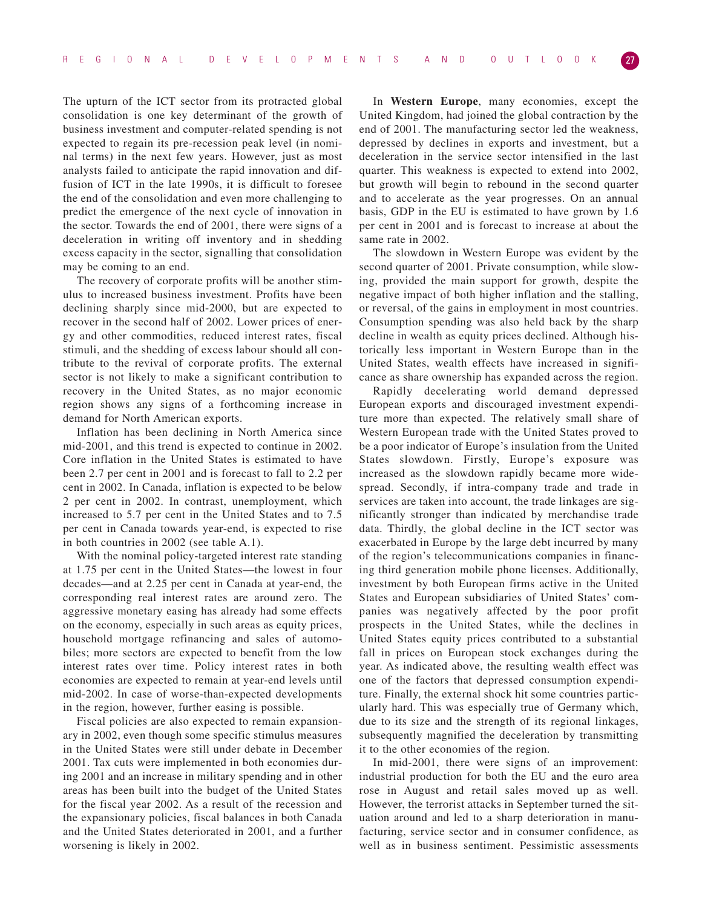The upturn of the ICT sector from its protracted global consolidation is one key determinant of the growth of business investment and computer-related spending is not expected to regain its pre-recession peak level (in nominal terms) in the next few years. However, just as most analysts failed to anticipate the rapid innovation and diffusion of ICT in the late 1990s, it is difficult to foresee the end of the consolidation and even more challenging to predict the emergence of the next cycle of innovation in the sector. Towards the end of 2001, there were signs of a deceleration in writing off inventory and in shedding excess capacity in the sector, signalling that consolidation may be coming to an end.

The recovery of corporate profits will be another stimulus to increased business investment. Profits have been declining sharply since mid-2000, but are expected to recover in the second half of 2002. Lower prices of energy and other commodities, reduced interest rates, fiscal stimuli, and the shedding of excess labour should all contribute to the revival of corporate profits. The external sector is not likely to make a significant contribution to recovery in the United States, as no major economic region shows any signs of a forthcoming increase in demand for North American exports.

Inflation has been declining in North America since mid-2001, and this trend is expected to continue in 2002. Core inflation in the United States is estimated to have been 2.7 per cent in 2001 and is forecast to fall to 2.2 per cent in 2002. In Canada, inflation is expected to be below 2 per cent in 2002. In contrast, unemployment, which increased to 5.7 per cent in the United States and to 7.5 per cent in Canada towards year-end, is expected to rise in both countries in 2002 (see table A.1).

With the nominal policy-targeted interest rate standing at 1.75 per cent in the United States—the lowest in four decades—and at 2.25 per cent in Canada at year-end, the corresponding real interest rates are around zero. The aggressive monetary easing has already had some effects on the economy, especially in such areas as equity prices, household mortgage refinancing and sales of automobiles; more sectors are expected to benefit from the low interest rates over time. Policy interest rates in both economies are expected to remain at year-end levels until mid-2002. In case of worse-than-expected developments in the region, however, further easing is possible.

Fiscal policies are also expected to remain expansionary in 2002, even though some specific stimulus measures in the United States were still under debate in December 2001. Tax cuts were implemented in both economies during 2001 and an increase in military spending and in other areas has been built into the budget of the United States for the fiscal year 2002. As a result of the recession and the expansionary policies, fiscal balances in both Canada and the United States deteriorated in 2001, and a further worsening is likely in 2002.

In **Western Europe**, many economies, except the United Kingdom, had joined the global contraction by the end of 2001. The manufacturing sector led the weakness, depressed by declines in exports and investment, but a deceleration in the service sector intensified in the last quarter. This weakness is expected to extend into 2002, but growth will begin to rebound in the second quarter and to accelerate as the year progresses. On an annual basis, GDP in the EU is estimated to have grown by 1.6 per cent in 2001 and is forecast to increase at about the same rate in 2002.

The slowdown in Western Europe was evident by the second quarter of 2001. Private consumption, while slowing, provided the main support for growth, despite the negative impact of both higher inflation and the stalling, or reversal, of the gains in employment in most countries. Consumption spending was also held back by the sharp decline in wealth as equity prices declined. Although historically less important in Western Europe than in the United States, wealth effects have increased in significance as share ownership has expanded across the region.

Rapidly decelerating world demand depressed European exports and discouraged investment expenditure more than expected. The relatively small share of Western European trade with the United States proved to be a poor indicator of Europe's insulation from the United States slowdown. Firstly, Europe's exposure was increased as the slowdown rapidly became more widespread. Secondly, if intra-company trade and trade in services are taken into account, the trade linkages are significantly stronger than indicated by merchandise trade data. Thirdly, the global decline in the ICT sector was exacerbated in Europe by the large debt incurred by many of the region's telecommunications companies in financing third generation mobile phone licenses. Additionally, investment by both European firms active in the United States and European subsidiaries of United States' companies was negatively affected by the poor profit prospects in the United States, while the declines in United States equity prices contributed to a substantial fall in prices on European stock exchanges during the year. As indicated above, the resulting wealth effect was one of the factors that depressed consumption expenditure. Finally, the external shock hit some countries particularly hard. This was especially true of Germany which, due to its size and the strength of its regional linkages, subsequently magnified the deceleration by transmitting it to the other economies of the region.

In mid-2001, there were signs of an improvement: industrial production for both the EU and the euro area rose in August and retail sales moved up as well. However, the terrorist attacks in September turned the situation around and led to a sharp deterioration in manufacturing, service sector and in consumer confidence, as well as in business sentiment. Pessimistic assessments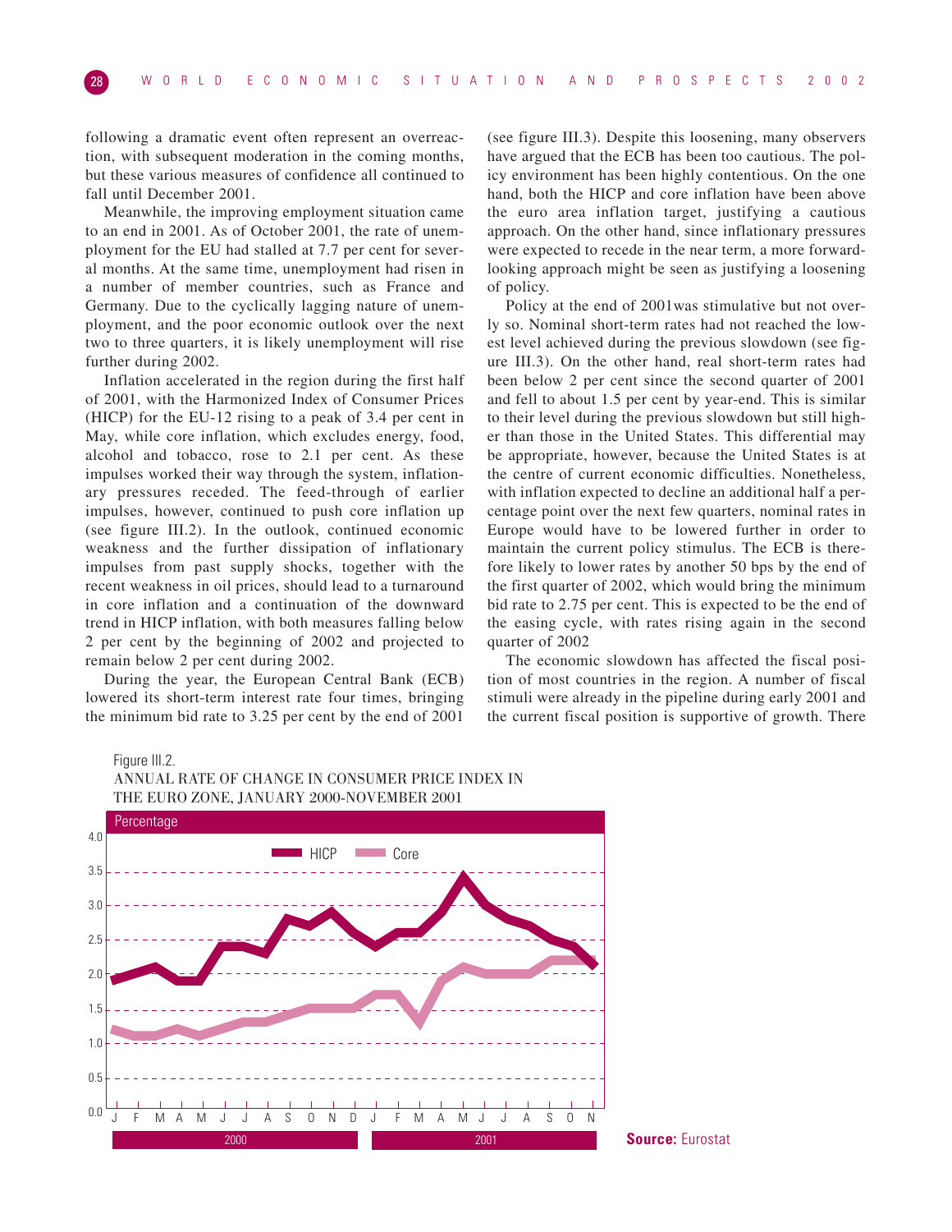following a dramatic event often represent an overreaction, with subsequent moderation in the coming months, but these various measures of confidence all continued to fall until December 2001.

Meanwhile, the improving employment situation came to an end in 2001. As of October 2001, the rate of unemployment for the EU had stalled at 7.7 per cent for several months. At the same time, unemployment had risen in a number of member countries, such as France and Germany. Due to the cyclically lagging nature of unemployment, and the poor economic outlook over the next two to three quarters, it is likely unemployment will rise further during 2002.

Inflation accelerated in the region during the first half of 2001, with the Harmonized Index of Consumer Prices (HICP) for the EU-12 rising to a peak of 3.4 per cent in May, while core inflation, which excludes energy, food, alcohol and tobacco, rose to 2.1 per cent. As these impulses worked their way through the system, inflationary pressures receded. The feed-through of earlier impulses, however, continued to push core inflation up (see figure III.2). In the outlook, continued economic weakness and the further dissipation of inflationary impulses from past supply shocks, together with the recent weakness in oil prices, should lead to a turnaround in core inflation and a continuation of the downward trend in HICP inflation, with both measures falling below 2 per cent by the beginning of 2002 and projected to remain below 2 per cent during 2002.

During the year, the European Central Bank (ECB) lowered its short-term interest rate four times, bringing the minimum bid rate to 3.25 per cent by the end of 2001 (see figure III.3). Despite this loosening, many observers have argued that the ECB has been too cautious. The policy environment has been highly contentious. On the one hand, both the HICP and core inflation have been above the euro area inflation target, justifying a cautious approach. On the other hand, since inflationary pressures were expected to recede in the near term, a more forward-looking approach might be seen as justifying a loosening of policy.

Policy at the end of 2001was stimulative but not overly so. Nominal short-term rates had not reached the lowest level achieved during the previous slowdown (see figure III.3). On the other hand, real short-term rates had been below 2 per cent since the second quarter of 2001 and fell to about 1.5 per cent by year-end. This is similar to their level during the previous slowdown but still higher than those in the United States. This differential may be appropriate, however, because the United States is at the centre of current economic difficulties. Nonetheless, with inflation expected to decline an additional half a percentage point over the next few quarters, nominal rates in Europe would have to be lowered further in order to maintain the current policy stimulus. The ECB is therefore likely to lower rates by another 50 bps by the end of the first quarter of 2002, which would bring the minimum bid rate to 2.75 per cent. This is expected to be the end of the easing cycle, with rates rising again in the second quarter of 2002

The economic slowdown has affected the fiscal position of most countries in the region. A number of fiscal stimuli were already in the pipeline during early 2001 and the current fiscal position is supportive of growth. There

Figure III.2.
ANNUAL RATE OF CHANGE IN CONSUMER PRICE INDEX IN THE EURO ZONE, JANUARY 2000-NOVEMBER 2001

Percentage

HICP | Core

Source: Eurostat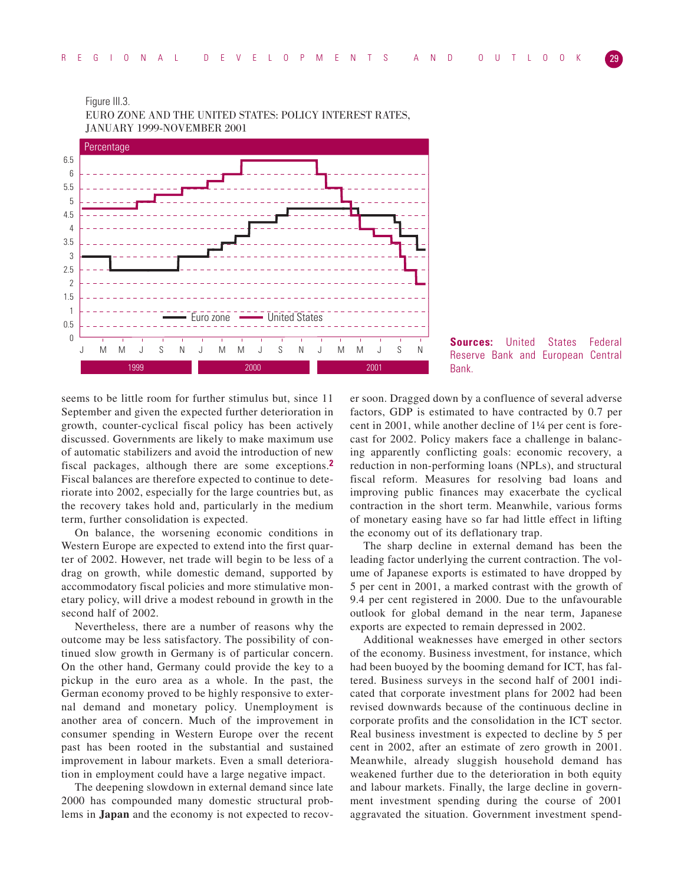Figure III.3.
EURO ZONE AND THE UNITED STATES: POLICY INTEREST RATES, JANUARY 1999-NOVEMBER 2001

**Sources:** United States Federal Reserve Bank and European Central Bank.

seems to be little room for further stimulus but, since 11 September and given the expected further deterioration in growth, counter-cyclical fiscal policy has been actively discussed. Governments are likely to make maximum use of automatic stabilizers and avoid the introduction of new fiscal packages, although there are some exceptions.[2] Fiscal balances are therefore expected to continue to deteriorate into 2002, especially for the large countries but, as the recovery takes hold and, particularly in the medium term, further consolidation is expected.

On balance, the worsening economic conditions in Western Europe are expected to extend into the first quarter of 2002. However, net trade will begin to be less of a drag on growth, while domestic demand, supported by accommodatory fiscal policies and more stimulative monetary policy, will drive a modest rebound in growth in the second half of 2002.

Nevertheless, there are a number of reasons why the outcome may be less satisfactory. The possibility of continued slow growth in Germany is of particular concern. On the other hand, Germany could provide the key to a pickup in the euro area as a whole. In the past, the German economy proved to be highly responsive to external demand and monetary policy. Unemployment is another area of concern. Much of the improvement in consumer spending in Western Europe over the recent past has been rooted in the substantial and sustained improvement in labour markets. Even a small deterioration in employment could have a large negative impact.

The deepening slowdown in external demand since late 2000 has compounded many domestic structural problems in **Japan** and the economy is not expected to recover soon. Dragged down by a confluence of several adverse factors, GDP is estimated to have contracted by 0.7 per cent in 2001, while another decline of 1¼ per cent is forecast for 2002. Policy makers face a challenge in balancing apparently conflicting goals: economic recovery, a reduction in non-performing loans (NPLs), and structural fiscal reform. Measures for resolving bad loans and improving public finances may exacerbate the cyclical contraction in the short term. Meanwhile, various forms of monetary easing have so far had little effect in lifting the economy out of its deflationary trap.

The sharp decline in external demand has been the leading factor underlying the current contraction. The volume of Japanese exports is estimated to have dropped by 5 per cent in 2001, a marked contrast with the growth of 9.4 per cent registered in 2000. Due to the unfavourable outlook for global demand in the near term, Japanese exports are expected to remain depressed in 2002.

Additional weaknesses have emerged in other sectors of the economy. Business investment, for instance, which had been buoyed by the booming demand for ICT, has faltered. Business surveys in the second half of 2001 indicated that corporate investment plans for 2002 had been revised downwards because of the continuous decline in corporate profits and the consolidation in the ICT sector. Real business investment is expected to decline by 5 per cent in 2002, after an estimate of zero growth in 2001. Meanwhile, already sluggish household demand has weakened further due to the deterioration in both equity and labour markets. Finally, the large decline in government investment spending during the course of 2001 aggravated the situation. Government investment spend-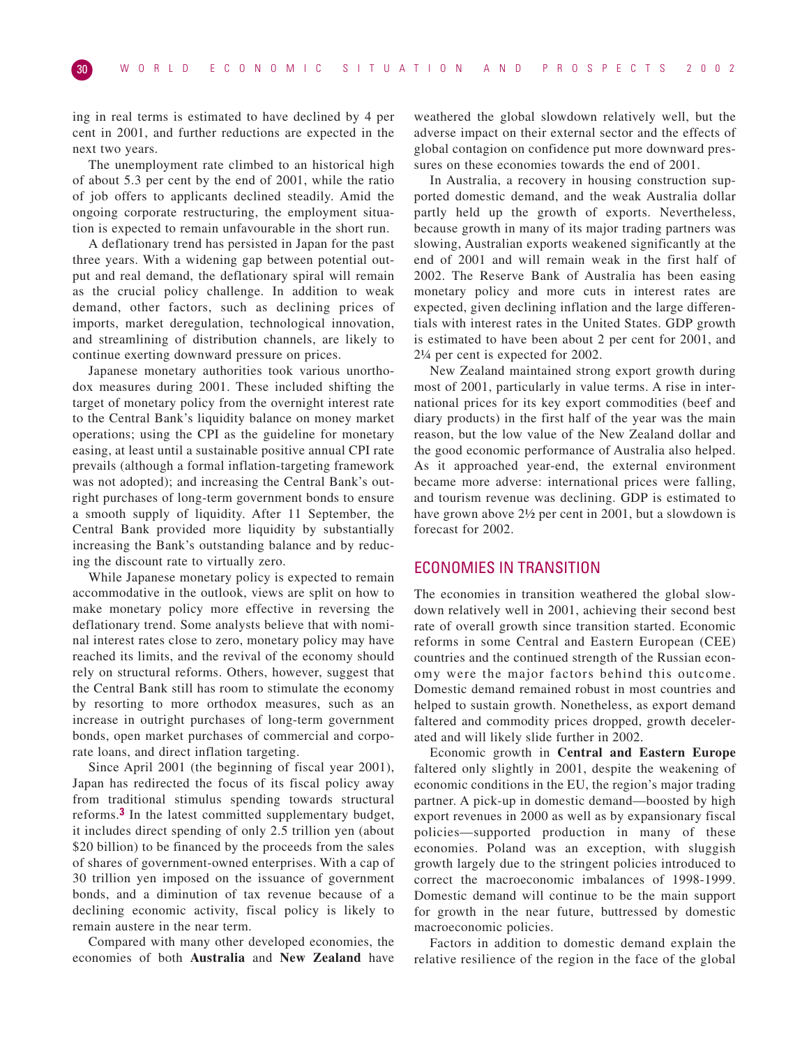ing in real terms is estimated to have declined by 4 per cent in 2001, and further reductions are expected in the next two years.

The unemployment rate climbed to an historical high of about 5.3 per cent by the end of 2001, while the ratio of job offers to applicants declined steadily. Amid the ongoing corporate restructuring, the employment situation is expected to remain unfavourable in the short run.

A deflationary trend has persisted in Japan for the past three years. With a widening gap between potential output and real demand, the deflationary spiral will remain as the crucial policy challenge. In addition to weak demand, other factors, such as declining prices of imports, market deregulation, technological innovation, and streamlining of distribution channels, are likely to continue exerting downward pressure on prices.

Japanese monetary authorities took various unorthodox measures during 2001. These included shifting the target of monetary policy from the overnight interest rate to the Central Bank's liquidity balance on money market operations; using the CPI as the guideline for monetary easing, at least until a sustainable positive annual CPI rate prevails (although a formal inflation-targeting framework was not adopted); and increasing the Central Bank's outright purchases of long-term government bonds to ensure a smooth supply of liquidity. After 11 September, the Central Bank provided more liquidity by substantially increasing the Bank's outstanding balance and by reducing the discount rate to virtually zero.

While Japanese monetary policy is expected to remain accommodative in the outlook, views are split on how to make monetary policy more effective in reversing the deflationary trend. Some analysts believe that with nominal interest rates close to zero, monetary policy may have reached its limits, and the revival of the economy should rely on structural reforms. Others, however, suggest that the Central Bank still has room to stimulate the economy by resorting to more orthodox measures, such as an increase in outright purchases of long-term government bonds, open market purchases of commercial and corporate loans, and direct inflation targeting.

Since April 2001 (the beginning of fiscal year 2001), Japan has redirected the focus of its fiscal policy away from traditional stimulus spending towards structural reforms.[3] In the latest committed supplementary budget, it includes direct spending of only 2.5 trillion yen (about $20 billion) to be financed by the proceeds from the sales of shares of government-owned enterprises. With a cap of 30 trillion yen imposed on the issuance of government bonds, and a diminution of tax revenue because of a declining economic activity, fiscal policy is likely to remain austere in the near term.

Compared with many other developed economies, the economies of both **Australia** and **New Zealand** have weathered the global slowdown relatively well, but the adverse impact on their external sector and the effects of global contagion on confidence put more downward pressures on these economies towards the end of 2001.

In Australia, a recovery in housing construction supported domestic demand, and the weak Australia dollar partly held up the growth of exports. Nevertheless, because growth in many of its major trading partners was slowing, Australian exports weakened significantly at the end of 2001 and will remain weak in the first half of 2002. The Reserve Bank of Australia has been easing monetary policy and more cuts in interest rates are expected, given declining inflation and the large differentials with interest rates in the United States. GDP growth is estimated to have been about 2 per cent for 2001, and 2¼ per cent is expected for 2002.

New Zealand maintained strong export growth during most of 2001, particularly in value terms. A rise in international prices for its key export commodities (beef and diary products) in the first half of the year was the main reason, but the low value of the New Zealand dollar and the good economic performance of Australia also helped. As it approached year-end, the external environment became more adverse: international prices were falling, and tourism revenue was declining. GDP is estimated to have grown above 2½ per cent in 2001, but a slowdown is forecast for 2002.

## ECONOMIES IN TRANSITION

The economies in transition weathered the global slowdown relatively well in 2001, achieving their second best rate of overall growth since transition started. Economic reforms in some Central and Eastern European (CEE) countries and the continued strength of the Russian economy were the major factors behind this outcome. Domestic demand remained robust in most countries and helped to sustain growth. Nonetheless, as export demand faltered and commodity prices dropped, growth decelerated and will likely slide further in 2002.

Economic growth in **Central and Eastern Europe** faltered only slightly in 2001, despite the weakening of economic conditions in the EU, the region's major trading partner. A pick-up in domestic demand—boosted by high export revenues in 2000 as well as by expansionary fiscal policies—supported production in many of these economies. Poland was an exception, with sluggish growth largely due to the stringent policies introduced to correct the macroeconomic imbalances of 1998-1999. Domestic demand will continue to be the main support for growth in the near future, buttressed by domestic macroeconomic policies.

Factors in addition to domestic demand explain the relative resilience of the region in the face of the global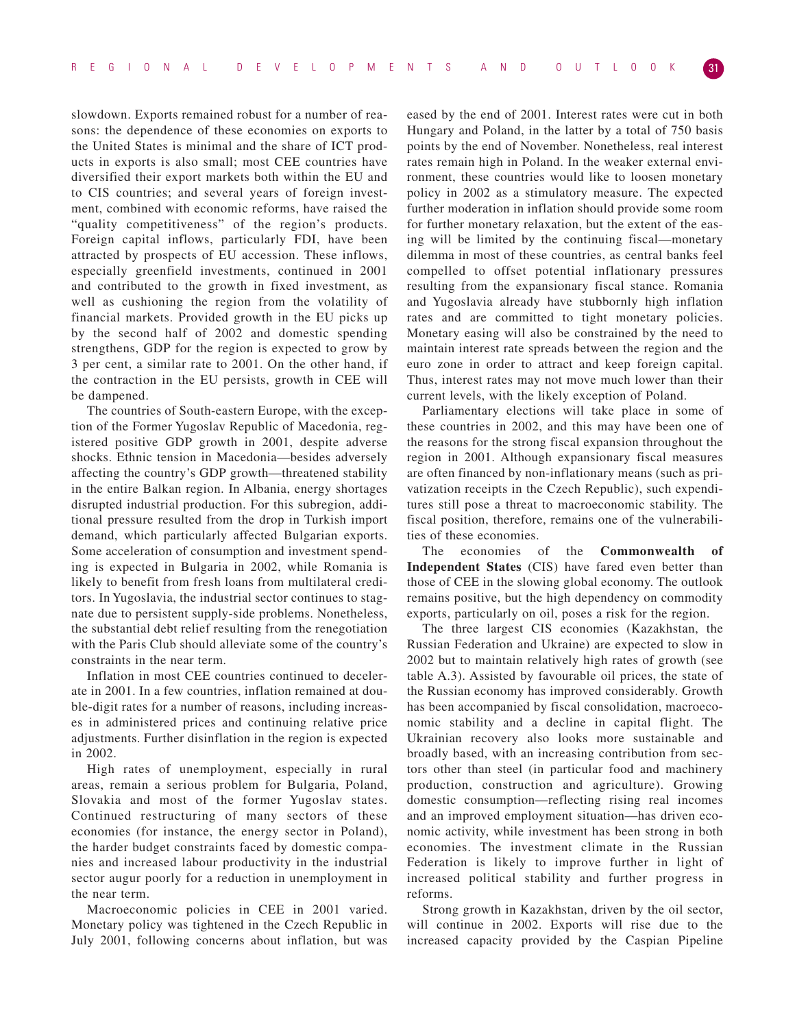slowdown. Exports remained robust for a number of reasons: the dependence of these economies on exports to the United States is minimal and the share of ICT products in exports is also small; most CEE countries have diversified their export markets both within the EU and to CIS countries; and several years of foreign investment, combined with economic reforms, have raised the "quality competitiveness" of the region's products. Foreign capital inflows, particularly FDI, have been attracted by prospects of EU accession. These inflows, especially greenfield investments, continued in 2001 and contributed to the growth in fixed investment, as well as cushioning the region from the volatility of financial markets. Provided growth in the EU picks up by the second half of 2002 and domestic spending strengthens, GDP for the region is expected to grow by 3 per cent, a similar rate to 2001. On the other hand, if the contraction in the EU persists, growth in CEE will be dampened.

The countries of South-eastern Europe, with the exception of the Former Yugoslav Republic of Macedonia, registered positive GDP growth in 2001, despite adverse shocks. Ethnic tension in Macedonia—besides adversely affecting the country's GDP growth—threatened stability in the entire Balkan region. In Albania, energy shortages disrupted industrial production. For this subregion, additional pressure resulted from the drop in Turkish import demand, which particularly affected Bulgarian exports. Some acceleration of consumption and investment spending is expected in Bulgaria in 2002, while Romania is likely to benefit from fresh loans from multilateral creditors. In Yugoslavia, the industrial sector continues to stagnate due to persistent supply-side problems. Nonetheless, the substantial debt relief resulting from the renegotiation with the Paris Club should alleviate some of the country's constraints in the near term.

Inflation in most CEE countries continued to decelerate in 2001. In a few countries, inflation remained at double-digit rates for a number of reasons, including increases in administered prices and continuing relative price adjustments. Further disinflation in the region is expected in 2002.

High rates of unemployment, especially in rural areas, remain a serious problem for Bulgaria, Poland, Slovakia and most of the former Yugoslav states. Continued restructuring of many sectors of these economies (for instance, the energy sector in Poland), the harder budget constraints faced by domestic companies and increased labour productivity in the industrial sector augur poorly for a reduction in unemployment in the near term.

Macroeconomic policies in CEE in 2001 varied. Monetary policy was tightened in the Czech Republic in July 2001, following concerns about inflation, but was eased by the end of 2001. Interest rates were cut in both Hungary and Poland, in the latter by a total of 750 basis points by the end of November. Nonetheless, real interest rates remain high in Poland. In the weaker external environment, these countries would like to loosen monetary policy in 2002 as a stimulatory measure. The expected further moderation in inflation should provide some room for further monetary relaxation, but the extent of the easing will be limited by the continuing fiscal—monetary dilemma in most of these countries, as central banks feel compelled to offset potential inflationary pressures resulting from the expansionary fiscal stance. Romania and Yugoslavia already have stubbornly high inflation rates and are committed to tight monetary policies. Monetary easing will also be constrained by the need to maintain interest rate spreads between the region and the euro zone in order to attract and keep foreign capital. Thus, interest rates may not move much lower than their current levels, with the likely exception of Poland.

Parliamentary elections will take place in some of these countries in 2002, and this may have been one of the reasons for the strong fiscal expansion throughout the region in 2001. Although expansionary fiscal measures are often financed by non-inflationary means (such as privatization receipts in the Czech Republic), such expenditures still pose a threat to macroeconomic stability. The fiscal position, therefore, remains one of the vulnerabilities of these economies.

The economies of the **Commonwealth of Independent States** (CIS) have fared even better than those of CEE in the slowing global economy. The outlook remains positive, but the high dependency on commodity exports, particularly on oil, poses a risk for the region.

The three largest CIS economies (Kazakhstan, the Russian Federation and Ukraine) are expected to slow in 2002 but to maintain relatively high rates of growth (see table A.3). Assisted by favourable oil prices, the state of the Russian economy has improved considerably. Growth has been accompanied by fiscal consolidation, macroeconomic stability and a decline in capital flight. The Ukrainian recovery also looks more sustainable and broadly based, with an increasing contribution from sectors other than steel (in particular food and machinery production, construction and agriculture). Growing domestic consumption—reflecting rising real incomes and an improved employment situation—has driven economic activity, while investment has been strong in both economies. The investment climate in the Russian Federation is likely to improve further in light of increased political stability and further progress in reforms.

Strong growth in Kazakhstan, driven by the oil sector, will continue in 2002. Exports will rise due to the increased capacity provided by the Caspian Pipeline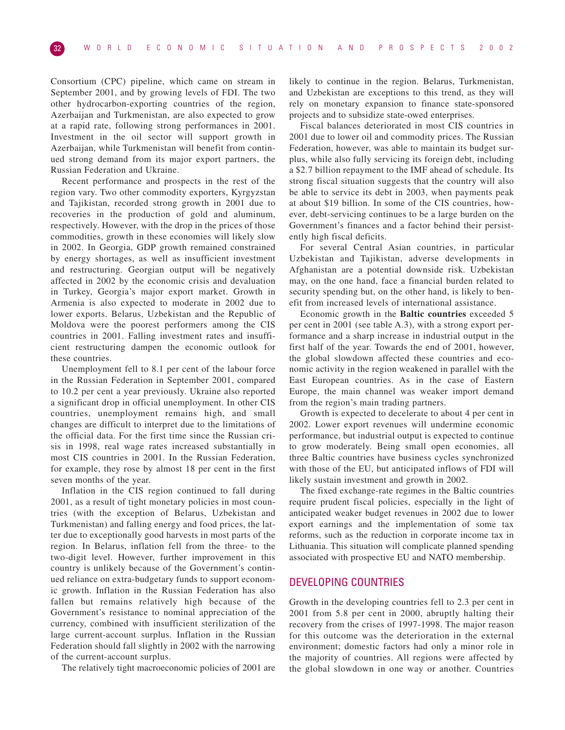Consortium (CPC) pipeline, which came on stream in September 2001, and by growing levels of FDI. The two other hydrocarbon-exporting countries of the region, Azerbaijan and Turkmenistan, are also expected to grow at a rapid rate, following strong performances in 2001. Investment in the oil sector will support growth in Azerbaijan, while Turkmenistan will benefit from continued strong demand from its major export partners, the Russian Federation and Ukraine.

Recent performance and prospects in the rest of the region vary. Two other commodity exporters, Kyrgyzstan and Tajikistan, recorded strong growth in 2001 due to recoveries in the production of gold and aluminum, respectively. However, with the drop in the prices of those commodities, growth in these economies will likely slow in 2002. In Georgia, GDP growth remained constrained by energy shortages, as well as insufficient investment and restructuring. Georgian output will be negatively affected in 2002 by the economic crisis and devaluation in Turkey, Georgia's major export market. Growth in Armenia is also expected to moderate in 2002 due to lower exports. Belarus, Uzbekistan and the Republic of Moldova were the poorest performers among the CIS countries in 2001. Falling investment rates and insufficient restructuring dampen the economic outlook for these countries.

Unemployment fell to 8.1 per cent of the labour force in the Russian Federation in September 2001, compared to 10.2 per cent a year previously. Ukraine also reported a significant drop in official unemployment. In other CIS countries, unemployment remains high, and small changes are difficult to interpret due to the limitations of the official data. For the first time since the Russian crisis in 1998, real wage rates increased substantially in most CIS countries in 2001. In the Russian Federation, for example, they rose by almost 18 per cent in the first seven months of the year.

Inflation in the CIS region continued to fall during 2001, as a result of tight monetary policies in most countries (with the exception of Belarus, Uzbekistan and Turkmenistan) and falling energy and food prices, the latter due to exceptionally good harvests in most parts of the region. In Belarus, inflation fell from the three- to the two-digit level. However, further improvement in this country is unlikely because of the Government's continued reliance on extra-budgetary funds to support economic growth. Inflation in the Russian Federation has also fallen but remains relatively high because of the Government's resistance to nominal appreciation of the currency, combined with insufficient sterilization of the large current-account surplus. Inflation in the Russian Federation should fall slightly in 2002 with the narrowing of the current-account surplus.

The relatively tight macroeconomic policies of 2001 are likely to continue in the region. Belarus, Turkmenistan, and Uzbekistan are exceptions to this trend, as they will rely on monetary expansion to finance state-sponsored projects and to subsidize state-owed enterprises.

Fiscal balances deteriorated in most CIS countries in 2001 due to lower oil and commodity prices. The Russian Federation, however, was able to maintain its budget surplus, while also fully servicing its foreign debt, including a $2.7 billion repayment to the IMF ahead of schedule. Its strong fiscal situation suggests that the country will also be able to service its debt in 2003, when payments peak at about $19 billion. In some of the CIS countries, however, debt-servicing continues to be a large burden on the Government's finances and a factor behind their persistently high fiscal deficits.

For several Central Asian countries, in particular Uzbekistan and Tajikistan, adverse developments in Afghanistan are a potential downside risk. Uzbekistan may, on the one hand, face a financial burden related to security spending but, on the other hand, is likely to benefit from increased levels of international assistance.

Economic growth in the **Baltic countries** exceeded 5 per cent in 2001 (see table A.3), with a strong export performance and a sharp increase in industrial output in the first half of the year. Towards the end of 2001, however, the global slowdown affected these countries and economic activity in the region weakened in parallel with the East European countries. As in the case of Eastern Europe, the main channel was weaker import demand from the region's main trading partners.

Growth is expected to decelerate to about 4 per cent in 2002. Lower export revenues will undermine economic performance, but industrial output is expected to continue to grow moderately. Being small open economies, all three Baltic countries have business cycles synchronized with those of the EU, but anticipated inflows of FDI will likely sustain investment and growth in 2002.

The fixed exchange-rate regimes in the Baltic countries require prudent fiscal policies, especially in the light of anticipated weaker budget revenues in 2002 due to lower export earnings and the implementation of some tax reforms, such as the reduction in corporate income tax in Lithuania. This situation will complicate planned spending associated with prospective EU and NATO membership.

## DEVELOPING COUNTRIES

Growth in the developing countries fell to 2.3 per cent in 2001 from 5.8 per cent in 2000, abruptly halting their recovery from the crises of 1997-1998. The major reason for this outcome was the deterioration in the external environment; domestic factors had only a minor role in the majority of countries. All regions were affected by the global slowdown in one way or another. Countries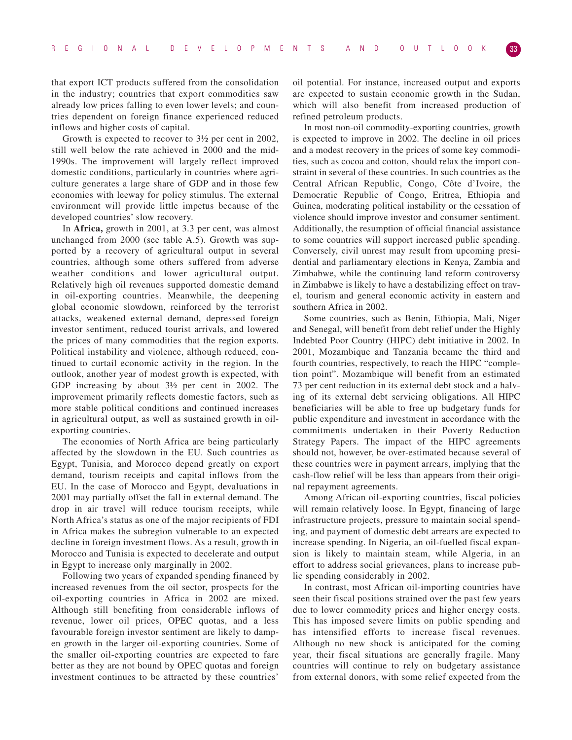that export ICT products suffered from the consolidation in the industry; countries that export commodities saw already low prices falling to even lower levels; and countries dependent on foreign finance experienced reduced inflows and higher costs of capital.

Growth is expected to recover to 3½ per cent in 2002, still well below the rate achieved in 2000 and the mid-1990s. The improvement will largely reflect improved domestic conditions, particularly in countries where agriculture generates a large share of GDP and in those few economies with leeway for policy stimulus. The external environment will provide little impetus because of the developed countries' slow recovery.

In **Africa,** growth in 2001, at 3.3 per cent, was almost unchanged from 2000 (see table A.5). Growth was supported by a recovery of agricultural output in several countries, although some others suffered from adverse weather conditions and lower agricultural output. Relatively high oil revenues supported domestic demand in oil-exporting countries. Meanwhile, the deepening global economic slowdown, reinforced by the terrorist attacks, weakened external demand, depressed foreign investor sentiment, reduced tourist arrivals, and lowered the prices of many commodities that the region exports. Political instability and violence, although reduced, continued to curtail economic activity in the region. In the outlook, another year of modest growth is expected, with GDP increasing by about 3½ per cent in 2002. The improvement primarily reflects domestic factors, such as more stable political conditions and continued increases in agricultural output, as well as sustained growth in oil-exporting countries.

The economies of North Africa are being particularly affected by the slowdown in the EU. Such countries as Egypt, Tunisia, and Morocco depend greatly on export demand, tourism receipts and capital inflows from the EU. In the case of Morocco and Egypt, devaluations in 2001 may partially offset the fall in external demand. The drop in air travel will reduce tourism receipts, while North Africa's status as one of the major recipients of FDI in Africa makes the subregion vulnerable to an expected decline in foreign investment flows. As a result, growth in Morocco and Tunisia is expected to decelerate and output in Egypt to increase only marginally in 2002.

Following two years of expanded spending financed by increased revenues from the oil sector, prospects for the oil-exporting countries in Africa in 2002 are mixed. Although still benefiting from considerable inflows of revenue, lower oil prices, OPEC quotas, and a less favourable foreign investor sentiment are likely to dampen growth in the larger oil-exporting countries. Some of the smaller oil-exporting countries are expected to fare better as they are not bound by OPEC quotas and foreign investment continues to be attracted by these countries' oil potential. For instance, increased output and exports are expected to sustain economic growth in the Sudan, which will also benefit from increased production of refined petroleum products.

In most non-oil commodity-exporting countries, growth is expected to improve in 2002. The decline in oil prices and a modest recovery in the prices of some key commodities, such as cocoa and cotton, should relax the import constraint in several of these countries. In such countries as the Central African Republic, Congo, Côte d'Ivoire, the Democratic Republic of Congo, Eritrea, Ethiopia and Guinea, moderating political instability or the cessation of violence should improve investor and consumer sentiment. Additionally, the resumption of official financial assistance to some countries will support increased public spending. Conversely, civil unrest may result from upcoming presidential and parliamentary elections in Kenya, Zambia and Zimbabwe, while the continuing land reform controversy in Zimbabwe is likely to have a destabilizing effect on travel, tourism and general economic activity in eastern and southern Africa in 2002.

Some countries, such as Benin, Ethiopia, Mali, Niger and Senegal, will benefit from debt relief under the Highly Indebted Poor Country (HIPC) debt initiative in 2002. In 2001, Mozambique and Tanzania became the third and fourth countries, respectively, to reach the HIPC "completion point". Mozambique will benefit from an estimated 73 per cent reduction in its external debt stock and a halving of its external debt servicing obligations. All HIPC beneficiaries will be able to free up budgetary funds for public expenditure and investment in accordance with the commitments undertaken in their Poverty Reduction Strategy Papers. The impact of the HIPC agreements should not, however, be over-estimated because several of these countries were in payment arrears, implying that the cash-flow relief will be less than appears from their original repayment agreements.

Among African oil-exporting countries, fiscal policies will remain relatively loose. In Egypt, financing of large infrastructure projects, pressure to maintain social spending, and payment of domestic debt arrears are expected to increase spending. In Nigeria, an oil-fuelled fiscal expansion is likely to maintain steam, while Algeria, in an effort to address social grievances, plans to increase public spending considerably in 2002.

In contrast, most African oil-importing countries have seen their fiscal positions strained over the past few years due to lower commodity prices and higher energy costs. This has imposed severe limits on public spending and has intensified efforts to increase fiscal revenues. Although no new shock is anticipated for the coming year, their fiscal situations are generally fragile. Many countries will continue to rely on budgetary assistance from external donors, with some relief expected from the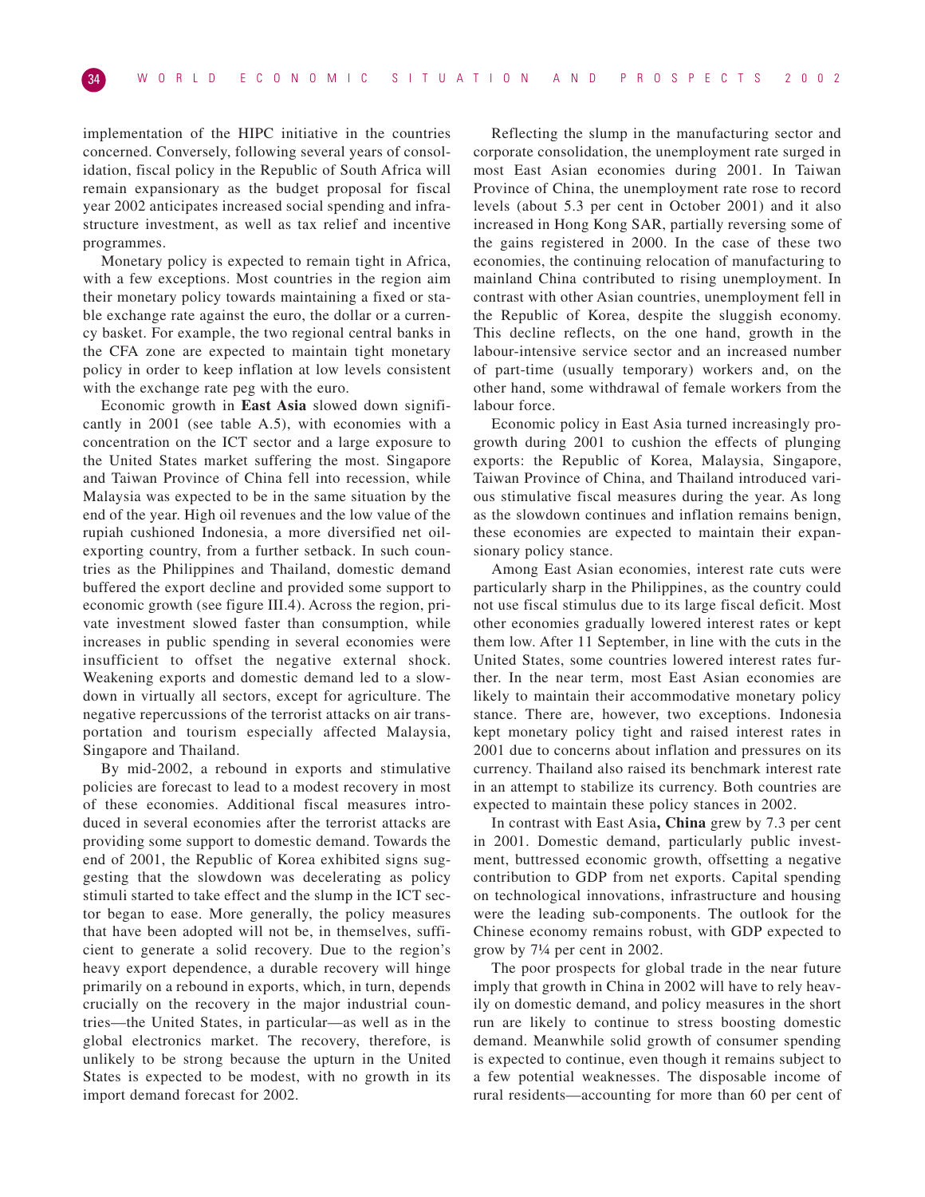implementation of the HIPC initiative in the countries concerned. Conversely, following several years of consolidation, fiscal policy in the Republic of South Africa will remain expansionary as the budget proposal for fiscal year 2002 anticipates increased social spending and infrastructure investment, as well as tax relief and incentive programmes.

Monetary policy is expected to remain tight in Africa, with a few exceptions. Most countries in the region aim their monetary policy towards maintaining a fixed or stable exchange rate against the euro, the dollar or a currency basket. For example, the two regional central banks in the CFA zone are expected to maintain tight monetary policy in order to keep inflation at low levels consistent with the exchange rate peg with the euro.

Economic growth in **East Asia** slowed down significantly in 2001 (see table A.5), with economies with a concentration on the ICT sector and a large exposure to the United States market suffering the most. Singapore and Taiwan Province of China fell into recession, while Malaysia was expected to be in the same situation by the end of the year. High oil revenues and the low value of the rupiah cushioned Indonesia, a more diversified net oil-exporting country, from a further setback. In such countries as the Philippines and Thailand, domestic demand buffered the export decline and provided some support to economic growth (see figure III.4). Across the region, private investment slowed faster than consumption, while increases in public spending in several economies were insufficient to offset the negative external shock. Weakening exports and domestic demand led to a slowdown in virtually all sectors, except for agriculture. The negative repercussions of the terrorist attacks on air transportation and tourism especially affected Malaysia, Singapore and Thailand.

By mid-2002, a rebound in exports and stimulative policies are forecast to lead to a modest recovery in most of these economies. Additional fiscal measures introduced in several economies after the terrorist attacks are providing some support to domestic demand. Towards the end of 2001, the Republic of Korea exhibited signs suggesting that the slowdown was decelerating as policy stimuli started to take effect and the slump in the ICT sector began to ease. More generally, the policy measures that have been adopted will not be, in themselves, sufficient to generate a solid recovery. Due to the region's heavy export dependence, a durable recovery will hinge primarily on a rebound in exports, which, in turn, depends crucially on the recovery in the major industrial countries—the United States, in particular—as well as in the global electronics market. The recovery, therefore, is unlikely to be strong because the upturn in the United States is expected to be modest, with no growth in its import demand forecast for 2002.

Reflecting the slump in the manufacturing sector and corporate consolidation, the unemployment rate surged in most East Asian economies during 2001. In Taiwan Province of China, the unemployment rate rose to record levels (about 5.3 per cent in October 2001) and it also increased in Hong Kong SAR, partially reversing some of the gains registered in 2000. In the case of these two economies, the continuing relocation of manufacturing to mainland China contributed to rising unemployment. In contrast with other Asian countries, unemployment fell in the Republic of Korea, despite the sluggish economy. This decline reflects, on the one hand, growth in the labour-intensive service sector and an increased number of part-time (usually temporary) workers and, on the other hand, some withdrawal of female workers from the labour force.

Economic policy in East Asia turned increasingly pro-growth during 2001 to cushion the effects of plunging exports: the Republic of Korea, Malaysia, Singapore, Taiwan Province of China, and Thailand introduced various stimulative fiscal measures during the year. As long as the slowdown continues and inflation remains benign, these economies are expected to maintain their expansionary policy stance.

Among East Asian economies, interest rate cuts were particularly sharp in the Philippines, as the country could not use fiscal stimulus due to its large fiscal deficit. Most other economies gradually lowered interest rates or kept them low. After 11 September, in line with the cuts in the United States, some countries lowered interest rates further. In the near term, most East Asian economies are likely to maintain their accommodative monetary policy stance. There are, however, two exceptions. Indonesia kept monetary policy tight and raised interest rates in 2001 due to concerns about inflation and pressures on its currency. Thailand also raised its benchmark interest rate in an attempt to stabilize its currency. Both countries are expected to maintain these policy stances in 2002.

In contrast with East Asia**, China** grew by 7.3 per cent in 2001. Domestic demand, particularly public investment, buttressed economic growth, offsetting a negative contribution to GDP from net exports. Capital spending on technological innovations, infrastructure and housing were the leading sub-components. The outlook for the Chinese economy remains robust, with GDP expected to grow by 7¼ per cent in 2002.

The poor prospects for global trade in the near future imply that growth in China in 2002 will have to rely heavily on domestic demand, and policy measures in the short run are likely to continue to stress boosting domestic demand. Meanwhile solid growth of consumer spending is expected to continue, even though it remains subject to a few potential weaknesses. The disposable income of rural residents—accounting for more than 60 per cent of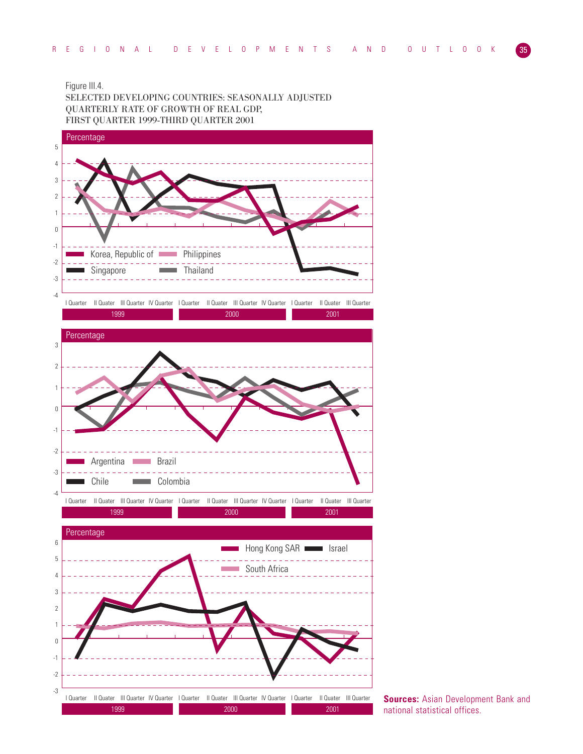Figure III.4.
SELECTED DEVELOPING COUNTRIES: SEASONALLY ADJUSTED QUARTERLY RATE OF GROWTH OF REAL GDP, FIRST QUARTER 1999-THIRD QUARTER 2001

**Sources:** Asian Development Bank and national statistical offices.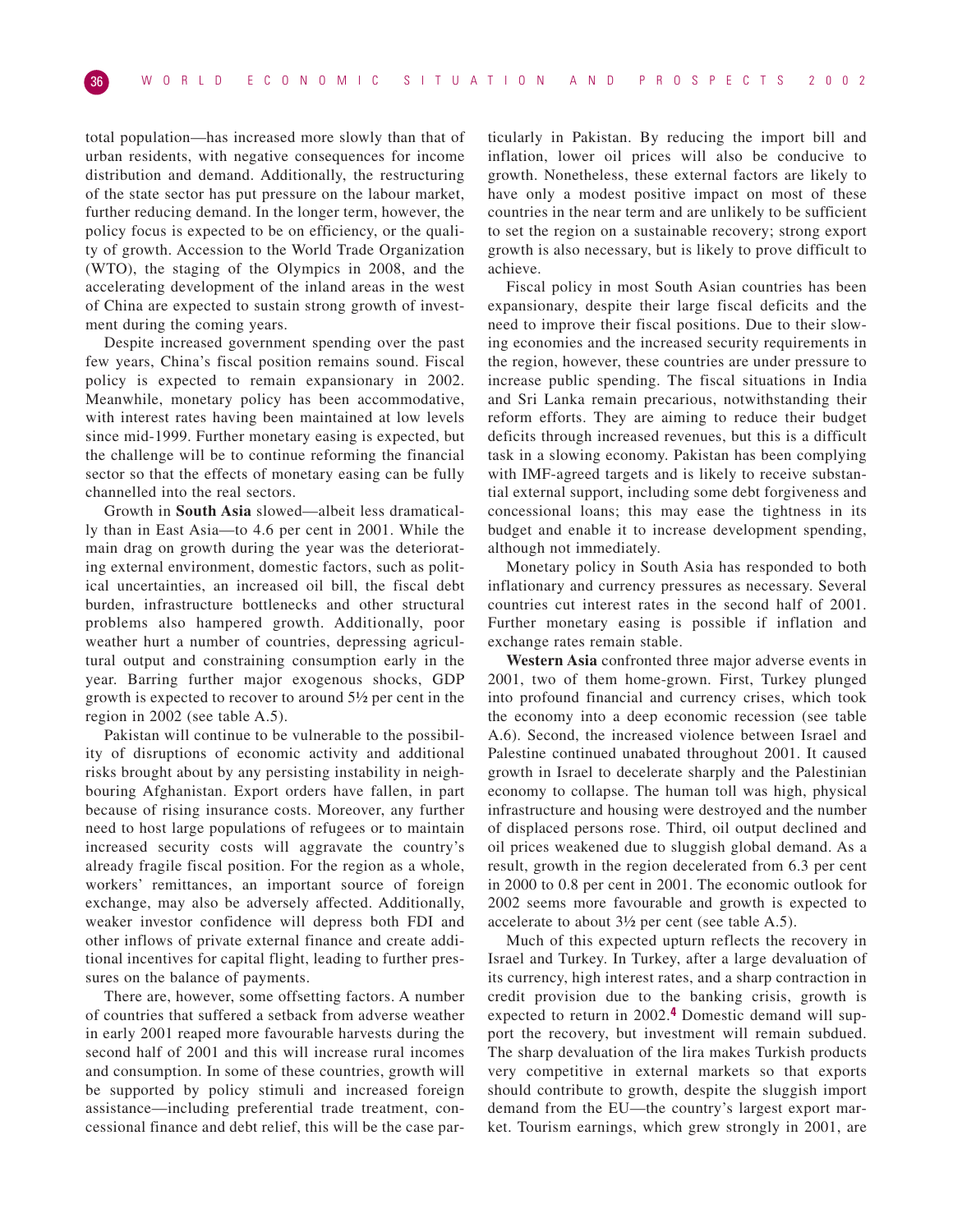total population—has increased more slowly than that of urban residents, with negative consequences for income distribution and demand. Additionally, the restructuring of the state sector has put pressure on the labour market, further reducing demand. In the longer term, however, the policy focus is expected to be on efficiency, or the quality of growth. Accession to the World Trade Organization (WTO), the staging of the Olympics in 2008, and the accelerating development of the inland areas in the west of China are expected to sustain strong growth of investment during the coming years.

Despite increased government spending over the past few years, China's fiscal position remains sound. Fiscal policy is expected to remain expansionary in 2002. Meanwhile, monetary policy has been accommodative, with interest rates having been maintained at low levels since mid-1999. Further monetary easing is expected, but the challenge will be to continue reforming the financial sector so that the effects of monetary easing can be fully channelled into the real sectors.

Growth in **South Asia** slowed—albeit less dramatically than in East Asia—to 4.6 per cent in 2001. While the main drag on growth during the year was the deteriorating external environment, domestic factors, such as political uncertainties, an increased oil bill, the fiscal debt burden, infrastructure bottlenecks and other structural problems also hampered growth. Additionally, poor weather hurt a number of countries, depressing agricultural output and constraining consumption early in the year. Barring further major exogenous shocks, GDP growth is expected to recover to around 5½ per cent in the region in 2002 (see table A.5).

Pakistan will continue to be vulnerable to the possibility of disruptions of economic activity and additional risks brought about by any persisting instability in neighbouring Afghanistan. Export orders have fallen, in part because of rising insurance costs. Moreover, any further need to host large populations of refugees or to maintain increased security costs will aggravate the country's already fragile fiscal position. For the region as a whole, workers' remittances, an important source of foreign exchange, may also be adversely affected. Additionally, weaker investor confidence will depress both FDI and other inflows of private external finance and create additional incentives for capital flight, leading to further pressures on the balance of payments.

There are, however, some offsetting factors. A number of countries that suffered a setback from adverse weather in early 2001 reaped more favourable harvests during the second half of 2001 and this will increase rural incomes and consumption. In some of these countries, growth will be supported by policy stimuli and increased foreign assistance—including preferential trade treatment, concessional finance and debt relief, this will be the case particularly in Pakistan. By reducing the import bill and inflation, lower oil prices will also be conducive to growth. Nonetheless, these external factors are likely to have only a modest positive impact on most of these countries in the near term and are unlikely to be sufficient to set the region on a sustainable recovery; strong export growth is also necessary, but is likely to prove difficult to achieve.

Fiscal policy in most South Asian countries has been expansionary, despite their large fiscal deficits and the need to improve their fiscal positions. Due to their slowing economies and the increased security requirements in the region, however, these countries are under pressure to increase public spending. The fiscal situations in India and Sri Lanka remain precarious, notwithstanding their reform efforts. They are aiming to reduce their budget deficits through increased revenues, but this is a difficult task in a slowing economy. Pakistan has been complying with IMF-agreed targets and is likely to receive substantial external support, including some debt forgiveness and concessional loans; this may ease the tightness in its budget and enable it to increase development spending, although not immediately.

Monetary policy in South Asia has responded to both inflationary and currency pressures as necessary. Several countries cut interest rates in the second half of 2001. Further monetary easing is possible if inflation and exchange rates remain stable.

**Western Asia** confronted three major adverse events in 2001, two of them home-grown. First, Turkey plunged into profound financial and currency crises, which took the economy into a deep economic recession (see table A.6). Second, the increased violence between Israel and Palestine continued unabated throughout 2001. It caused growth in Israel to decelerate sharply and the Palestinian economy to collapse. The human toll was high, physical infrastructure and housing were destroyed and the number of displaced persons rose. Third, oil output declined and oil prices weakened due to sluggish global demand. As a result, growth in the region decelerated from 6.3 per cent in 2000 to 0.8 per cent in 2001. The economic outlook for 2002 seems more favourable and growth is expected to accelerate to about 3½ per cent (see table A.5).

Much of this expected upturn reflects the recovery in Israel and Turkey. In Turkey, after a large devaluation of its currency, high interest rates, and a sharp contraction in credit provision due to the banking crisis, growth is expected to return in 2002.[4] Domestic demand will support the recovery, but investment will remain subdued. The sharp devaluation of the lira makes Turkish products very competitive in external markets so that exports should contribute to growth, despite the sluggish import demand from the EU—the country's largest export market. Tourism earnings, which grew strongly in 2001, are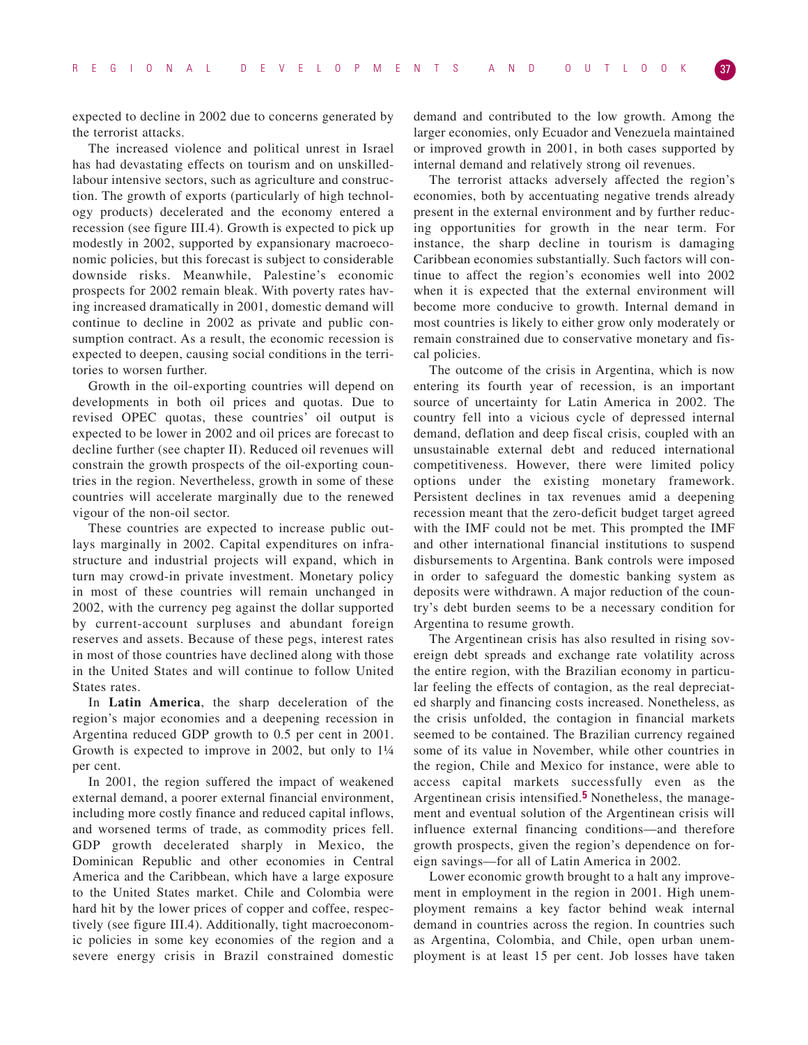expected to decline in 2002 due to concerns generated by the terrorist attacks.

The increased violence and political unrest in Israel has had devastating effects on tourism and on unskilled-labour intensive sectors, such as agriculture and construction. The growth of exports (particularly of high technology products) decelerated and the economy entered a recession (see figure III.4). Growth is expected to pick up modestly in 2002, supported by expansionary macroeconomic policies, but this forecast is subject to considerable downside risks. Meanwhile, Palestine's economic prospects for 2002 remain bleak. With poverty rates having increased dramatically in 2001, domestic demand will continue to decline in 2002 as private and public consumption contract. As a result, the economic recession is expected to deepen, causing social conditions in the territories to worsen further.

Growth in the oil-exporting countries will depend on developments in both oil prices and quotas. Due to revised OPEC quotas, these countries' oil output is expected to be lower in 2002 and oil prices are forecast to decline further (see chapter II). Reduced oil revenues will constrain the growth prospects of the oil-exporting countries in the region. Nevertheless, growth in some of these countries will accelerate marginally due to the renewed vigour of the non-oil sector.

These countries are expected to increase public outlays marginally in 2002. Capital expenditures on infrastructure and industrial projects will expand, which in turn may crowd-in private investment. Monetary policy in most of these countries will remain unchanged in 2002, with the currency peg against the dollar supported by current-account surpluses and abundant foreign reserves and assets. Because of these pegs, interest rates in most of those countries have declined along with those in the United States and will continue to follow United States rates.

In **Latin America**, the sharp deceleration of the region's major economies and a deepening recession in Argentina reduced GDP growth to 0.5 per cent in 2001. Growth is expected to improve in 2002, but only to 1¼ per cent.

In 2001, the region suffered the impact of weakened external demand, a poorer external financial environment, including more costly finance and reduced capital inflows, and worsened terms of trade, as commodity prices fell. GDP growth decelerated sharply in Mexico, the Dominican Republic and other economies in Central America and the Caribbean, which have a large exposure to the United States market. Chile and Colombia were hard hit by the lower prices of copper and coffee, respectively (see figure III.4). Additionally, tight macroeconomic policies in some key economies of the region and a severe energy crisis in Brazil constrained domestic demand and contributed to the low growth. Among the larger economies, only Ecuador and Venezuela maintained or improved growth in 2001, in both cases supported by internal demand and relatively strong oil revenues.

The terrorist attacks adversely affected the region's economies, both by accentuating negative trends already present in the external environment and by further reducing opportunities for growth in the near term. For instance, the sharp decline in tourism is damaging Caribbean economies substantially. Such factors will continue to affect the region's economies well into 2002 when it is expected that the external environment will become more conducive to growth. Internal demand in most countries is likely to either grow only moderately or remain constrained due to conservative monetary and fiscal policies.

The outcome of the crisis in Argentina, which is now entering its fourth year of recession, is an important source of uncertainty for Latin America in 2002. The country fell into a vicious cycle of depressed internal demand, deflation and deep fiscal crisis, coupled with an unsustainable external debt and reduced international competitiveness. However, there were limited policy options under the existing monetary framework. Persistent declines in tax revenues amid a deepening recession meant that the zero-deficit budget target agreed with the IMF could not be met. This prompted the IMF and other international financial institutions to suspend disbursements to Argentina. Bank controls were imposed in order to safeguard the domestic banking system as deposits were withdrawn. A major reduction of the country's debt burden seems to be a necessary condition for Argentina to resume growth.

The Argentinean crisis has also resulted in rising sovereign debt spreads and exchange rate volatility across the entire region, with the Brazilian economy in particular feeling the effects of contagion, as the real depreciated sharply and financing costs increased. Nonetheless, as the crisis unfolded, the contagion in financial markets seemed to be contained. The Brazilian currency regained some of its value in November, while other countries in the region, Chile and Mexico for instance, were able to access capital markets successfully even as the Argentinean crisis intensified.[5] Nonetheless, the management and eventual solution of the Argentinean crisis will influence external financing conditions—and therefore growth prospects, given the region's dependence on foreign savings—for all of Latin America in 2002.

Lower economic growth brought to a halt any improvement in employment in the region in 2001. High unemployment remains a key factor behind weak internal demand in countries across the region. In countries such as Argentina, Colombia, and Chile, open urban unemployment is at least 15 per cent. Job losses have taken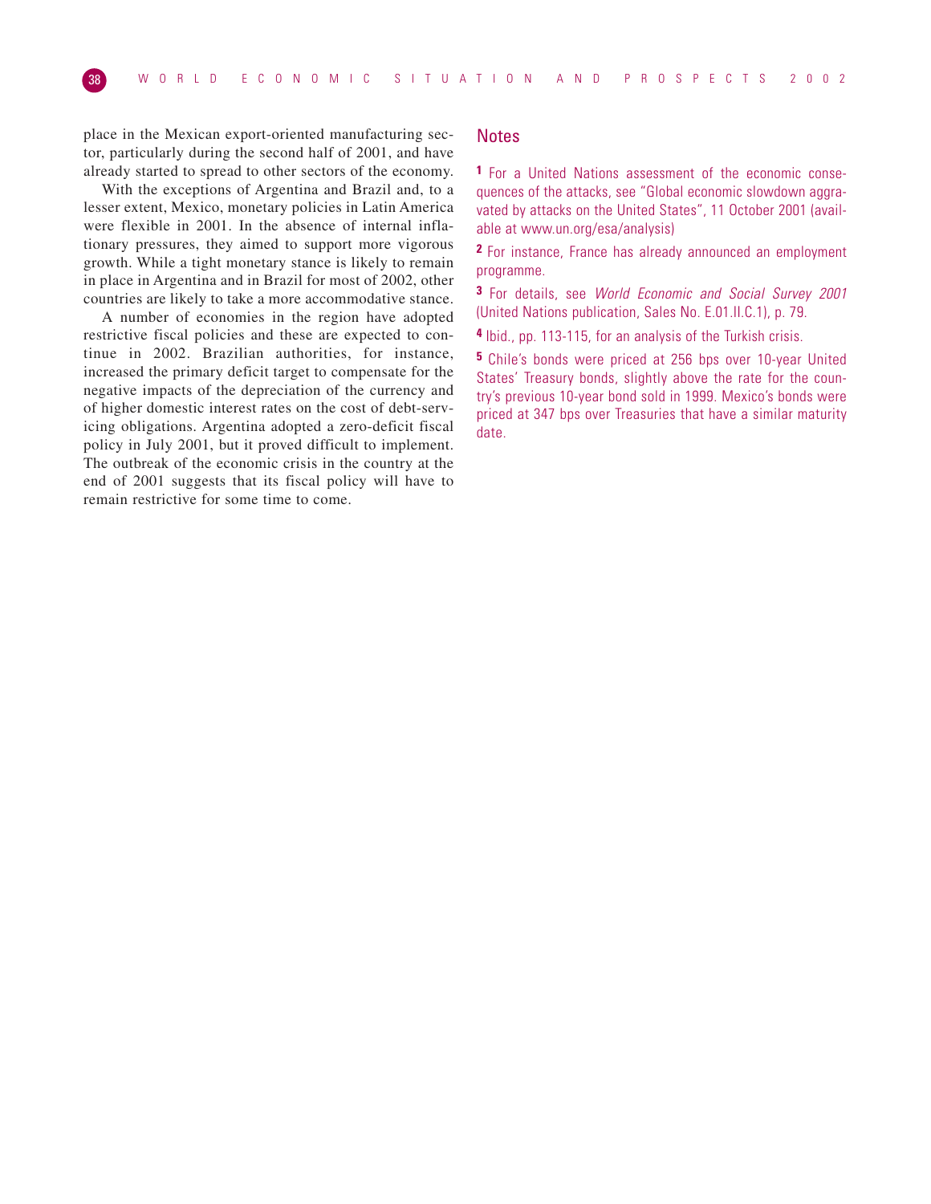place in the Mexican export-oriented manufacturing sector, particularly during the second half of 2001, and have already started to spread to other sectors of the economy.

With the exceptions of Argentina and Brazil and, to a lesser extent, Mexico, monetary policies in Latin America were flexible in 2001. In the absence of internal inflationary pressures, they aimed to support more vigorous growth. While a tight monetary stance is likely to remain in place in Argentina and in Brazil for most of 2002, other countries are likely to take a more accommodative stance.

A number of economies in the region have adopted restrictive fiscal policies and these are expected to continue in 2002. Brazilian authorities, for instance, increased the primary deficit target to compensate for the negative impacts of the depreciation of the currency and of higher domestic interest rates on the cost of debt-servicing obligations. Argentina adopted a zero-deficit fiscal policy in July 2001, but it proved difficult to implement. The outbreak of the economic crisis in the country at the end of 2001 suggests that its fiscal policy will have to remain restrictive for some time to come.

## Notes

1 For a United Nations assessment of the economic consequences of the attacks, see "Global economic slowdown aggravated by attacks on the United States", 11 October 2001 (available at www.un.org/esa/analysis)

2 For instance, France has already announced an employment programme.

3 For details, see *World Economic and Social Survey 2001* (United Nations publication, Sales No. E.01.II.C.1), p. 79.

4 Ibid., pp. 113-115, for an analysis of the Turkish crisis.

5 Chile's bonds were priced at 256 bps over 10-year United States' Treasury bonds, slightly above the rate for the country's previous 10-year bond sold in 1999. Mexico's bonds were priced at 347 bps over Treasuries that have a similar maturity date.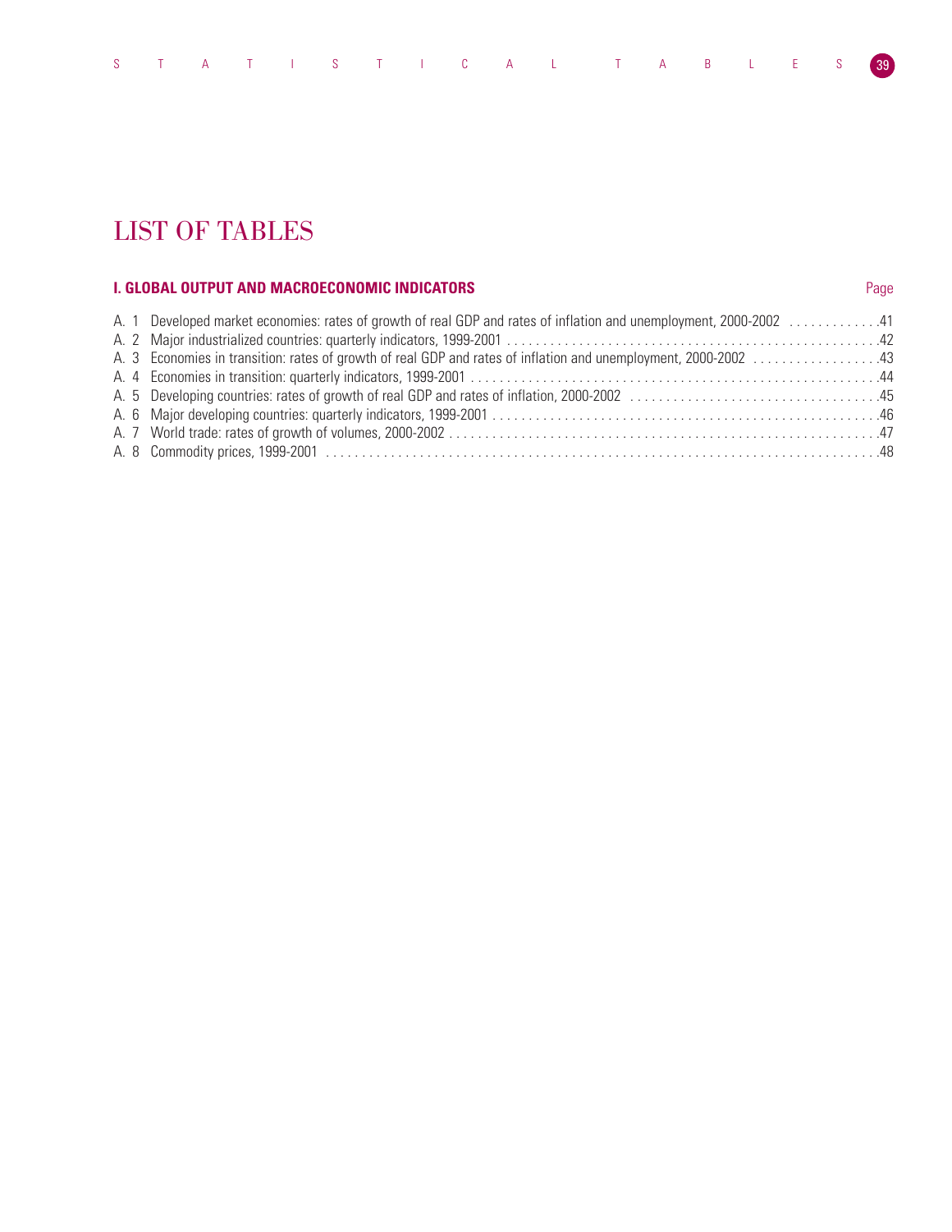# LIST OF TABLES

**I. GLOBAL OUTPUT AND MACROECONOMIC INDICATORS** Page

A. 1 Developed market economies: rates of growth of real GDP and rates of inflation and unemployment, 2000-2002 . . . . . . . . . . . . .41
A. 2 Major industrialized countries: quarterly indicators, 1999-2001 . . . . . . . . . . . . . . . . . . . . . . . . . . . . . . . . . . . . . . . . . . . . . . . . . . . .42
A. 3 Economies in transition: rates of growth of real GDP and rates of inflation and unemployment, 2000-2002 . . . . . . . . . . . . . . . . . .43
A. 4 Economies in transition: quarterly indicators, 1999-2001 . . . . . . . . . . . . . . . . . . . . . . . . . . . . . . . . . . . . . . . . . . . . . . . . . . . . . . . .44
A. 5 Developing countries: rates of growth of real GDP and rates of inflation, 2000-2002 . . . . . . . . . . . . . . . . . . . . . . . . . . . . . . . . . . .45
A. 6 Major developing countries: quarterly indicators, 1999-2001 . . . . . . . . . . . . . . . . . . . . . . . . . . . . . . . . . . . . . . . . . . . . . . . . . . . . . .46
A. 7 World trade: rates of growth of volumes, 2000-2002 . . . . . . . . . . . . . . . . . . . . . . . . . . . . . . . . . . . . . . . . . . . . . . . . . . . . . . . . . . .47
A. 8 Commodity prices, 1999-2001 . . . . . . . . . . . . . . . . . . . . . . . . . . . . . . . . . . . . . . . . . . . . . . . . . . . . . . . . . . . . . . . . . . . . . . . . . . . .48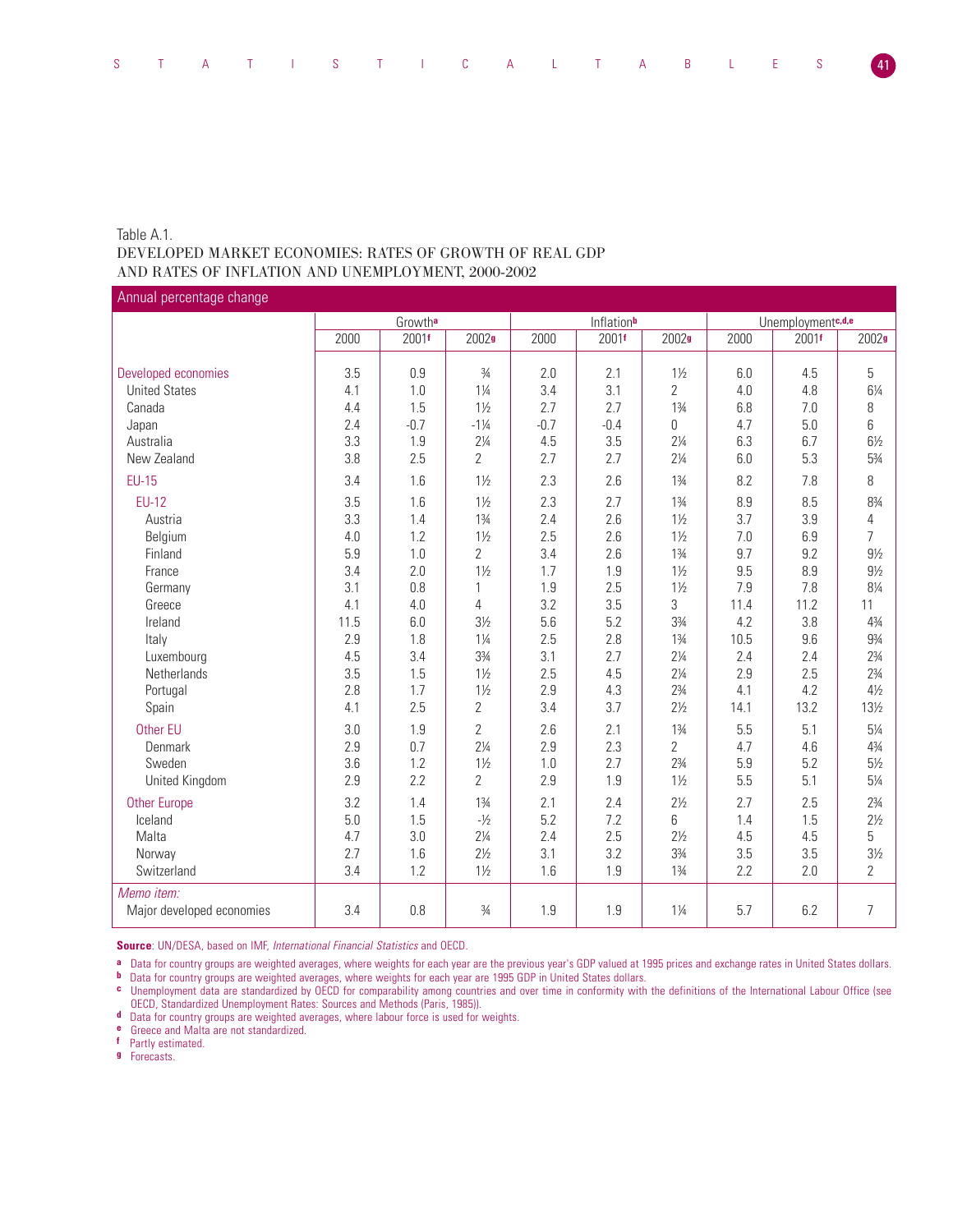Table A.1.
DEVELOPED MARKET ECONOMIES: RATES OF GROWTH OF REAL GDP AND RATES OF INFLATION AND UNEMPLOYMENT, 2000-2002

Annual percentage change

| | Growth[a] | | | Inflation[b] | | | Unemployment[c,d,e] | | |
|---|---|---|---|---|---|---|---|---|---|
| | 2000 | 2001[f] | 2002[g] | 2000 | 2001[f] | 2002[g] | 2000 | 2001[f] | 2002[g] |
| Developed economies | 3.5 | 0.9 | ¾ | 2.0 | 2.1 | 1½ | 6.0 | 4.5 | 5 |
| United States | 4.1 | 1.0 | 1¼ | 3.4 | 3.1 | 2 | 4.0 | 4.8 | 6¼ |
| Canada | 4.4 | 1.5 | 1½ | 2.7 | 2.7 | 1¾ | 6.8 | 7.0 | 8 |
| Japan | 2.4 | -0.7 | -1¼ | -0.7 | -0.4 | 0 | 4.7 | 5.0 | 6 |
| Australia | 3.3 | 1.9 | 2¼ | 4.5 | 3.5 | 2¼ | 6.3 | 6.7 | 6½ |
| New Zealand | 3.8 | 2.5 | 2 | 2.7 | 2.7 | 2¼ | 6.0 | 5.3 | 5¾ |
| EU-15 | 3.4 | 1.6 | 1½ | 2.3 | 2.6 | 1¾ | 8.2 | 7.8 | 8 |
| EU-12 | 3.5 | 1.6 | 1½ | 2.3 | 2.7 | 1¾ | 8.9 | 8.5 | 8¾ |
| Austria | 3.3 | 1.4 | 1¾ | 2.4 | 2.6 | 1½ | 3.7 | 3.9 | 4 |
| Belgium | 4.0 | 1.2 | 1½ | 2.5 | 2.6 | 1½ | 7.0 | 6.9 | 7 |
| Finland | 5.9 | 1.0 | 2 | 3.4 | 2.6 | 1¾ | 9.7 | 9.2 | 9½ |
| France | 3.4 | 2.0 | 1½ | 1.7 | 1.9 | 1½ | 9.5 | 8.9 | 9½ |
| Germany | 3.1 | 0.8 | 1 | 1.9 | 2.5 | 1½ | 7.9 | 7.8 | 8¼ |
| Greece | 4.1 | 4.0 | 4 | 3.2 | 3.5 | 3 | 11.4 | 11.2 | 11 |
| Ireland | 11.5 | 6.0 | 3½ | 5.6 | 5.2 | 3¾ | 4.2 | 3.8 | 4¾ |
| Italy | 2.9 | 1.8 | 1¼ | 2.5 | 2.8 | 1¾ | 10.5 | 9.6 | 9¾ |
| Luxembourg | 4.5 | 3.4 | 3¾ | 3.1 | 2.7 | 2¼ | 2.4 | 2.4 | 2¾ |
| Netherlands | 3.5 | 1.5 | 1½ | 2.5 | 4.5 | 2¼ | 2.9 | 2.5 | 2¾ |
| Portugal | 2.8 | 1.7 | 1½ | 2.9 | 4.3 | 2¾ | 4.1 | 4.2 | 4½ |
| Spain | 4.1 | 2.5 | 2 | 3.4 | 3.7 | 2½ | 14.1 | 13.2 | 13½ |
| Other EU | 3.0 | 1.9 | 2 | 2.6 | 2.1 | 1¾ | 5.5 | 5.1 | 5¼ |
| Denmark | 2.9 | 0.7 | 2¼ | 2.9 | 2.3 | 2 | 4.7 | 4.6 | 4¾ |
| Sweden | 3.6 | 1.2 | 1½ | 1.0 | 2.7 | 2¾ | 5.9 | 5.2 | 5½ |
| United Kingdom | 2.9 | 2.2 | 2 | 2.9 | 1.9 | 1½ | 5.5 | 5.1 | 5¼ |
| Other Europe | 3.2 | 1.4 | 1¾ | 2.1 | 2.4 | 2½ | 2.7 | 2.5 | 2¾ |
| Iceland | 5.0 | 1.5 | -½ | 5.2 | 7.2 | 6 | 1.4 | 1.5 | 2½ |
| Malta | 4.7 | 3.0 | 2¼ | 2.4 | 2.5 | 2½ | 4.5 | 4.5 | 5 |
| Norway | 2.7 | 1.6 | 2½ | 3.1 | 3.2 | 3¾ | 3.5 | 3.5 | 3½ |
| Switzerland | 3.4 | 1.2 | 1½ | 1.6 | 1.9 | 1¾ | 2.2 | 2.0 | 2 |
| *Memo item:* | | | | | | | | | |
| Major developed economies | 3.4 | 0.8 | ¾ | 1.9 | 1.9 | 1¼ | 5.7 | 6.2 | 7 |

**Source**: UN/DESA, based on IMF, *International Financial Statistics* and OECD.

a Data for country groups are weighted averages, where weights for each year are the previous year's GDP valued at 1995 prices and exchange rates in United States dollars.
b Data for country groups are weighted averages, where weights for each year are 1995 GDP in United States dollars.
c Unemployment data are standardized by OECD for comparability among countries and over time in conformity with the definitions of the International Labour Office (see OECD, Standardized Unemployment Rates: Sources and Methods (Paris, 1985)).
d Data for country groups are weighted averages, where labour force is used for weights.
e Greece and Malta are not standardized.
f Partly estimated.
g Forecasts.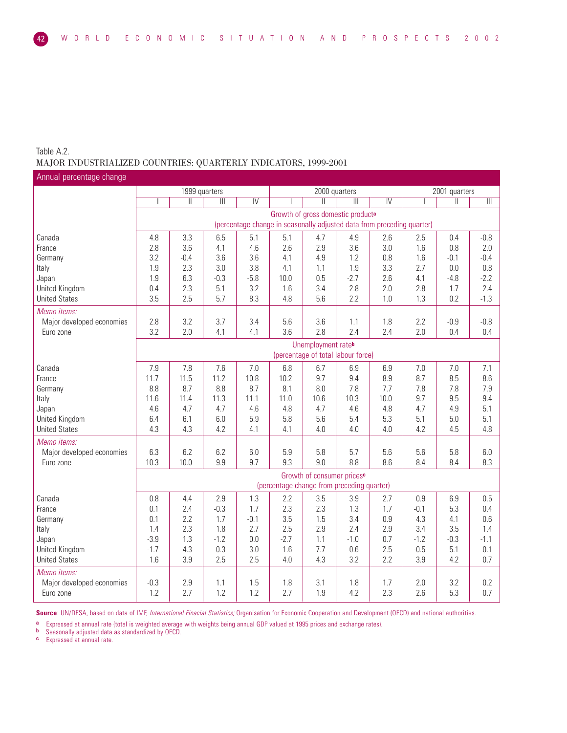Table A.2.
MAJOR INDUSTRIALIZED COUNTRIES: QUARTERLY INDICATORS, 1999-2001

Annual percentage change

| | 1999 quarters | | | | 2000 quarters | | | | 2001 quarters | | |
|---|---|---|---|---|---|---|---|---|---|---|---|
| | I | II | III | IV | I | II | III | IV | I | II | III |
| | **Growth of gross domestic product[a]** (percentage change in seasonally adjusted data from preceding quarter) | | | | | | | | | | |
| Canada | 4.8 | 3.3 | 6.5 | 5.1 | 5.1 | 4.7 | 4.9 | 2.6 | 2.5 | 0.4 | -0.8 |
| France | 2.8 | 3.6 | 4.1 | 4.6 | 2.6 | 2.9 | 3.6 | 3.0 | 1.6 | 0.8 | 2.0 |
| Germany | 3.2 | -0.4 | 3.6 | 3.6 | 4.1 | 4.9 | 1.2 | 0.8 | 1.6 | -0.1 | -0.4 |
| Italy | 1.9 | 2.3 | 3.0 | 3.8 | 4.1 | 1.1 | 1.9 | 3.3 | 2.7 | 0.0 | 0.8 |
| Japan | 1.9 | 6.3 | -0.3 | -5.8 | 10.0 | 0.5 | -2.7 | 2.6 | 4.1 | -4.8 | -2.2 |
| United Kingdom | 0.4 | 2.3 | 5.1 | 3.2 | 1.6 | 3.4 | 2.8 | 2.0 | 2.8 | 1.7 | 2.4 |
| United States | 3.5 | 2.5 | 5.7 | 8.3 | 4.8 | 5.6 | 2.2 | 1.0 | 1.3 | 0.2 | -1.3 |
| *Memo items:* | | | | | | | | | | | |
| Major developed economies | 2.8 | 3.2 | 3.7 | 3.4 | 5.6 | 3.6 | 1.1 | 1.8 | 2.2 | -0.9 | -0.8 |
| Euro zone | 3.2 | 2.0 | 4.1 | 4.1 | 3.6 | 2.8 | 2.4 | 2.4 | 2.0 | 0.4 | 0.4 |
| | **Unemployment rate[b]** (percentage of total labour force) | | | | | | | | | | |
| Canada | 7.9 | 7.8 | 7.6 | 7.0 | 6.8 | 6.7 | 6.9 | 6.9 | 7.0 | 7.0 | 7.1 |
| France | 11.7 | 11.5 | 11.2 | 10.8 | 10.2 | 9.7 | 9.4 | 8.9 | 8.7 | 8.5 | 8.6 |
| Germany | 8.8 | 8.7 | 8.8 | 8.7 | 8.1 | 8.0 | 7.8 | 7.7 | 7.8 | 7.8 | 7.9 |
| Italy | 11.6 | 11.4 | 11.3 | 11.1 | 11.0 | 10.6 | 10.3 | 10.0 | 9.7 | 9.5 | 9.4 |
| Japan | 4.6 | 4.7 | 4.7 | 4.6 | 4.8 | 4.7 | 4.6 | 4.8 | 4.7 | 4.9 | 5.1 |
| United Kingdom | 6.4 | 6.1 | 6.0 | 5.9 | 5.8 | 5.6 | 5.4 | 5.3 | 5.1 | 5.0 | 5.1 |
| United States | 4.3 | 4.3 | 4.2 | 4.1 | 4.1 | 4.0 | 4.0 | 4.0 | 4.2 | 4.5 | 4.8 |
| *Memo items:* | | | | | | | | | | | |
| Major developed economies | 6.3 | 6.2 | 6.2 | 6.0 | 5.9 | 5.8 | 5.7 | 5.6 | 5.6 | 5.8 | 6.0 |
| Euro zone | 10.3 | 10.0 | 9.9 | 9.7 | 9.3 | 9.0 | 8.8 | 8.6 | 8.4 | 8.4 | 8.3 |
| | **Growth of consumer prices[c]** (percentage change from preceding quarter) | | | | | | | | | | |
| Canada | 0.8 | 4.4 | 2.9 | 1.3 | 2.2 | 3.5 | 3.9 | 2.7 | 0.9 | 6.9 | 0.5 |
| France | 0.1 | 2.4 | -0.3 | 1.7 | 2.3 | 2.3 | 1.3 | 1.7 | -0.1 | 5.3 | 0.4 |
| Germany | 0.1 | 2.2 | 1.7 | -0.1 | 3.5 | 1.5 | 3.4 | 0.9 | 4.3 | 4.1 | 0.6 |
| Italy | 1.4 | 2.3 | 1.8 | 2.7 | 2.5 | 2.9 | 2.4 | 2.9 | 3.4 | 3.5 | 1.4 |
| Japan | -3.9 | 1.3 | -1.2 | 0.0 | -2.7 | 1.1 | -1.0 | 0.7 | -1.2 | -0.3 | -1.1 |
| United Kingdom | -1.7 | 4.3 | 0.3 | 3.0 | 1.6 | 7.7 | 0.6 | 2.5 | -0.5 | 5.1 | 0.1 |
| United States | 1.6 | 3.9 | 2.5 | 2.5 | 4.0 | 4.3 | 3.2 | 2.2 | 3.9 | 4.2 | 0.7 |
| *Memo items:* | | | | | | | | | | | |
| Major developed economies | -0.3 | 2.9 | 1.1 | 1.5 | 1.8 | 3.1 | 1.8 | 1.7 | 2.0 | 3.2 | 0.2 |
| Euro zone | 1.2 | 2.7 | 1.2 | 1.2 | 2.7 | 1.9 | 4.2 | 2.3 | 2.6 | 5.3 | 0.7 |

**Source**: UN/DESA, based on data of IMF, *International Finacial Statistics;* Organisation for Economic Cooperation and Development (OECD) and national authorities.

a Expressed at annual rate (total is weighted average with weights being annual GDP valued at 1995 prices and exchange rates).
b Seasonally adjusted data as standardized by OECD.
c Expressed at annual rate.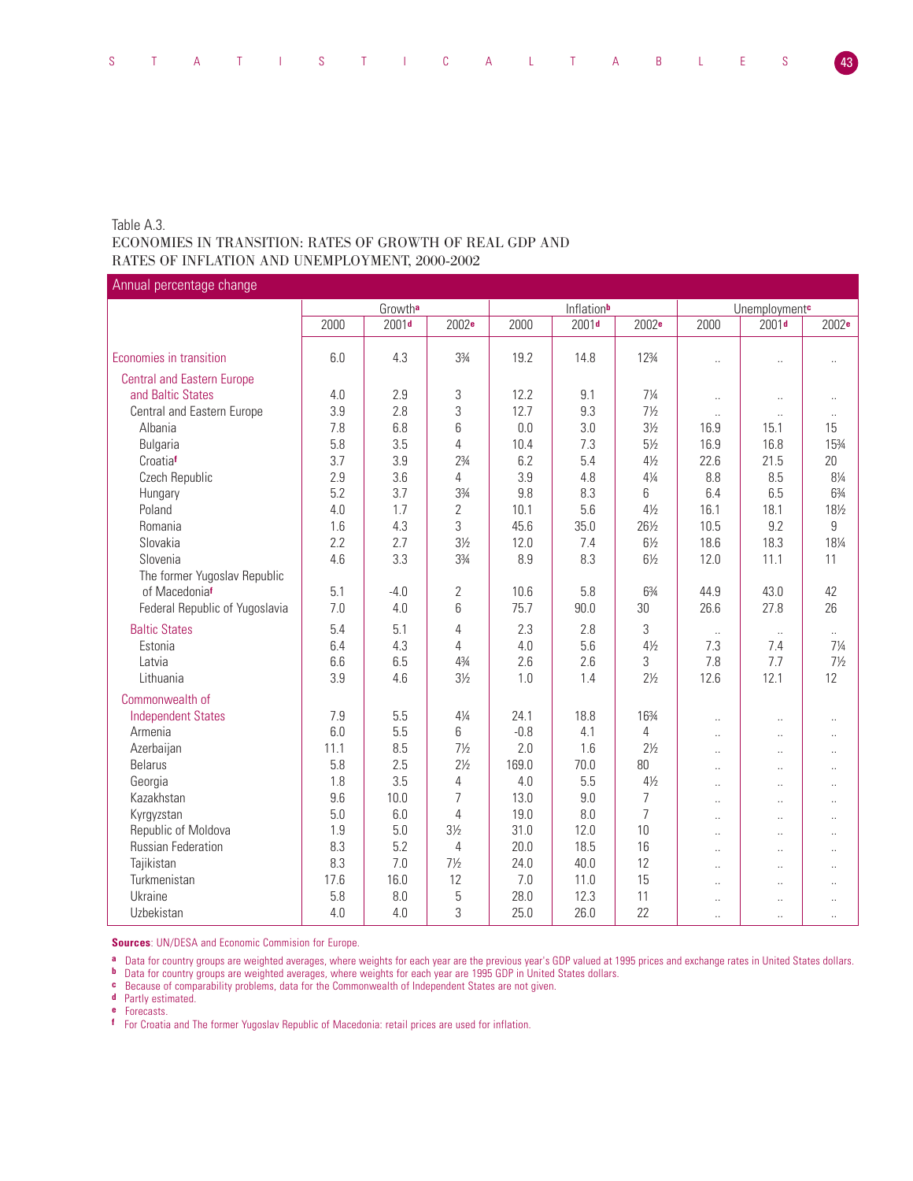Table A.3.
ECONOMIES IN TRANSITION: RATES OF GROWTH OF REAL GDP AND RATES OF INFLATION AND UNEMPLOYMENT, 2000-2002

Annual percentage change

| | Growth[a] | | | Inflation[b] | | | Unemployment[c] | | |
|---|---|---|---|---|---|---|---|---|---|
| | 2000 | 2001[d] | 2002[e] | 2000 | 2001[d] | 2002[e] | 2000 | 2001[d] | 2002[e] |
| Economies in transition | 6.0 | 4.3 | 3¾ | 19.2 | 14.8 | 12¾ | .. | .. | .. |
| Central and Eastern Europe and Baltic States | 4.0 | 2.9 | 3 | 12.2 | 9.1 | 7¼ | .. | .. | .. |
| Central and Eastern Europe | 3.9 | 2.8 | 3 | 12.7 | 9.3 | 7½ | .. | .. | .. |
| Albania | 7.8 | 6.8 | 6 | 0.0 | 3.0 | 3½ | 16.9 | 15.1 | 15 |
| Bulgaria | 5.8 | 3.5 | 4 | 10.4 | 7.3 | 5½ | 16.9 | 16.8 | 15¾ |
| Croatia[f] | 3.7 | 3.9 | 2¾ | 6.2 | 5.4 | 4½ | 22.6 | 21.5 | 20 |
| Czech Republic | 2.9 | 3.6 | 4 | 3.9 | 4.8 | 4¼ | 8.8 | 8.5 | 8¼ |
| Hungary | 5.2 | 3.7 | 3¾ | 9.8 | 8.3 | 6 | 6.4 | 6.5 | 6¾ |
| Poland | 4.0 | 1.7 | 2 | 10.1 | 5.6 | 4½ | 16.1 | 18.1 | 18½ |
| Romania | 1.6 | 4.3 | 3 | 45.6 | 35.0 | 26½ | 10.5 | 9.2 | 9 |
| Slovakia | 2.2 | 2.7 | 3½ | 12.0 | 7.4 | 6½ | 18.6 | 18.3 | 18¼ |
| Slovenia | 4.6 | 3.3 | 3¾ | 8.9 | 8.3 | 6½ | 12.0 | 11.1 | 11 |
| The former Yugoslav Republic of Macedonia[f] | 5.1 | -4.0 | 2 | 10.6 | 5.8 | 6¾ | 44.9 | 43.0 | 42 |
| Federal Republic of Yugoslavia | 7.0 | 4.0 | 6 | 75.7 | 90.0 | 30 | 26.6 | 27.8 | 26 |
| Baltic States | 5.4 | 5.1 | 4 | 2.3 | 2.8 | 3 | .. | .. | .. |
| Estonia | 6.4 | 4.3 | 4 | 4.0 | 5.6 | 4½ | 7.3 | 7.4 | 7¼ |
| Latvia | 6.6 | 6.5 | 4¾ | 2.6 | 2.6 | 3 | 7.8 | 7.7 | 7½ |
| Lithuania | 3.9 | 4.6 | 3½ | 1.0 | 1.4 | 2½ | 12.6 | 12.1 | 12 |
| Commonwealth of Independent States | 7.9 | 5.5 | 4¼ | 24.1 | 18.8 | 16¾ | .. | .. | .. |
| Armenia | 6.0 | 5.5 | 6 | -0.8 | 4.1 | 4 | .. | .. | .. |
| Azerbaijan | 11.1 | 8.5 | 7½ | 2.0 | 1.6 | 2½ | .. | .. | .. |
| Belarus | 5.8 | 2.5 | 2½ | 169.0 | 70.0 | 80 | .. | .. | .. |
| Georgia | 1.8 | 3.5 | 4 | 4.0 | 5.5 | 4½ | .. | .. | .. |
| Kazakhstan | 9.6 | 10.0 | 7 | 13.0 | 9.0 | 7 | .. | .. | .. |
| Kyrgyzstan | 5.0 | 6.0 | 4 | 19.0 | 8.0 | 7 | .. | .. | .. |
| Republic of Moldova | 1.9 | 5.0 | 3½ | 31.0 | 12.0 | 10 | .. | .. | .. |
| Russian Federation | 8.3 | 5.2 | 4 | 20.0 | 18.5 | 16 | .. | .. | .. |
| Tajikistan | 8.3 | 7.0 | 7½ | 24.0 | 40.0 | 12 | .. | .. | .. |
| Turkmenistan | 17.6 | 16.0 | 12 | 7.0 | 11.0 | 15 | .. | .. | .. |
| Ukraine | 5.8 | 8.0 | 5 | 28.0 | 12.3 | 11 | .. | .. | .. |
| Uzbekistan | 4.0 | 4.0 | 3 | 25.0 | 26.0 | 22 | .. | .. | .. |

**Sources**: UN/DESA and Economic Commision for Europe.

[a] Data for country groups are weighted averages, where weights for each year are the previous year's GDP valued at 1995 prices and exchange rates in United States dollars.
[b] Data for country groups are weighted averages, where weights for each year are 1995 GDP in United States dollars.
[c] Because of comparability problems, data for the Commonwealth of Independent States are not given.
[d] Partly estimated.
[e] Forecasts.
[f] For Croatia and The former Yugoslav Republic of Macedonia: retail prices are used for inflation.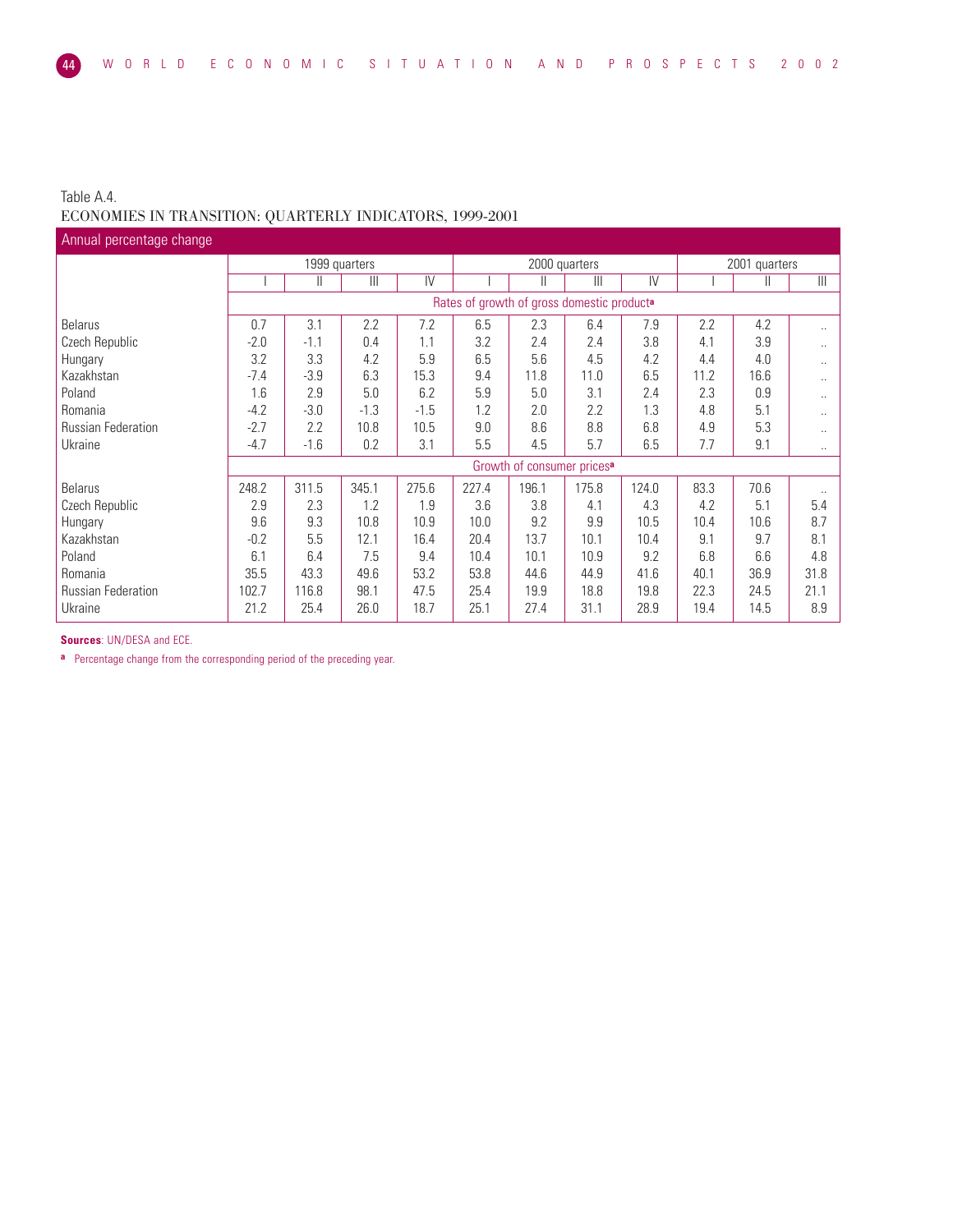Table A.4.
ECONOMIES IN TRANSITION: QUARTERLY INDICATORS, 1999-2001

Annual percentage change

| | 1999 quarters | | | | 2000 quarters | | | | 2001 quarters | | |
|---|---|---|---|---|---|---|---|---|---|---|---|
| | I | II | III | IV | I | II | III | IV | I | II | III |
| | Rates of growth of gross domestic product[a] | | | | | | | | | | |
| Belarus | 0.7 | 3.1 | 2.2 | 7.2 | 6.5 | 2.3 | 6.4 | 7.9 | 2.2 | 4.2 | .. |
| Czech Republic | -2.0 | -1.1 | 0.4 | 1.1 | 3.2 | 2.4 | 2.4 | 3.8 | 4.1 | 3.9 | .. |
| Hungary | 3.2 | 3.3 | 4.2 | 5.9 | 6.5 | 5.6 | 4.5 | 4.2 | 4.4 | 4.0 | .. |
| Kazakhstan | -7.4 | -3.9 | 6.3 | 15.3 | 9.4 | 11.8 | 11.0 | 6.5 | 11.2 | 16.6 | .. |
| Poland | 1.6 | 2.9 | 5.0 | 6.2 | 5.9 | 5.0 | 3.1 | 2.4 | 2.3 | 0.9 | .. |
| Romania | -4.2 | -3.0 | -1.3 | -1.5 | 1.2 | 2.0 | 2.2 | 1.3 | 4.8 | 5.1 | .. |
| Russian Federation | -2.7 | 2.2 | 10.8 | 10.5 | 9.0 | 8.6 | 8.8 | 6.8 | 4.9 | 5.3 | .. |
| Ukraine | -4.7 | -1.6 | 0.2 | 3.1 | 5.5 | 4.5 | 5.7 | 6.5 | 7.7 | 9.1 | .. |
| | Growth of consumer prices[a] | | | | | | | | | | |
| Belarus | 248.2 | 311.5 | 345.1 | 275.6 | 227.4 | 196.1 | 175.8 | 124.0 | 83.3 | 70.6 | .. |
| Czech Republic | 2.9 | 2.3 | 1.2 | 1.9 | 3.6 | 3.8 | 4.1 | 4.3 | 4.2 | 5.1 | 5.4 |
| Hungary | 9.6 | 9.3 | 10.8 | 10.9 | 10.0 | 9.2 | 9.9 | 10.5 | 10.4 | 10.6 | 8.7 |
| Kazakhstan | -0.2 | 5.5 | 12.1 | 16.4 | 20.4 | 13.7 | 10.1 | 10.4 | 9.1 | 9.7 | 8.1 |
| Poland | 6.1 | 6.4 | 7.5 | 9.4 | 10.4 | 10.1 | 10.9 | 9.2 | 6.8 | 6.6 | 4.8 |
| Romania | 35.5 | 43.3 | 49.6 | 53.2 | 53.8 | 44.6 | 44.9 | 41.6 | 40.1 | 36.9 | 31.8 |
| Russian Federation | 102.7 | 116.8 | 98.1 | 47.5 | 25.4 | 19.9 | 18.8 | 19.8 | 22.3 | 24.5 | 21.1 |
| Ukraine | 21.2 | 25.4 | 26.0 | 18.7 | 25.1 | 27.4 | 31.1 | 28.9 | 19.4 | 14.5 | 8.9 |

**Sources**: UN/DESA and ECE.

[a] Percentage change from the corresponding period of the preceding year.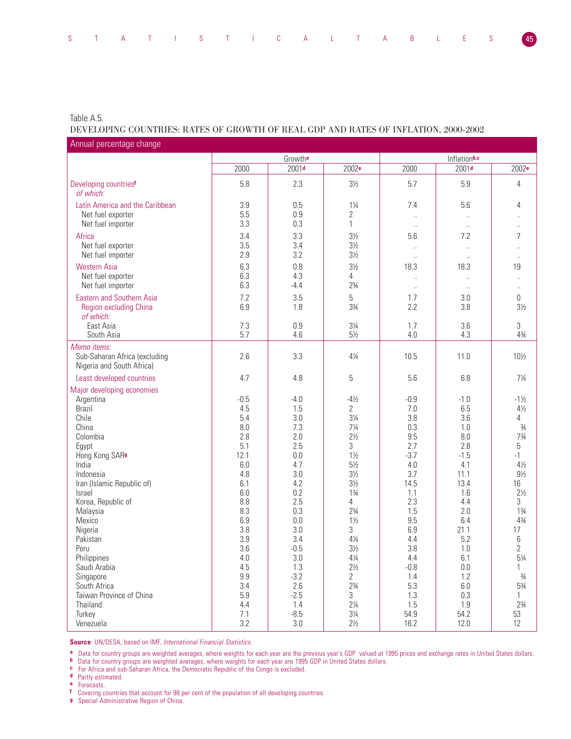Table A.5.

DEVELOPING COUNTRIES: RATES OF GROWTH OF REAL GDP AND RATES OF INFLATION, 2000-2002

Annual percentage change

| | Growth[a] | | | Inflation[b,c] | | |
|---|---|---|---|---|---|---|
| | 2000 | 2001[d] | 2002[e] | 2000 | 2001[d] | 2002[e] |
| Developing countries[f] *of which:* | 5.8 | 2.3 | 3½ | 5.7 | 5.9 | 4 |
| Latin America and the Caribbean | 3.9 | 0.5 | 1¼ | 7.4 | 5.6 | 4 |
| Net fuel exporter | 5.5 | 0.9 | 2 | .. | .. | .. |
| Net fuel importer | 3.3 | 0.3 | 1 | .. | .. | .. |
| Africa | 3.4 | 3.3 | 3½ | 5.6 | 7.2 | 7 |
| Net fuel exporter | 3.5 | 3.4 | 3½ | .. | .. | .. |
| Net fuel importer | 2.9 | 3.2 | 3½ | .. | .. | .. |
| Western Asia | 6.3 | 0.8 | 3½ | 18.3 | 18.3 | 19 |
| Net fuel exporter | 6.3 | 4.3 | 4 | .. | .. | .. |
| Net fuel importer | 6.3 | -4.4 | 2¾ | .. | .. | .. |
| Eastern and Southern Asia | 7.2 | 3.5 | 5 | 1.7 | 3.0 | 0 |
| Region excluding China *of which:* | 6.9 | 1.8 | 3¾ | 2.2 | 3.8 | 3½ |
| East Asia | 7.3 | 0.9 | 3¼ | 1.7 | 3.6 | 3 |
| South Asia | 5.7 | 4.6 | 5½ | 4.0 | 4.3 | 4¾ |
| *Memo items:* | | | | | | |
| Sub-Saharan Africa (excluding Nigeria and South Africa) | 2.6 | 3.3 | 4¼ | 10.5 | 11.0 | 10½ |
| Least developed countries | 4.7 | 4.8 | 5 | 5.6 | 6.8 | 7¼ |
| Major developing economies | | | | | | |
| Argentina | -0.5 | -4.0 | -4½ | -0.9 | -1.0 | -1½ |
| Brazil | 4.5 | 1.5 | 2 | 7.0 | 6.5 | 4½ |
| Chile | 5.4 | 3.0 | 3¼ | 3.8 | 3.6 | 4 |
| China | 8.0 | 7.3 | 7¼ | 0.3 | 1.0 | ¾ |
| Colombia | 2.8 | 2.0 | 2½ | 9.5 | 8.0 | 7¾ |
| Egypt | 5.1 | 2.5 | 3 | 2.7 | 2.8 | 5 |
| Hong Kong SAR[g] | 12.1 | 0.0 | 1½ | -3.7 | -1.5 | -1 |
| India | 6.0 | 4.7 | 5½ | 4.0 | 4.1 | 4½ |
| Indonesia | 4.8 | 3.0 | 3½ | 3.7 | 11.1 | 9½ |
| Iran (Islamic Republic of) | 6.1 | 4.2 | 3½ | 14.5 | 13.4 | 16 |
| Israel | 6.0 | 0.2 | 1¾ | 1.1 | 1.6 | 2½ |
| Korea, Republic of | 8.8 | 2.5 | 4 | 2.3 | 4.4 | 3 |
| Malaysia | 8.3 | 0.3 | 2¾ | 1.5 | 2.0 | 1¾ |
| Mexico | 6.9 | 0.0 | 1½ | 9.5 | 6.4 | 4¾ |
| Nigeria | 3.8 | 3.0 | 3 | 6.9 | 21.1 | 17 |
| Pakistan | 3.9 | 3.4 | 4¼ | 4.4 | 5.2 | 6 |
| Peru | 3.6 | -0.5 | 3½ | 3.8 | 1.0 | 2 |
| Philippines | 4.0 | 3.0 | 4¼ | 4.4 | 6.1 | 5¼ |
| Saudi Arabia | 4.5 | 1.3 | 2½ | -0.8 | 0.0 | 1 |
| Singapore | 9.9 | -3.2 | 2 | 1.4 | 1.2 | ¾ |
| South Africa | 3.4 | 2.6 | 2¾ | 5.3 | 6.0 | 5¾ |
| Taiwan Province of China | 5.9 | -2.5 | 3 | 1.3 | 0.3 | 1 |
| Thailand | 4.4 | 1.4 | 2¼ | 1.5 | 1.9 | 2¾ |
| Turkey | 7.1 | -8.5 | 3¼ | 54.9 | 54.2 | 53 |
| Venezuela | 3.2 | 3.0 | 2½ | 16.2 | 12.0 | 12 |

**Source**: UN/DESA, based on IMF, *International Financial Statistics*.

a Data for country groups are weighted averages, where weights for each year are the previous year's GDP valued at 1995 prices and exchange rates in United States dollars.
b Data for country groups are weighted averages, where weights for each year are 1995 GDP in United States dollars.
c For Africa and sub-Saharan Africa, the Democratic Republic of the Congo is excluded.
d Partly estimated.
e Forecasts.
f Covering countries that account for 98 per cent of the population of all developing countries.
g Special Administrative Region of China.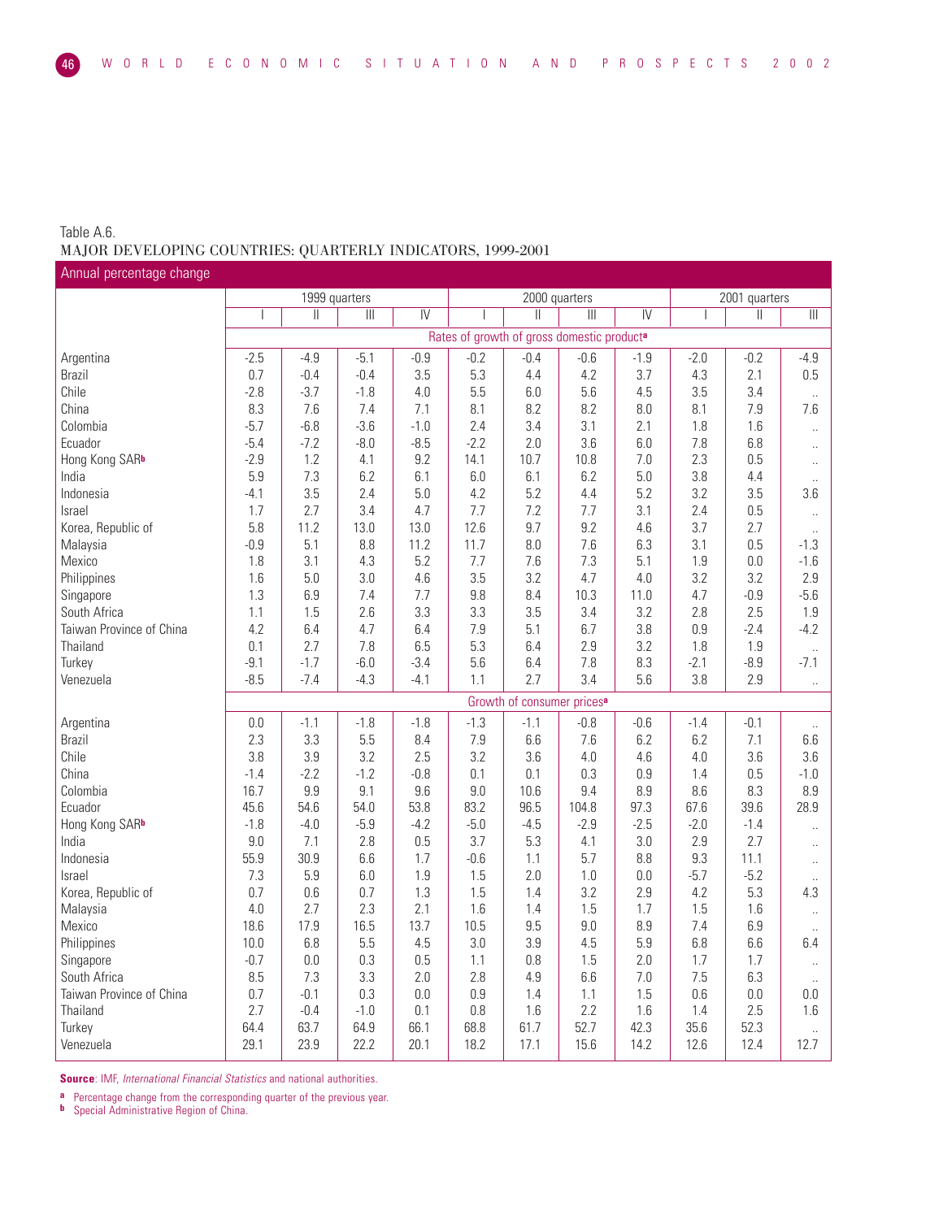Table A.6.
MAJOR DEVELOPING COUNTRIES: QUARTERLY INDICATORS, 1999-2001

Annual percentage change

| | 1999 quarters | | | | 2000 quarters | | | | 2001 quarters | | |
|---|---|---|---|---|---|---|---|---|---|---|---|
| | I | II | III | IV | I | II | III | IV | I | II | III |
| | Rates of growth of gross domestic product[a] | | | | | | | | | | |
| Argentina | -2.5 | -4.9 | -5.1 | -0.9 | -0.2 | -0.4 | -0.6 | -1.9 | -2.0 | -0.2 | -4.9 |
| Brazil | 0.7 | -0.4 | -0.4 | 3.5 | 5.3 | 4.4 | 4.2 | 3.7 | 4.3 | 2.1 | 0.5 |
| Chile | -2.8 | -3.7 | -1.8 | 4.0 | 5.5 | 6.0 | 5.6 | 4.5 | 3.5 | 3.4 | .. |
| China | 8.3 | 7.6 | 7.4 | 7.1 | 8.1 | 8.2 | 8.2 | 8.0 | 8.1 | 7.9 | 7.6 |
| Colombia | -5.7 | -6.8 | -3.6 | -1.0 | 2.4 | 3.4 | 3.1 | 2.1 | 1.8 | 1.6 | .. |
| Ecuador | -5.4 | -7.2 | -8.0 | -8.5 | -2.2 | 2.0 | 3.6 | 6.0 | 7.8 | 6.8 | .. |
| Hong Kong SAR[b] | -2.9 | 1.2 | 4.1 | 9.2 | 14.1 | 10.7 | 10.8 | 7.0 | 2.3 | 0.5 | .. |
| India | 5.9 | 7.3 | 6.2 | 6.1 | 6.0 | 6.1 | 6.2 | 5.0 | 3.8 | 4.4 | .. |
| Indonesia | -4.1 | 3.5 | 2.4 | 5.0 | 4.2 | 5.2 | 4.4 | 5.2 | 3.2 | 3.5 | 3.6 |
| Israel | 1.7 | 2.7 | 3.4 | 4.7 | 7.7 | 7.2 | 7.7 | 3.1 | 2.4 | 0.5 | .. |
| Korea, Republic of | 5.8 | 11.2 | 13.0 | 13.0 | 12.6 | 9.7 | 9.2 | 4.6 | 3.7 | 2.7 | .. |
| Malaysia | -0.9 | 5.1 | 8.8 | 11.2 | 11.7 | 8.0 | 7.6 | 6.3 | 3.1 | 0.5 | -1.3 |
| Mexico | 1.8 | 3.1 | 4.3 | 5.2 | 7.7 | 7.6 | 7.3 | 5.1 | 1.9 | 0.0 | -1.6 |
| Philippines | 1.6 | 5.0 | 3.0 | 4.6 | 3.5 | 3.2 | 4.7 | 4.0 | 3.2 | 3.2 | 2.9 |
| Singapore | 1.3 | 6.9 | 7.4 | 7.7 | 9.8 | 8.4 | 10.3 | 11.0 | 4.7 | -0.9 | -5.6 |
| South Africa | 1.1 | 1.5 | 2.6 | 3.3 | 3.3 | 3.5 | 3.4 | 3.2 | 2.8 | 2.5 | 1.9 |
| Taiwan Province of China | 4.2 | 6.4 | 4.7 | 6.4 | 7.9 | 5.1 | 6.7 | 3.8 | 0.9 | -2.4 | -4.2 |
| Thailand | 0.1 | 2.7 | 7.8 | 6.5 | 5.3 | 6.4 | 2.9 | 3.2 | 1.8 | 1.9 | .. |
| Turkey | -9.1 | -1.7 | -6.0 | -3.4 | 5.6 | 6.4 | 7.8 | 8.3 | -2.1 | -8.9 | -7.1 |
| Venezuela | -8.5 | -7.4 | -4.3 | -4.1 | 1.1 | 2.7 | 3.4 | 5.6 | 3.8 | 2.9 | .. |
| | Growth of consumer prices[a] | | | | | | | | | | |
| Argentina | 0.0 | -1.1 | -1.8 | -1.8 | -1.3 | -1.1 | -0.8 | -0.6 | -1.4 | -0.1 | .. |
| Brazil | 2.3 | 3.3 | 5.5 | 8.4 | 7.9 | 6.6 | 7.6 | 6.2 | 6.2 | 7.1 | 6.6 |
| Chile | 3.8 | 3.9 | 3.2 | 2.5 | 3.2 | 3.6 | 4.0 | 4.6 | 4.0 | 3.6 | 3.6 |
| China | -1.4 | -2.2 | -1.2 | -0.8 | 0.1 | 0.1 | 0.3 | 0.9 | 1.4 | 0.5 | -1.0 |
| Colombia | 16.7 | 9.9 | 9.1 | 9.6 | 9.0 | 10.6 | 9.4 | 8.9 | 8.6 | 8.3 | 8.9 |
| Ecuador | 45.6 | 54.6 | 54.0 | 53.8 | 83.2 | 96.5 | 104.8 | 97.3 | 67.6 | 39.6 | 28.9 |
| Hong Kong SAR[b] | -1.8 | -4.0 | -5.9 | -4.2 | -5.0 | -4.5 | -2.9 | -2.5 | -2.0 | -1.4 | .. |
| India | 9.0 | 7.1 | 2.8 | 0.5 | 3.7 | 5.3 | 4.1 | 3.0 | 2.9 | 2.7 | .. |
| Indonesia | 55.9 | 30.9 | 6.6 | 1.7 | -0.6 | 1.1 | 5.7 | 8.8 | 9.3 | 11.1 | .. |
| Israel | 7.3 | 5.9 | 6.0 | 1.9 | 1.5 | 2.0 | 1.0 | 0.0 | -5.7 | -5.2 | .. |
| Korea, Republic of | 0.7 | 0.6 | 0.7 | 1.3 | 1.5 | 1.4 | 3.2 | 2.9 | 4.2 | 5.3 | 4.3 |
| Malaysia | 4.0 | 2.7 | 2.3 | 2.1 | 1.6 | 1.4 | 1.5 | 1.7 | 1.5 | 1.6 | .. |
| Mexico | 18.6 | 17.9 | 16.5 | 13.7 | 10.5 | 9.5 | 9.0 | 8.9 | 7.4 | 6.9 | .. |
| Philippines | 10.0 | 6.8 | 5.5 | 4.5 | 3.0 | 3.9 | 4.5 | 5.9 | 6.8 | 6.6 | 6.4 |
| Singapore | -0.7 | 0.0 | 0.3 | 0.5 | 1.1 | 0.8 | 1.5 | 2.0 | 1.7 | 1.7 | .. |
| South Africa | 8.5 | 7.3 | 3.3 | 2.0 | 2.8 | 4.9 | 6.6 | 7.0 | 7.5 | 6.3 | .. |
| Taiwan Province of China | 0.7 | -0.1 | 0.3 | 0.0 | 0.9 | 1.4 | 1.1 | 1.5 | 0.6 | 0.0 | 0.0 |
| Thailand | 2.7 | -0.4 | -1.0 | 0.1 | 0.8 | 1.6 | 2.2 | 1.6 | 1.4 | 2.5 | 1.6 |
| Turkey | 64.4 | 63.7 | 64.9 | 66.1 | 68.8 | 61.7 | 52.7 | 42.3 | 35.6 | 52.3 | .. |
| Venezuela | 29.1 | 23.9 | 22.2 | 20.1 | 18.2 | 17.1 | 15.6 | 14.2 | 12.6 | 12.4 | 12.7 |

**Source**: IMF, *International Financial Statistics* and national authorities.

[a] Percentage change from the corresponding quarter of the previous year.
[b] Special Administrative Region of China.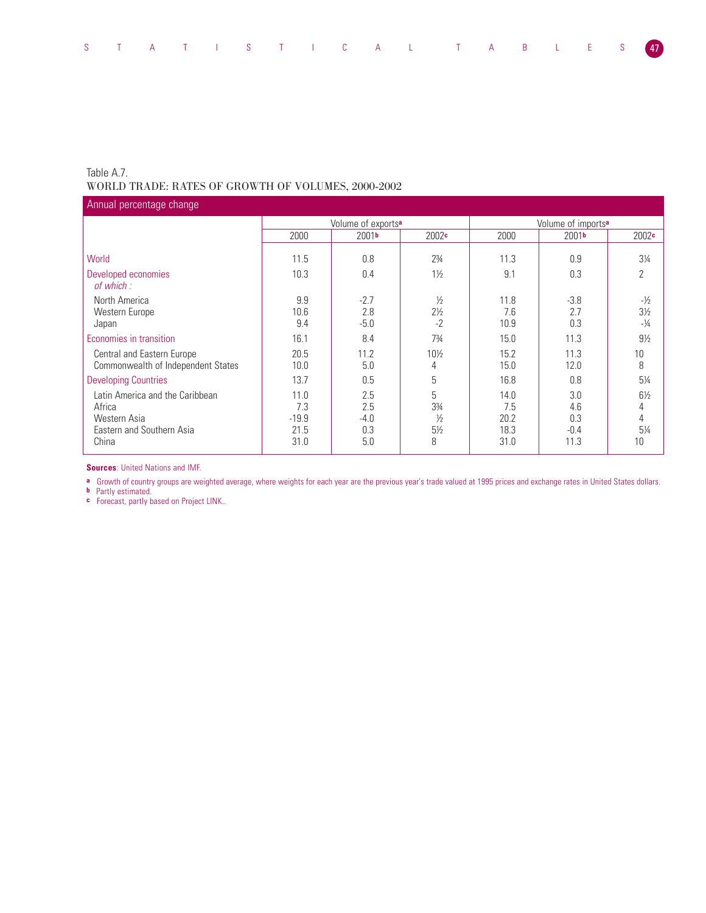Table A.7.
WORLD TRADE: RATES OF GROWTH OF VOLUMES, 2000-2002

Annual percentage change

| | Volume of exports[a] | | | Volume of imports[a] | | |
|---|---|---|---|---|---|---|
| | 2000 | 2001[b] | 2002[c] | 2000 | 2001[b] | 2002[c] |
| World | 11.5 | 0.8 | 2¾ | 11.3 | 0.9 | 3¼ |
| Developed economies | 10.3 | 0.4 | 1½ | 9.1 | 0.3 | 2 |
| *of which :* | | | | | | |
| North America | 9.9 | -2.7 | ½ | 11.8 | -3.8 | -½ |
| Western Europe | 10.6 | 2.8 | 2½ | 7.6 | 2.7 | 3½ |
| Japan | 9.4 | -5.0 | -2 | 10.9 | 0.3 | -¼ |
| Economies in transition | 16.1 | 8.4 | 7¾ | 15.0 | 11.3 | 9½ |
| Central and Eastern Europe | 20.5 | 11.2 | 10½ | 15.2 | 11.3 | 10 |
| Commonwealth of Independent States | 10.0 | 5.0 | 4 | 15.0 | 12.0 | 8 |
| Developing Countries | 13.7 | 0.5 | 5 | 16.8 | 0.8 | 5¼ |
| Latin America and the Caribbean | 11.0 | 2.5 | 5 | 14.0 | 3.0 | 6½ |
| Africa | 7.3 | 2.5 | 3¾ | 7.5 | 4.6 | 4 |
| Western Asia | -19.9 | -4.0 | ½ | 20.2 | 0.3 | 4 |
| Eastern and Southern Asia | 21.5 | 0.3 | 5½ | 18.3 | -0.4 | 5¼ |
| China | 31.0 | 5.0 | 8 | 31.0 | 11.3 | 10 |

**Sources**: United Nations and IMF.

a Growth of country groups are weighted average, where weights for each year are the previous year's trade valued at 1995 prices and exchange rates in United States dollars.
b Partly estimated.
c Forecast, partly based on Project LINK..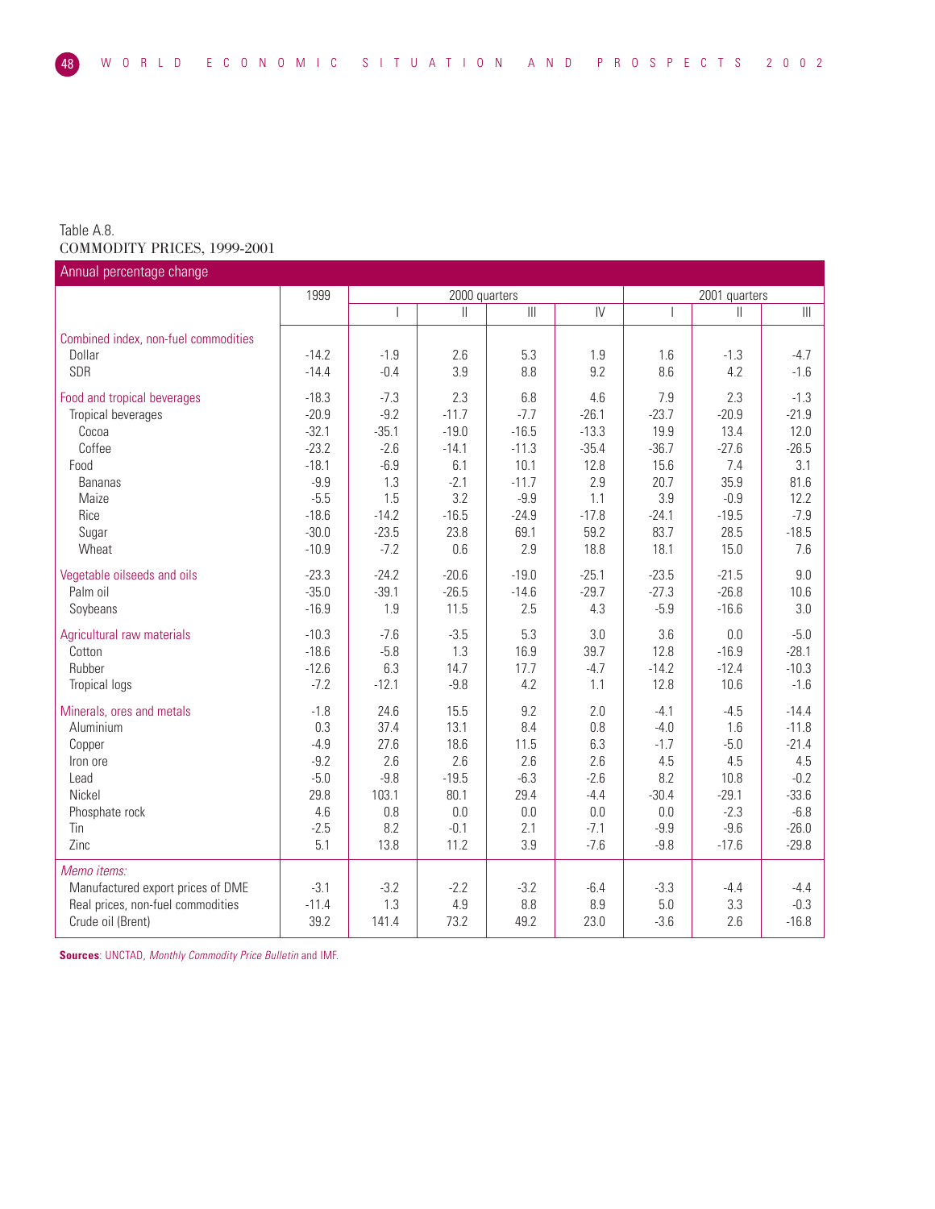Table A.8.
COMMODITY PRICES, 1999-2001

| Annual percentage change | 1999 | 2000 quarters | | | | 2001 quarters | | |
|---|---|---|---|---|---|---|---|---|
| | | I | II | III | IV | I | II | III |
| **Combined index, non-fuel commodities** | | | | | | | | |
| Dollar | -14.2 | -1.9 | 2.6 | 5.3 | 1.9 | 1.6 | -1.3 | -4.7 |
| SDR | -14.4 | -0.4 | 3.9 | 8.8 | 9.2 | 8.6 | 4.2 | -1.6 |
| **Food and tropical beverages** | -18.3 | -7.3 | 2.3 | 6.8 | 4.6 | 7.9 | 2.3 | -1.3 |
| Tropical beverages | -20.9 | -9.2 | -11.7 | -7.7 | -26.1 | -23.7 | -20.9 | -21.9 |
| Cocoa | -32.1 | -35.1 | -19.0 | -16.5 | -13.3 | 19.9 | 13.4 | 12.0 |
| Coffee | -23.2 | -2.6 | -14.1 | -11.3 | -35.4 | -36.7 | -27.6 | -26.5 |
| Food | -18.1 | -6.9 | 6.1 | 10.1 | 12.8 | 15.6 | 7.4 | 3.1 |
| Bananas | -9.9 | 1.3 | -2.1 | -11.7 | 2.9 | 20.7 | 35.9 | 81.6 |
| Maize | -5.5 | 1.5 | 3.2 | -9.9 | 1.1 | 3.9 | -0.9 | 12.2 |
| Rice | -18.6 | -14.2 | -16.5 | -24.9 | -17.8 | -24.1 | -19.5 | -7.9 |
| Sugar | -30.0 | -23.5 | 23.8 | 69.1 | 59.2 | 83.7 | 28.5 | -18.5 |
| Wheat | -10.9 | -7.2 | 0.6 | 2.9 | 18.8 | 18.1 | 15.0 | 7.6 |
| **Vegetable oilseeds and oils** | -23.3 | -24.2 | -20.6 | -19.0 | -25.1 | -23.5 | -21.5 | 9.0 |
| Palm oil | -35.0 | -39.1 | -26.5 | -14.6 | -29.7 | -27.3 | -26.8 | 10.6 |
| Soybeans | -16.9 | 1.9 | 11.5 | 2.5 | 4.3 | -5.9 | -16.6 | 3.0 |
| **Agricultural raw materials** | -10.3 | -7.6 | -3.5 | 5.3 | 3.0 | 3.6 | 0.0 | -5.0 |
| Cotton | -18.6 | -5.8 | 1.3 | 16.9 | 39.7 | 12.8 | -16.9 | -28.1 |
| Rubber | -12.6 | 6.3 | 14.7 | 17.7 | -4.7 | -14.2 | -12.4 | -10.3 |
| Tropical logs | -7.2 | -12.1 | -9.8 | 4.2 | 1.1 | 12.8 | 10.6 | -1.6 |
| **Minerals, ores and metals** | -1.8 | 24.6 | 15.5 | 9.2 | 2.0 | -4.1 | -4.5 | -14.4 |
| Aluminium | 0.3 | 37.4 | 13.1 | 8.4 | 0.8 | -4.0 | 1.6 | -11.8 |
| Copper | -4.9 | 27.6 | 18.6 | 11.5 | 6.3 | -1.7 | -5.0 | -21.4 |
| Iron ore | -9.2 | 2.6 | 2.6 | 2.6 | 2.6 | 4.5 | 4.5 | 4.5 |
| Lead | -5.0 | -9.8 | -19.5 | -6.3 | -2.6 | 8.2 | 10.8 | -0.2 |
| Nickel | 29.8 | 103.1 | 80.1 | 29.4 | -4.4 | -30.4 | -29.1 | -33.6 |
| Phosphate rock | 4.6 | 0.8 | 0.0 | 0.0 | 0.0 | 0.0 | -2.3 | -6.8 |
| Tin | -2.5 | 8.2 | -0.1 | 2.1 | -7.1 | -9.9 | -9.6 | -26.0 |
| Zinc | 5.1 | 13.8 | 11.2 | 3.9 | -7.6 | -9.8 | -17.6 | -29.8 |
| *Memo items:* | | | | | | | | |
| Manufactured export prices of DME | -3.1 | -3.2 | -2.2 | -3.2 | -6.4 | -3.3 | -4.4 | -4.4 |
| Real prices, non-fuel commodities | -11.4 | 1.3 | 4.9 | 8.8 | 8.9 | 5.0 | 3.3 | -0.3 |
| Crude oil (Brent) | 39.2 | 141.4 | 73.2 | 49.2 | 23.0 | -3.6 | 2.6 | -16.8 |

**Sources**: UNCTAD, *Monthly Commodity Price Bulletin* and IMF.